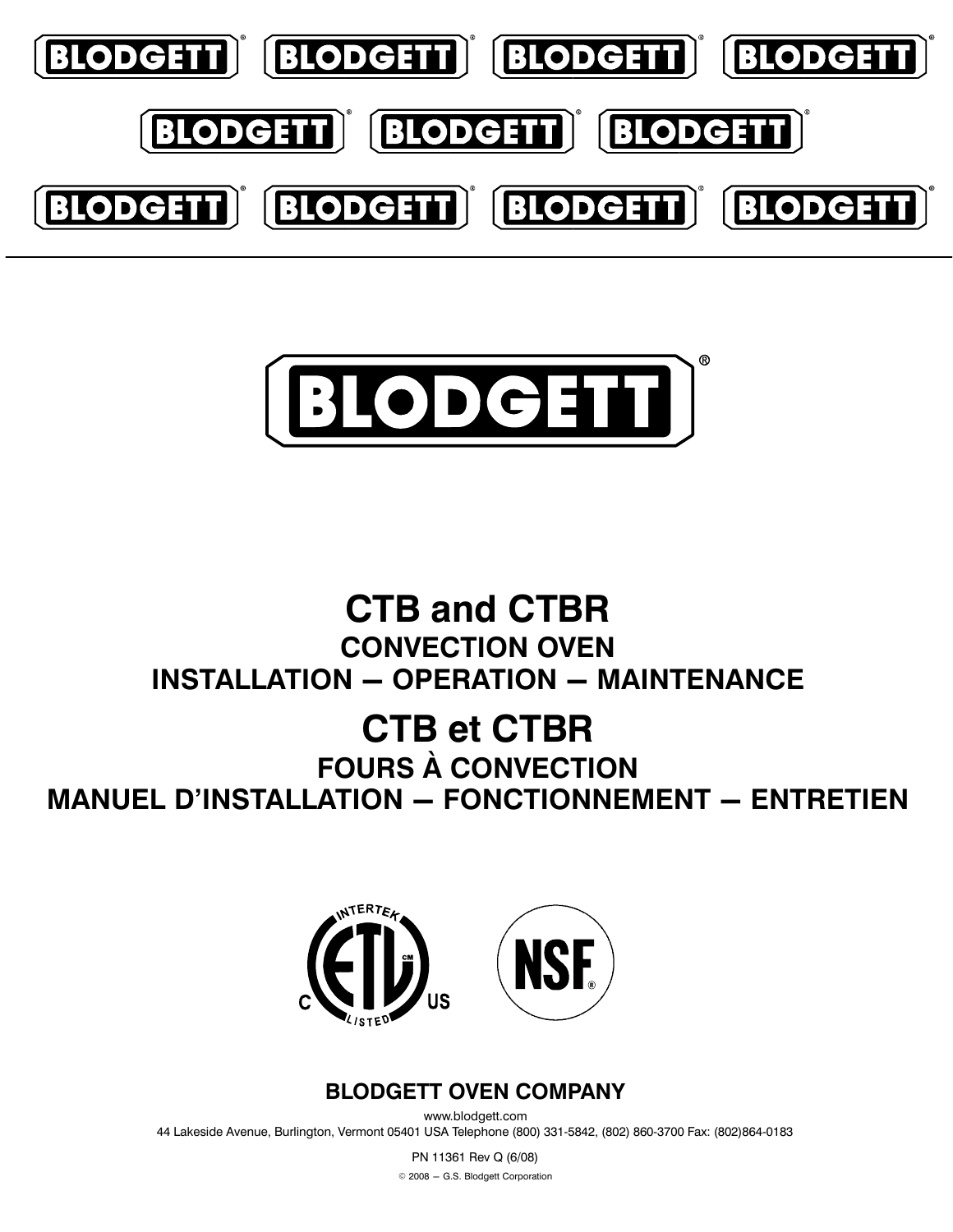# CTB and CTBR

## CONVECTION OVEN

## INSTALLATION — OPERATION — MAINTENANCE

# CTB et CTBR

## FOURS À CONVECTION

## MANUEL D'INSTALLATION — FONCTIONNEMENT — ENTRETIEN

**BLODGETT OVEN COMPANY**

www.blodgett.com

44 Lakeside Avenue, Burlington, Vermont 05401 USA Telephone (800) 331-5842, (802) 860-3700 Fax: (802)864-0183

PN 11361 Rev Q (6/08)

© 2008 — G.S. Blodgett Corporation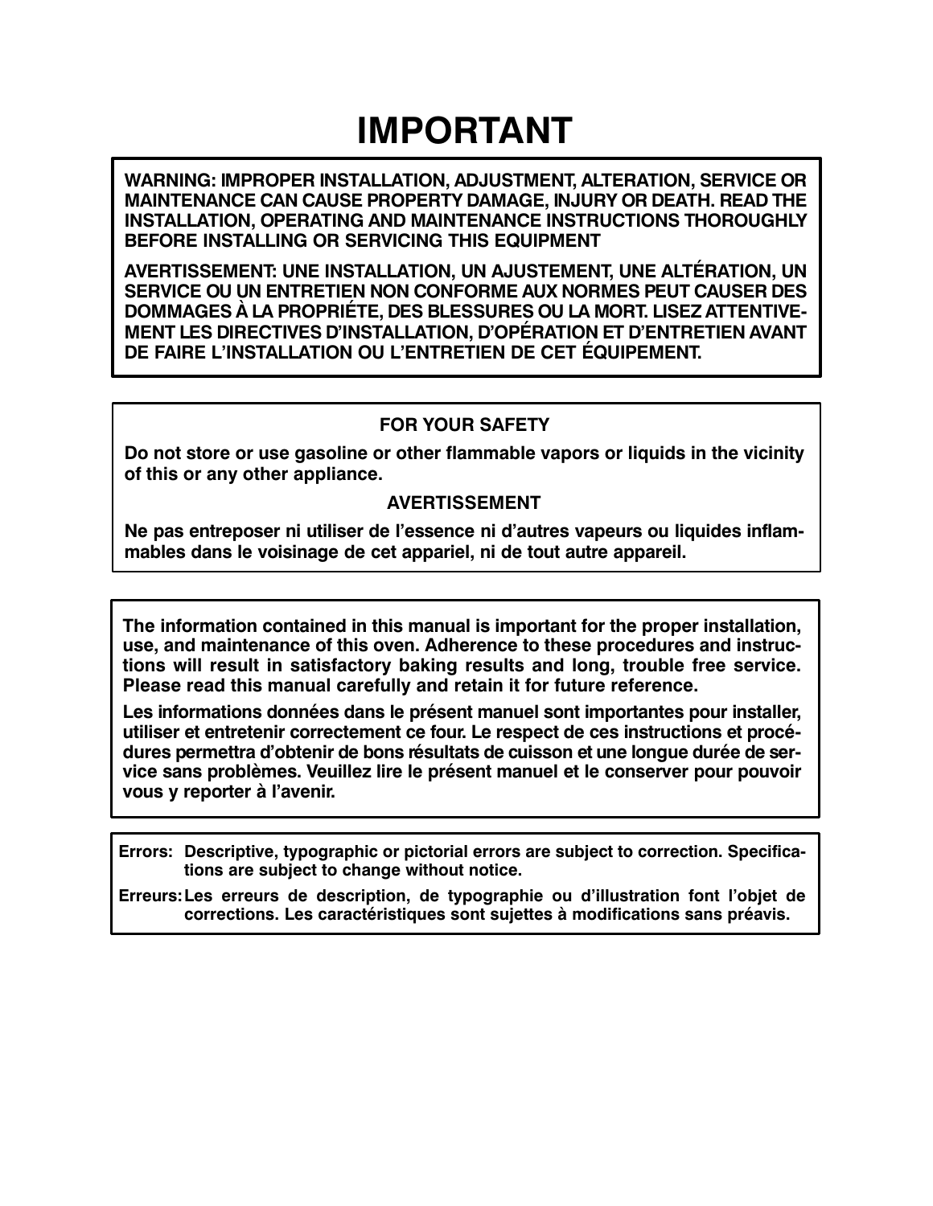# IMPORTANT

**WARNING: IMPROPER INSTALLATION, ADJUSTMENT, ALTERATION, SERVICE OR MAINTENANCE CAN CAUSE PROPERTY DAMAGE, INJURY OR DEATH. READ THE INSTALLATION, OPERATING AND MAINTENANCE INSTRUCTIONS THOROUGHLY BEFORE INSTALLING OR SERVICING THIS EQUIPMENT**

**AVERTISSEMENT: UNE INSTALLATION, UN AJUSTEMENT, UNE ALTÉRATION, UN SERVICE OU UN ENTRETIEN NON CONFORME AUX NORMES PEUT CAUSER DES DOMMAGES À LA PROPRIÉTE, DES BLESSURES OU LA MORT. LISEZ ATTENTIVEMENT LES DIRECTIVES D'INSTALLATION, D'OPÉRATION ET D'ENTRETIEN AVANT DE FAIRE L'INSTALLATION OU L'ENTRETIEN DE CET ÉQUIPEMENT.**

**FOR YOUR SAFETY**

**Do not store or use gasoline or other flammable vapors or liquids in the vicinity of this or any other appliance.**

**AVERTISSEMENT**

**Ne pas entreposer ni utiliser de l'essence ni d'autres vapeurs ou liquides inflammables dans le voisinage de cet appariel, ni de tout autre appareil.**

**The information contained in this manual is important for the proper installation, use, and maintenance of this oven. Adherence to these procedures and instructions will result in satisfactory baking results and long, trouble free service. Please read this manual carefully and retain it for future reference.**

**Les informations données dans le présent manuel sont importantes pour installer, utiliser et entretenir correctement ce four. Le respect de ces instructions et procédures permettra d'obtenir de bons résultats de cuisson et une longue durée de service sans problèmes. Veuillez lire le présent manuel et le conserver pour pouvoir vous y reporter à l'avenir.**

**Errors:** **Descriptive, typographic or pictorial errors are subject to correction. Specifications are subject to change without notice.**

**Erreurs:** **Les erreurs de description, de typographie ou d'illustration font l'objet de corrections. Les caractéristiques sont sujettes à modifications sans préavis.**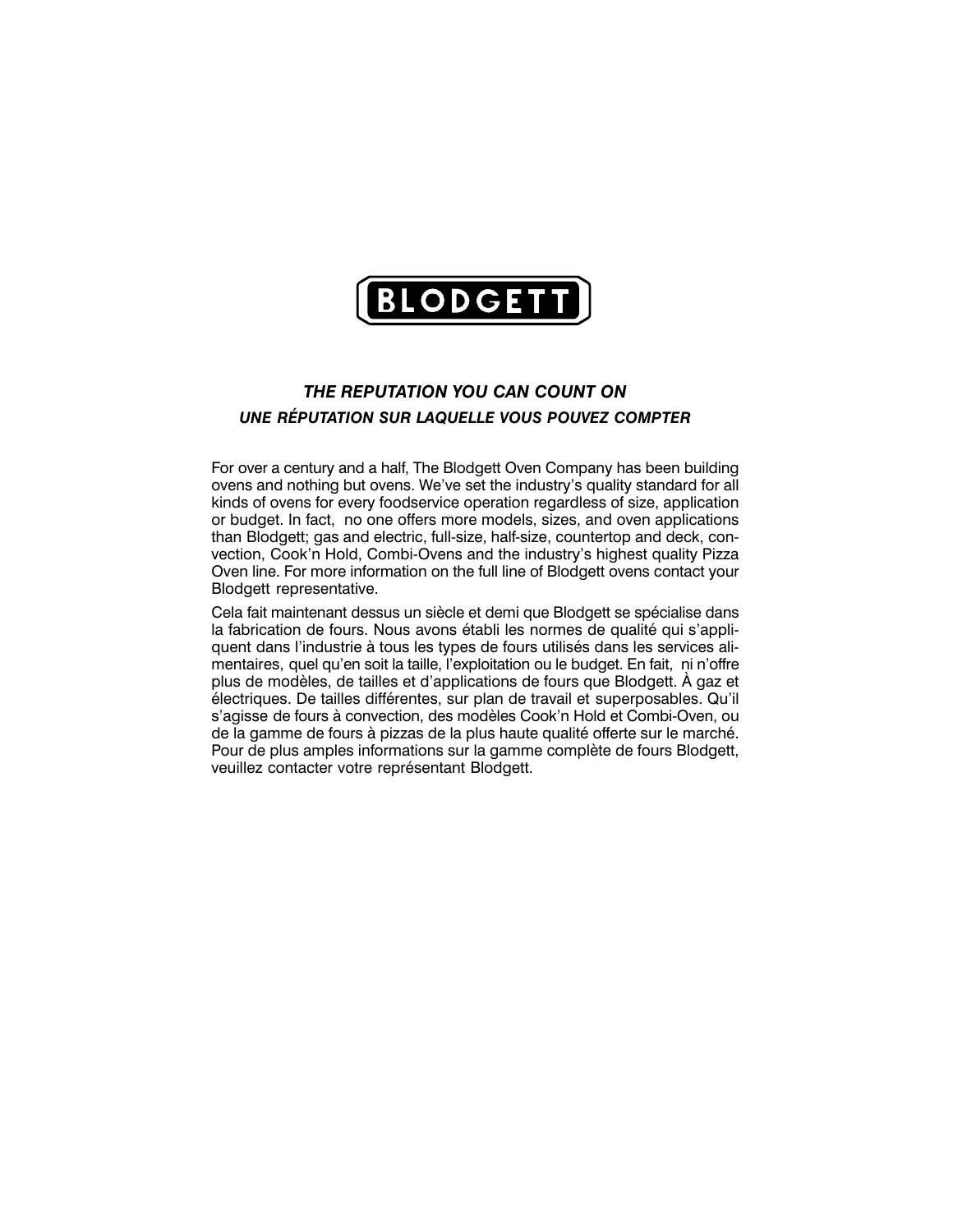BLODGETT

***THE REPUTATION YOU CAN COUNT ON***

***UNE RÉPUTATION SUR LAQUELLE VOUS POUVEZ COMPTER***

For over a century and a half, The Blodgett Oven Company has been building ovens and nothing but ovens. We've set the industry's quality standard for all kinds of ovens for every foodservice operation regardless of size, application or budget. In fact, no one offers more models, sizes, and oven applications than Blodgett; gas and electric, full-size, half-size, countertop and deck, convection, Cook'n Hold, Combi-Ovens and the industry's highest quality Pizza Oven line. For more information on the full line of Blodgett ovens contact your Blodgett representative.

Cela fait maintenant dessus un siècle et demi que Blodgett se spécialise dans la fabrication de fours. Nous avons établi les normes de qualité qui s'appliquent dans l'industrie à tous les types de fours utilisés dans les services alimentaires, quel qu'en soit la taille, l'exploitation ou le budget. En fait, ni n'offre plus de modèles, de tailles et d'applications de fours que Blodgett. À gaz et électriques. De tailles différentes, sur plan de travail et superposables. Qu'il s'agisse de fours à convection, des modèles Cook'n Hold et Combi-Oven, ou de la gamme de fours à pizzas de la plus haute qualité offerte sur le marché. Pour de plus amples informations sur la gamme complète de fours Blodgett, veuillez contacter votre représentant Blodgett.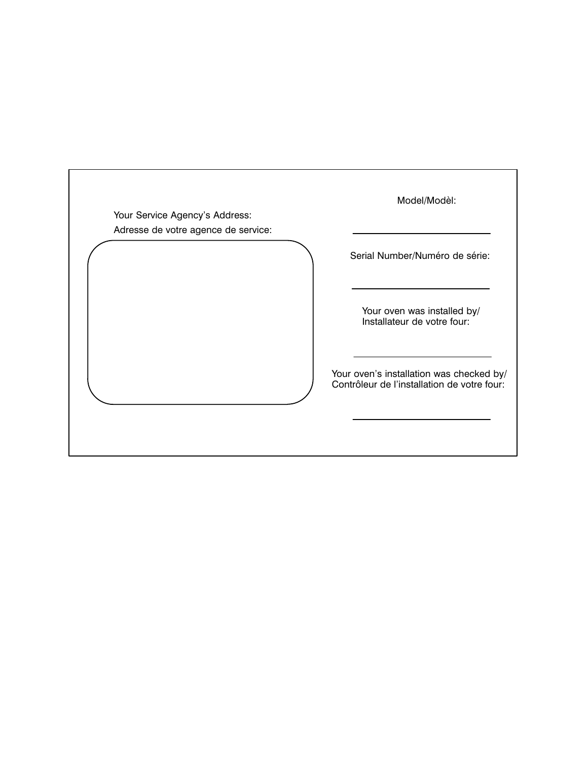Your Service Agency's Address:
Adresse de votre agence de service:

Model/Modèl:

\_\_\_\_\_\_\_\_\_\_\_\_\_\_\_\_\_\_\_\_\_\_\_\_

Serial Number/Numéro de série:

\_\_\_\_\_\_\_\_\_\_\_\_\_\_\_\_\_\_\_\_\_\_\_\_

Your oven was installed by/
Installateur de votre four:

\_\_\_\_\_\_\_\_\_\_\_\_\_\_\_\_\_\_\_\_\_\_\_\_

Your oven's installation was checked by/
Contrôleur de l'installation de votre four:

\_\_\_\_\_\_\_\_\_\_\_\_\_\_\_\_\_\_\_\_\_\_\_\_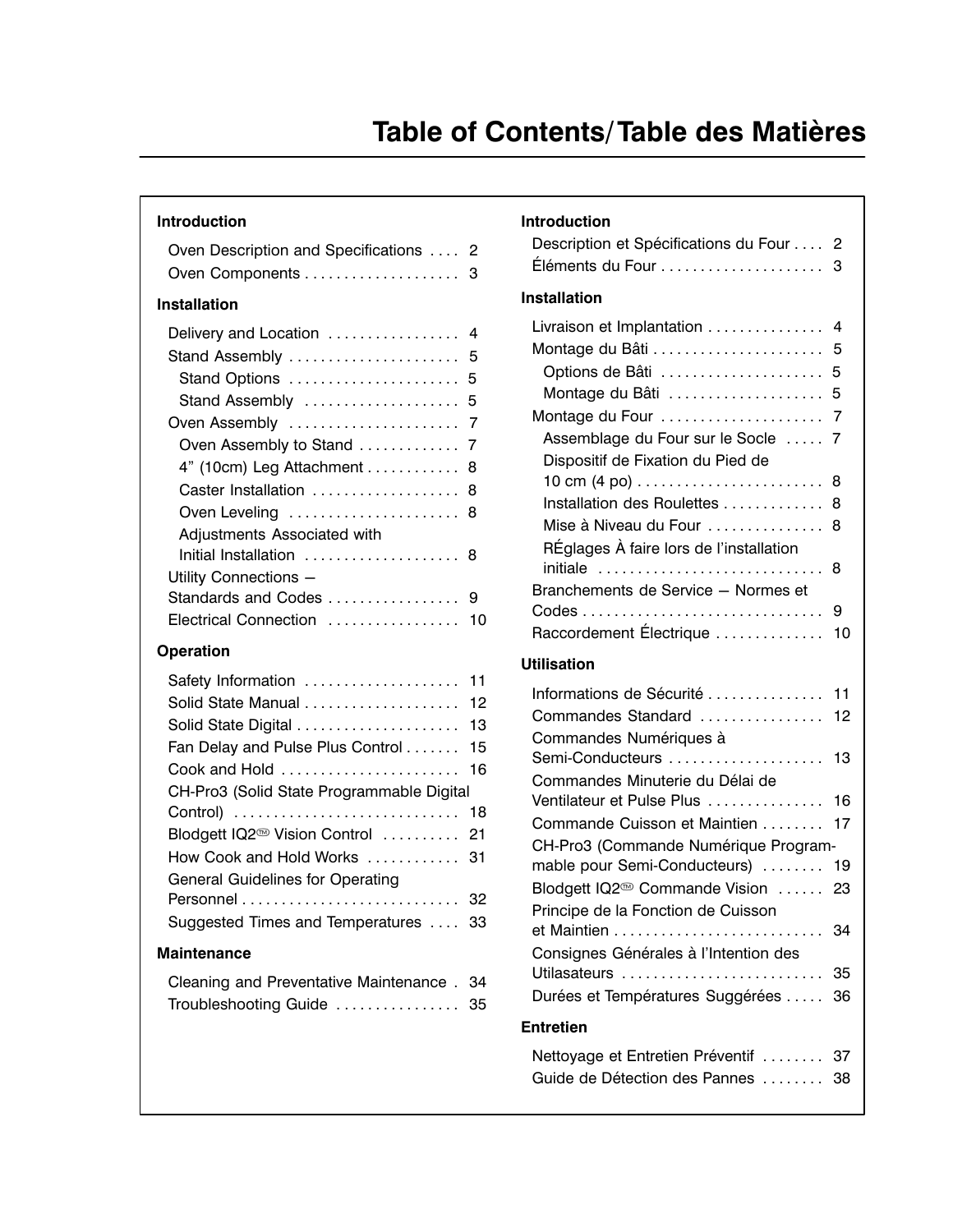# Table of Contents/Table des Matières

## Introduction

- Oven Description and Specifications .... 2
- Oven Components .................... 3

## Installation

- Delivery and Location ................. 4
- Stand Assembly ...................... 5
  - Stand Options ...................... 5
  - Stand Assembly .................... 5
- Oven Assembly ...................... 7
  - Oven Assembly to Stand ............. 7
  - 4” (10cm) Leg Attachment ............ 8
  - Caster Installation ................... 8
  - Oven Leveling ...................... 8
  - Adjustments Associated with Initial Installation .................... 8
- Utility Connections — Standards and Codes ................ 9
- Electrical Connection ................ 10

## Operation

- Safety Information ................... 11
- Solid State Manual .................... 12
- Solid State Digital ..................... 13
- Fan Delay and Pulse Plus Control ....... 15
- Cook and Hold ....................... 16
- CH-Pro3 (Solid State Programmable Digital Control) ............................. 18
- Blodgett IQ2™ Vision Control .......... 21
- How Cook and Hold Works ............ 31
- General Guidelines for Operating Personnel ............................ 32
- Suggested Times and Temperatures .... 33

## Maintenance

- Cleaning and Preventative Maintenance . 34
- Troubleshooting Guide ................ 35

## Introduction

- Description et Spécifications du Four .... 2
- Éléments du Four ..................... 3

## Installation

- Livraison et Implantation ............... 4
- Montage du Bâti ...................... 5
  - Options de Bâti ..................... 5
  - Montage du Bâti .................... 5
- Montage du Four ..................... 7
  - Assemblage du Four sur le Socle ..... 7
  - Dispositif de Fixation du Pied de 10 cm (4 po) ........................ 8
  - Installation des Roulettes ............. 8
  - Mise à Niveau du Four ............... 8
  - RÉglages À faire lors de l’installation initiale ............................. 8
- Branchements de Service — Normes et Codes ............................... 9
- Raccordement Électrique .............. 10

## Utilisation

- Informations de Sécurité ............... 11
- Commandes Standard ................ 12
- Commandes Numériques à Semi-Conducteurs .................... 13
- Commandes Minuterie du Délai de Ventilateur et Pulse Plus ............... 16
- Commande Cuisson et Maintien ........ 17
- CH-Pro3 (Commande Numérique Programmable pour Semi-Conducteurs) ........ 19
- Blodgett IQ2™ Commande Vision ...... 23
- Principe de la Fonction de Cuisson et Maintien ........................... 34
- Consignes Générales à l’Intention des Utilasateurs .......................... 35
- Durées et Températures Suggérées ..... 36

## Entretien

- Nettoyage et Entretien Préventif ........ 37
- Guide de Détection des Pannes ........ 38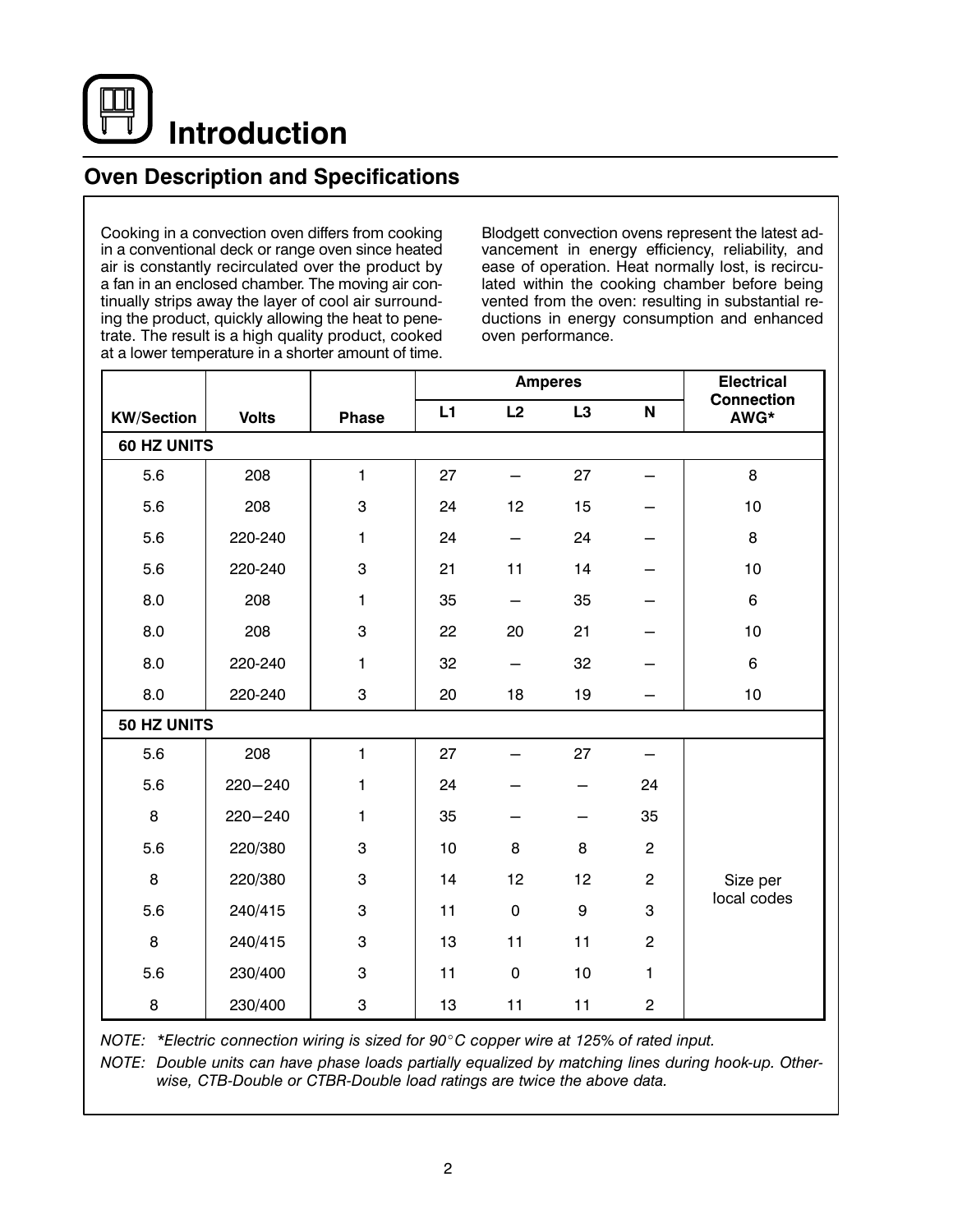# Introduction

## Oven Description and Specifications

Cooking in a convection oven differs from cooking in a conventional deck or range oven since heated air is constantly recirculated over the product by a fan in an enclosed chamber. The moving air continually strips away the layer of cool air surrounding the product, quickly allowing the heat to penetrate. The result is a high quality product, cooked at a lower temperature in a shorter amount of time.

Blodgett convection ovens represent the latest advancement in energy efficiency, reliability, and ease of operation. Heat normally lost, is recirculated within the cooking chamber before being vented from the oven: resulting in substantial reductions in energy consumption and enhanced oven performance.

| KW/Section | Volts | Phase | Amperes | | | | Electrical Connection AWG* |
|---|---|---|---|---|---|---|---|
| | | | L1 | L2 | L3 | N | |
| **60 HZ UNITS** | | | | | | | |
| 5.6 | 208 | 1 | 27 | – | 27 | – | 8 |
| 5.6 | 208 | 3 | 24 | 12 | 15 | – | 10 |
| 5.6 | 220-240 | 1 | 24 | – | 24 | – | 8 |
| 5.6 | 220-240 | 3 | 21 | 11 | 14 | – | 10 |
| 8.0 | 208 | 1 | 35 | – | 35 | – | 6 |
| 8.0 | 208 | 3 | 22 | 20 | 21 | – | 10 |
| 8.0 | 220-240 | 1 | 32 | – | 32 | – | 6 |
| 8.0 | 220-240 | 3 | 20 | 18 | 19 | – | 10 |
| **50 HZ UNITS** | | | | | | | |
| 5.6 | 208 | 1 | 27 | – | 27 | – | Size per local codes |
| 5.6 | 220–240 | 1 | 24 | – | – | 24 | |
| 8 | 220–240 | 1 | 35 | – | – | 35 | |
| 5.6 | 220/380 | 3 | 10 | 8 | 8 | 2 | |
| 8 | 220/380 | 3 | 14 | 12 | 12 | 2 | |
| 5.6 | 240/415 | 3 | 11 | 0 | 9 | 3 | |
| 8 | 240/415 | 3 | 13 | 11 | 11 | 2 | |
| 5.6 | 230/400 | 3 | 11 | 0 | 10 | 1 | |
| 8 | 230/400 | 3 | 13 | 11 | 11 | 2 | |

*NOTE: \*Electric connection wiring is sized for 90°C copper wire at 125% of rated input.*

*NOTE: Double units can have phase loads partially equalized by matching lines during hook-up. Otherwise, CTB-Double or CTBR-Double load ratings are twice the above data.*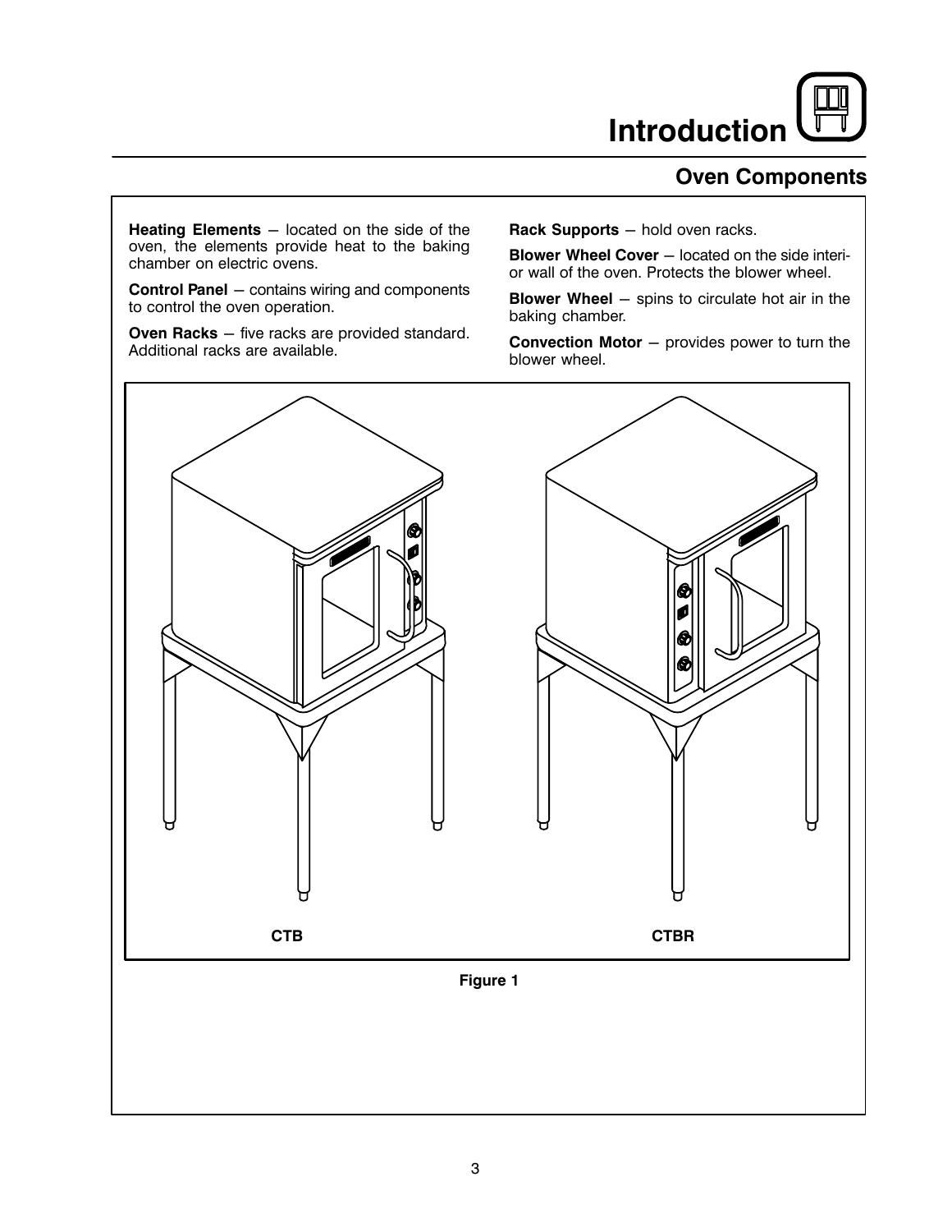# Introduction

## Oven Components

**Heating Elements** – located on the side of the oven, the elements provide heat to the baking chamber on electric ovens.

**Control Panel** – contains wiring and components to control the oven operation.

**Oven Racks** – five racks are provided standard. Additional racks are available.

**Rack Supports** – hold oven racks.

**Blower Wheel Cover** – located on the side interior wall of the oven. Protects the blower wheel.

**Blower Wheel** – spins to circulate hot air in the baking chamber.

**Convection Motor** – provides power to turn the blower wheel.

CTB

CTBR

Figure 1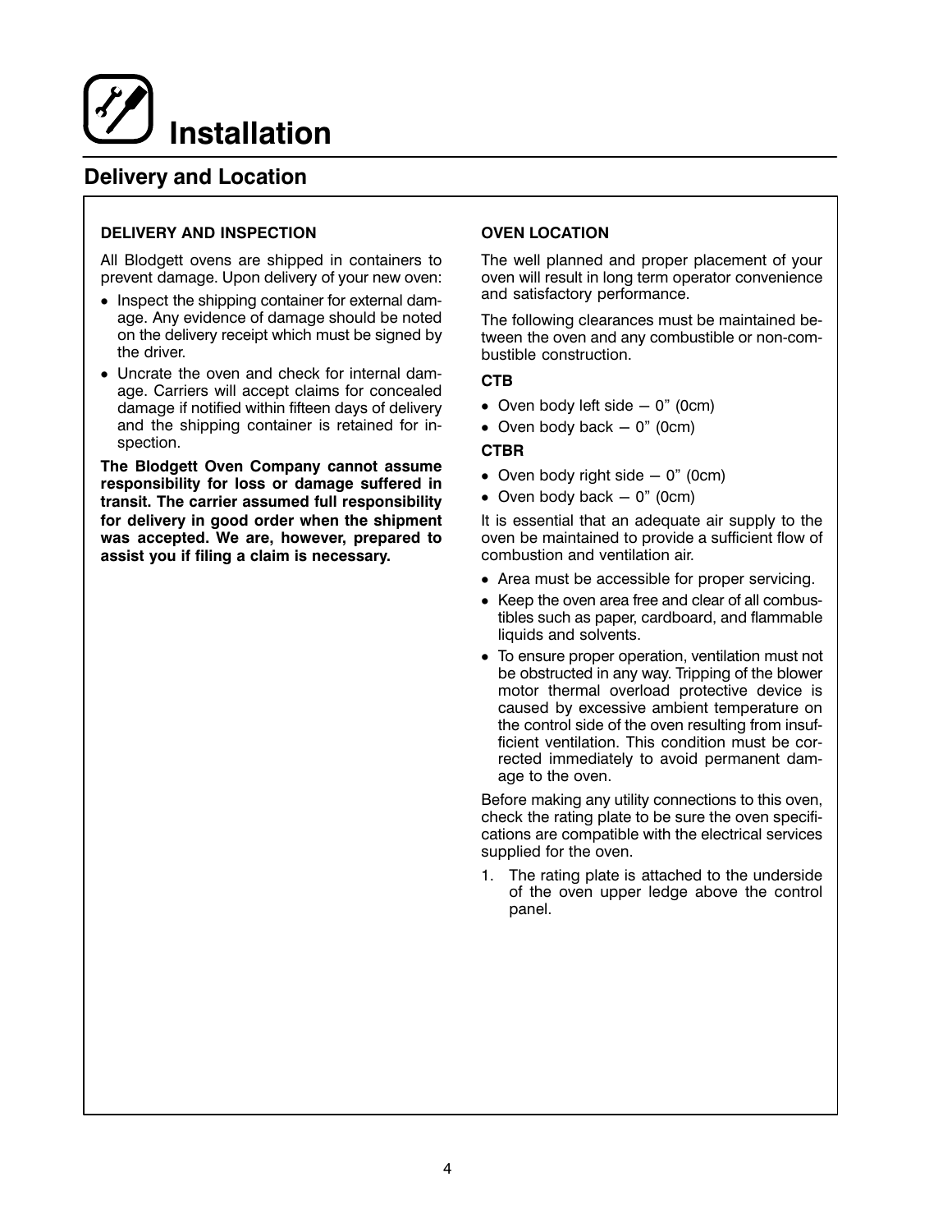# Installation

## Delivery and Location

### DELIVERY AND INSPECTION

All Blodgett ovens are shipped in containers to prevent damage. Upon delivery of your new oven:

- Inspect the shipping container for external damage. Any evidence of damage should be noted on the delivery receipt which must be signed by the driver.
- Uncrate the oven and check for internal damage. Carriers will accept claims for concealed damage if notified within fifteen days of delivery and the shipping container is retained for inspection.

**The Blodgett Oven Company cannot assume responsibility for loss or damage suffered in transit. The carrier assumed full responsibility for delivery in good order when the shipment was accepted. We are, however, prepared to assist you if filing a claim is necessary.**

### OVEN LOCATION

The well planned and proper placement of your oven will result in long term operator convenience and satisfactory performance.

The following clearances must be maintained between the oven and any combustible or non-combustible construction.

**CTB**

- Oven body left side – 0" (0cm)
- Oven body back – 0" (0cm)

**CTBR**

- Oven body right side – 0" (0cm)
- Oven body back – 0" (0cm)

It is essential that an adequate air supply to the oven be maintained to provide a sufficient flow of combustion and ventilation air.

- Area must be accessible for proper servicing.
- Keep the oven area free and clear of all combustibles such as paper, cardboard, and flammable liquids and solvents.
- To ensure proper operation, ventilation must not be obstructed in any way. Tripping of the blower motor thermal overload protective device is caused by excessive ambient temperature on the control side of the oven resulting from insufficient ventilation. This condition must be corrected immediately to avoid permanent damage to the oven.

Before making any utility connections to this oven, check the rating plate to be sure the oven specifications are compatible with the electrical services supplied for the oven.

1. The rating plate is attached to the underside of the oven upper ledge above the control panel.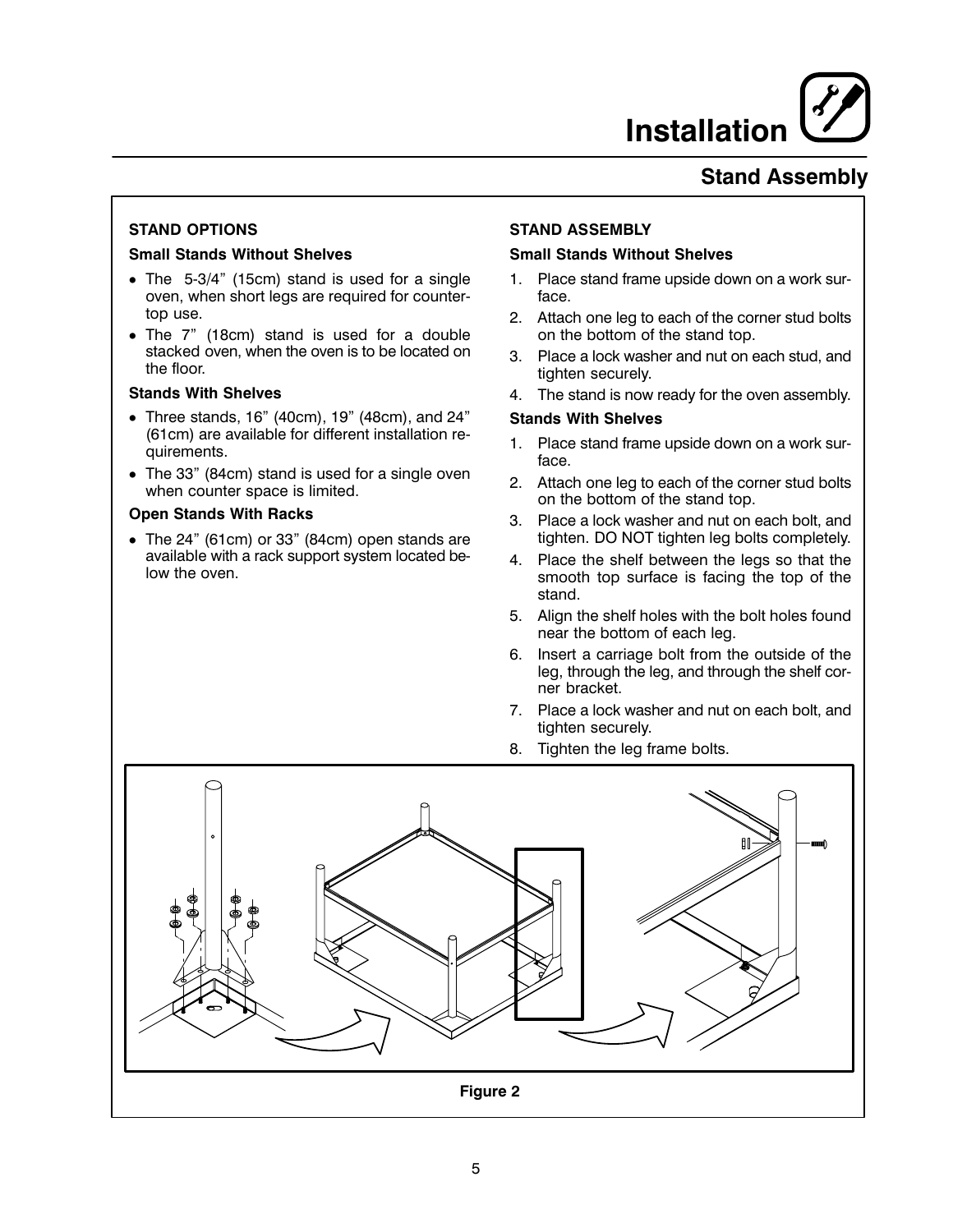# Installation

## Stand Assembly

### STAND OPTIONS

**Small Stands Without Shelves**

- The 5-3/4” (15cm) stand is used for a single oven, when short legs are required for countertop use.
- The 7” (18cm) stand is used for a double stacked oven, when the oven is to be located on the floor.

**Stands With Shelves**

- Three stands, 16” (40cm), 19” (48cm), and 24” (61cm) are available for different installation requirements.
- The 33” (84cm) stand is used for a single oven when counter space is limited.

**Open Stands With Racks**

- The 24” (61cm) or 33” (84cm) open stands are available with a rack support system located below the oven.

### STAND ASSEMBLY

**Small Stands Without Shelves**

1. Place stand frame upside down on a work surface.
2. Attach one leg to each of the corner stud bolts on the bottom of the stand top.
3. Place a lock washer and nut on each stud, and tighten securely.
4. The stand is now ready for the oven assembly.

**Stands With Shelves**

1. Place stand frame upside down on a work surface.
2. Attach one leg to each of the corner stud bolts on the bottom of the stand top.
3. Place a lock washer and nut on each bolt, and tighten. DO NOT tighten leg bolts completely.
4. Place the shelf between the legs so that the smooth top surface is facing the top of the stand.
5. Align the shelf holes with the bolt holes found near the bottom of each leg.
6. Insert a carriage bolt from the outside of the leg, through the leg, and through the shelf corner bracket.
7. Place a lock washer and nut on each bolt, and tighten securely.
8. Tighten the leg frame bolts.

**Figure 2**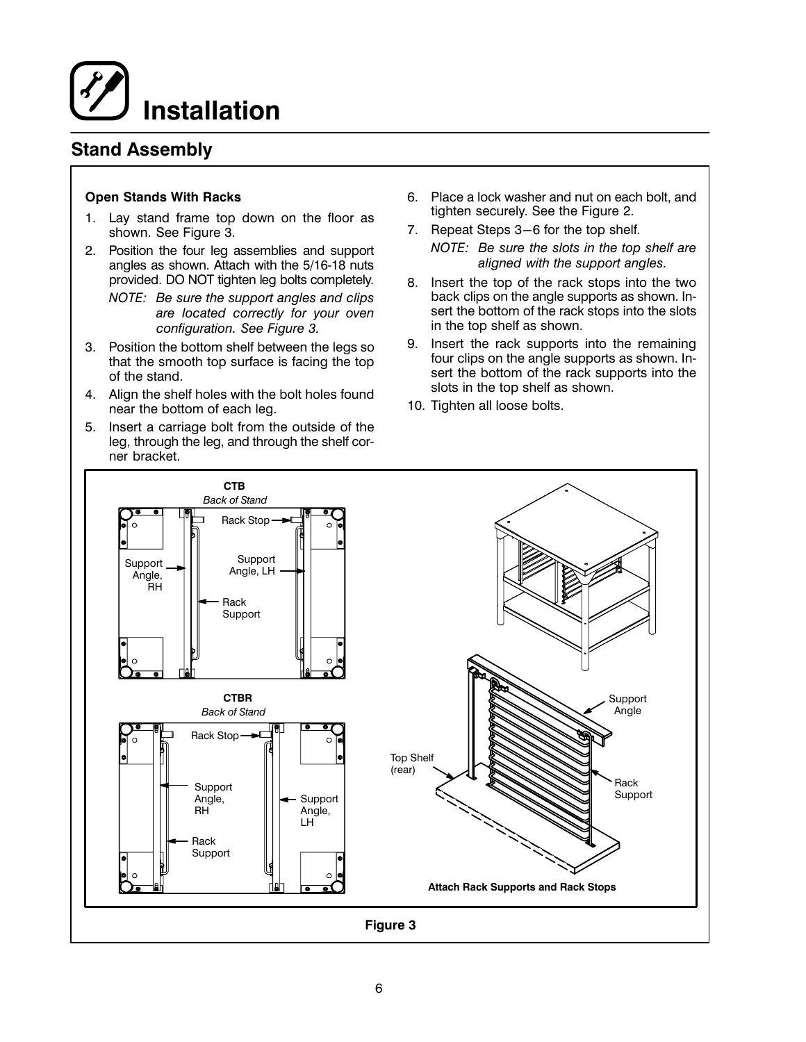# Installation

## Stand Assembly

**Open Stands With Racks**

1. Lay stand frame top down on the floor as shown. See Figure 3.
2. Position the four leg assemblies and support angles as shown. Attach with the 5/16-18 nuts provided. DO NOT tighten leg bolts completely.

   *NOTE: Be sure the support angles and clips are located correctly for your oven configuration. See Figure 3.*

3. Position the bottom shelf between the legs so that the smooth top surface is facing the top of the stand.
4. Align the shelf holes with the bolt holes found near the bottom of each leg.
5. Insert a carriage bolt from the outside of the leg, through the leg, and through the shelf corner bracket.
6. Place a lock washer and nut on each bolt, and tighten securely. See the Figure 2.
7. Repeat Steps 3−6 for the top shelf.

   *NOTE: Be sure the slots in the top shelf are aligned with the support angles.*

8. Insert the top of the rack stops into the two back clips on the angle supports as shown. Insert the bottom of the rack stops into the slots in the top shelf as shown.
9. Insert the rack supports into the remaining four clips on the angle supports as shown. Insert the bottom of the rack supports into the slots in the top shelf as shown.
10. Tighten all loose bolts.

**CTB**
*Back of Stand*

Rack Stop, Support Angle, RH, Support Angle, LH, Rack Support

**CTBR**
*Back of Stand*

Rack Stop, Support Angle, RH, Support Angle, LH, Rack Support

Support Angle, Top Shelf (rear), Rack Support

**Attach Rack Supports and Rack Stops**

**Figure 3**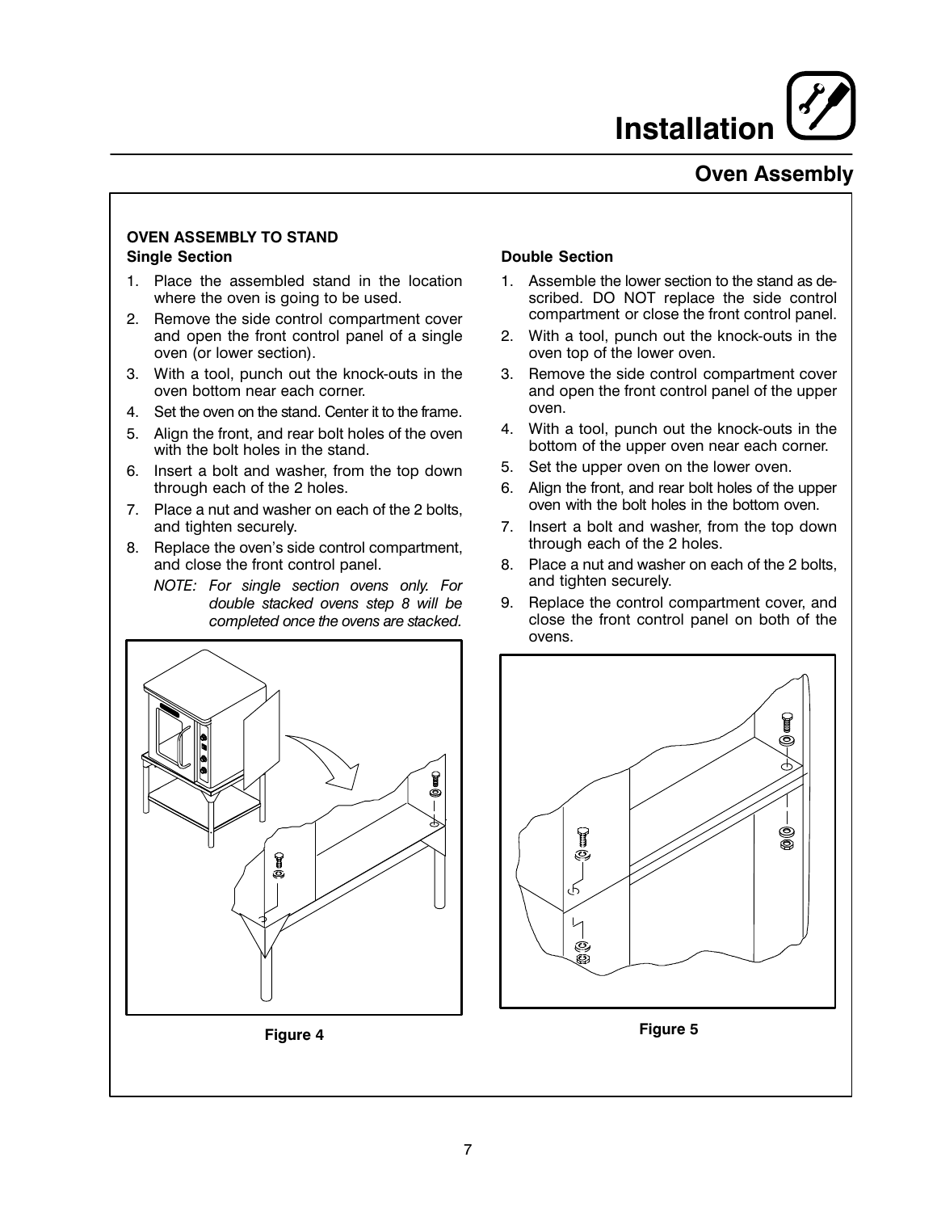# Installation

## Oven Assembly

### OVEN ASSEMBLY TO STAND

**Single Section**

1. Place the assembled stand in the location where the oven is going to be used.
2. Remove the side control compartment cover and open the front control panel of a single oven (or lower section).
3. With a tool, punch out the knock-outs in the oven bottom near each corner.
4. Set the oven on the stand. Center it to the frame.
5. Align the front, and rear bolt holes of the oven with the bolt holes in the stand.
6. Insert a bolt and washer, from the top down through each of the 2 holes.
7. Place a nut and washer on each of the 2 bolts, and tighten securely.
8. Replace the oven's side control compartment, and close the front control panel.

   *NOTE: For single section ovens only. For double stacked ovens step 8 will be completed once the ovens are stacked.*

**Figure 4**

**Double Section**

1. Assemble the lower section to the stand as described. DO NOT replace the side control compartment or close the front control panel.
2. With a tool, punch out the knock-outs in the oven top of the lower oven.
3. Remove the side control compartment cover and open the front control panel of the upper oven.
4. With a tool, punch out the knock-outs in the bottom of the upper oven near each corner.
5. Set the upper oven on the lower oven.
6. Align the front, and rear bolt holes of the upper oven with the bolt holes in the bottom oven.
7. Insert a bolt and washer, from the top down through each of the 2 holes.
8. Place a nut and washer on each of the 2 bolts, and tighten securely.
9. Replace the control compartment cover, and close the front control panel on both of the ovens.

**Figure 5**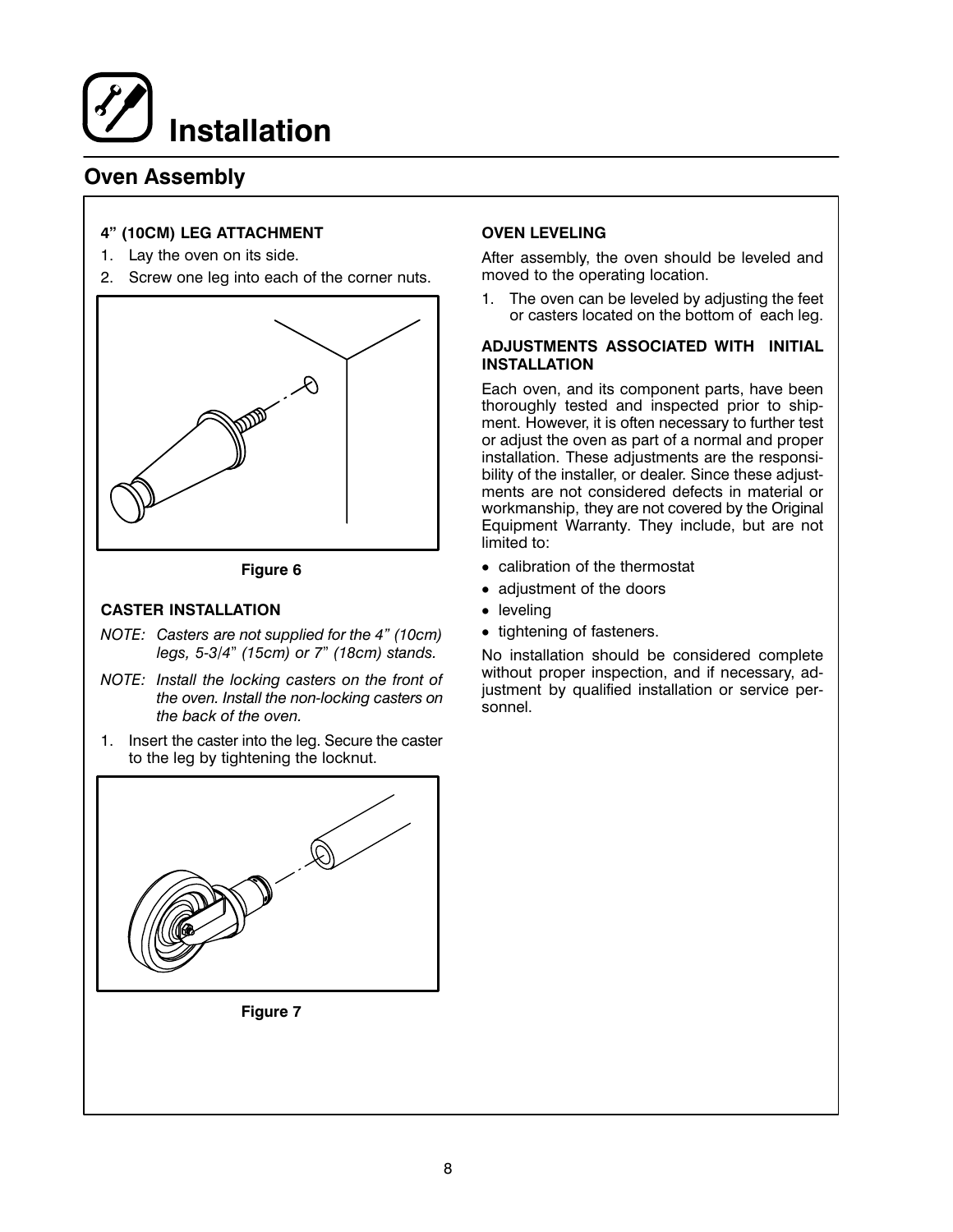# Installation

## Oven Assembly

### 4" (10CM) LEG ATTACHMENT

1. Lay the oven on its side.
2. Screw one leg into each of the corner nuts.

Figure 6

### CASTER INSTALLATION

*NOTE: Casters are not supplied for the 4" (10cm) legs, 5-3/4" (15cm) or 7" (18cm) stands.*

*NOTE: Install the locking casters on the front of the oven. Install the non-locking casters on the back of the oven.*

1. Insert the caster into the leg. Secure the caster to the leg by tightening the locknut.

Figure 7

### OVEN LEVELING

After assembly, the oven should be leveled and moved to the operating location.

1. The oven can be leveled by adjusting the feet or casters located on the bottom of each leg.

### ADJUSTMENTS ASSOCIATED WITH INITIAL INSTALLATION

Each oven, and its component parts, have been thoroughly tested and inspected prior to shipment. However, it is often necessary to further test or adjust the oven as part of a normal and proper installation. These adjustments are the responsibility of the installer, or dealer. Since these adjustments are not considered defects in material or workmanship, they are not covered by the Original Equipment Warranty. They include, but are not limited to:

- calibration of the thermostat
- adjustment of the doors
- leveling
- tightening of fasteners.

No installation should be considered complete without proper inspection, and if necessary, adjustment by qualified installation or service personnel.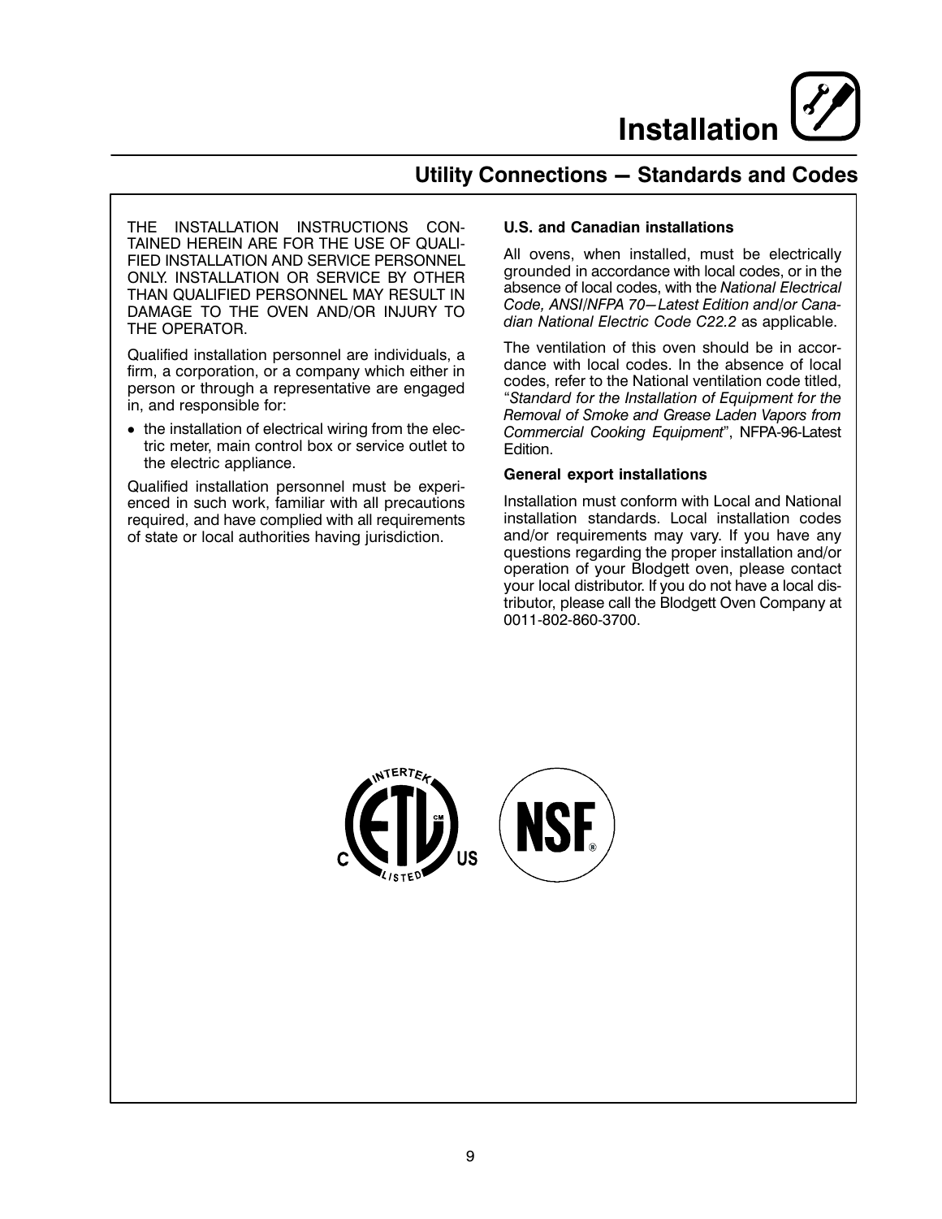# Installation

## Utility Connections — Standards and Codes

THE INSTALLATION INSTRUCTIONS CONTAINED HEREIN ARE FOR THE USE OF QUALIFIED INSTALLATION AND SERVICE PERSONNEL ONLY. INSTALLATION OR SERVICE BY OTHER THAN QUALIFIED PERSONNEL MAY RESULT IN DAMAGE TO THE OVEN AND/OR INJURY TO THE OPERATOR.

Qualified installation personnel are individuals, a firm, a corporation, or a company which either in person or through a representative are engaged in, and responsible for:

- the installation of electrical wiring from the electric meter, main control box or service outlet to the electric appliance.

Qualified installation personnel must be experienced in such work, familiar with all precautions required, and have complied with all requirements of state or local authorities having jurisdiction.

**U.S. and Canadian installations**

All ovens, when installed, must be electrically grounded in accordance with local codes, or in the absence of local codes, with the *National Electrical Code, ANSI/NFPA 70—Latest Edition and/or Canadian National Electric Code C22.2* as applicable.

The ventilation of this oven should be in accordance with local codes. In the absence of local codes, refer to the National ventilation code titled, "*Standard for the Installation of Equipment for the Removal of Smoke and Grease Laden Vapors from Commercial Cooking Equipment*", NFPA-96-Latest Edition.

**General export installations**

Installation must conform with Local and National installation standards. Local installation codes and/or requirements may vary. If you have any questions regarding the proper installation and/or operation of your Blodgett oven, please contact your local distributor. If you do not have a local distributor, please call the Blodgett Oven Company at 0011-802-860-3700.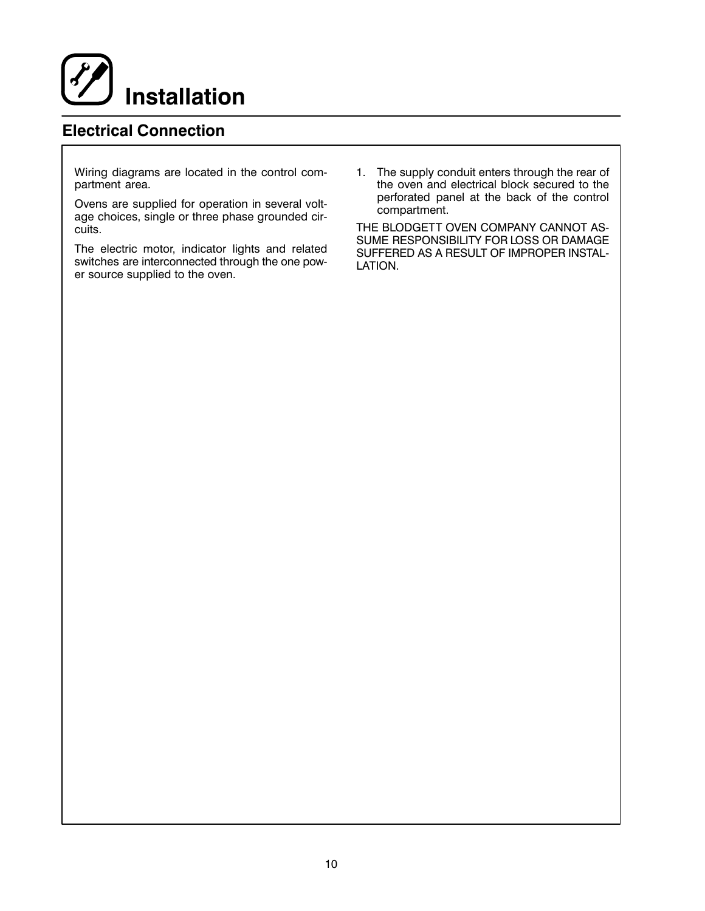# Installation

## Electrical Connection

Wiring diagrams are located in the control compartment area.

Ovens are supplied for operation in several voltage choices, single or three phase grounded circuits.

The electric motor, indicator lights and related switches are interconnected through the one power source supplied to the oven.

1. The supply conduit enters through the rear of the oven and electrical block secured to the perforated panel at the back of the control compartment.

THE BLODGETT OVEN COMPANY CANNOT ASSUME RESPONSIBILITY FOR LOSS OR DAMAGE SUFFERED AS A RESULT OF IMPROPER INSTALLATION.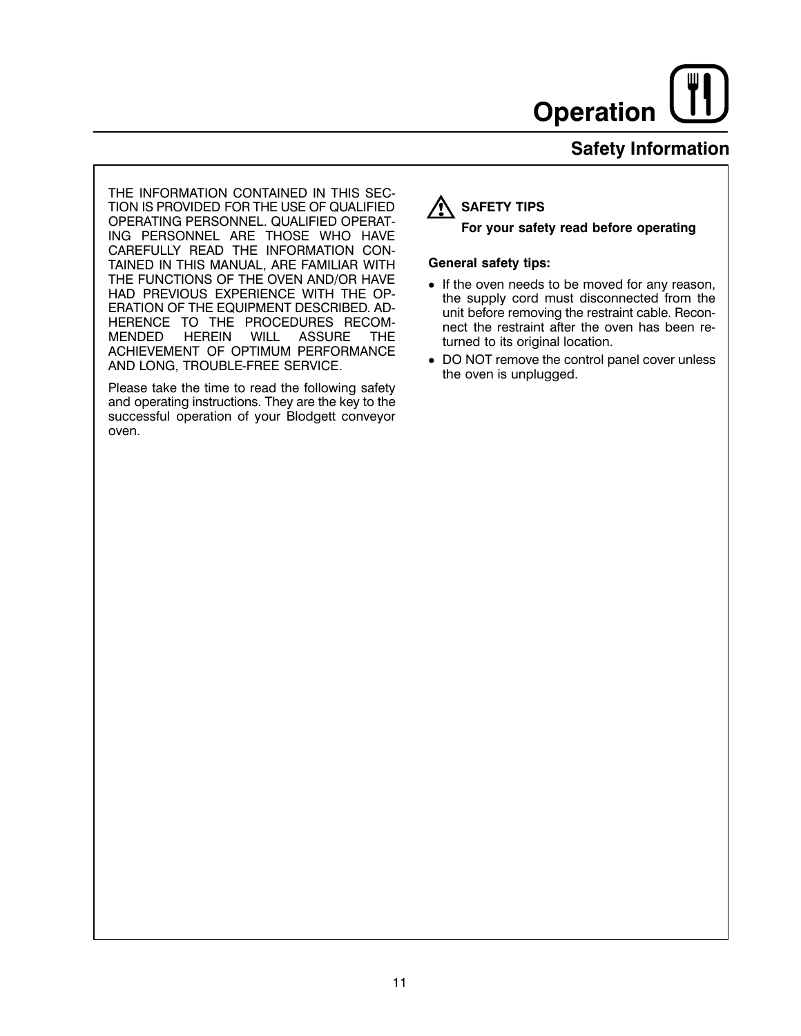# Operation

## Safety Information

THE INFORMATION CONTAINED IN THIS SECTION IS PROVIDED FOR THE USE OF QUALIFIED OPERATING PERSONNEL. QUALIFIED OPERATING PERSONNEL ARE THOSE WHO HAVE CAREFULLY READ THE INFORMATION CONTAINED IN THIS MANUAL, ARE FAMILIAR WITH THE FUNCTIONS OF THE OVEN AND/OR HAVE HAD PREVIOUS EXPERIENCE WITH THE OPERATION OF THE EQUIPMENT DESCRIBED. ADHERENCE TO THE PROCEDURES RECOMMENDED HEREIN WILL ASSURE THE ACHIEVEMENT OF OPTIMUM PERFORMANCE AND LONG, TROUBLE-FREE SERVICE.

Please take the time to read the following safety and operating instructions. They are the key to the successful operation of your Blodgett conveyor oven.

**SAFETY TIPS**

**For your safety read before operating**

**General safety tips:**

- If the oven needs to be moved for any reason, the supply cord must disconnected from the unit before removing the restraint cable. Reconnect the restraint after the oven has been returned to its original location.
- DO NOT remove the control panel cover unless the oven is unplugged.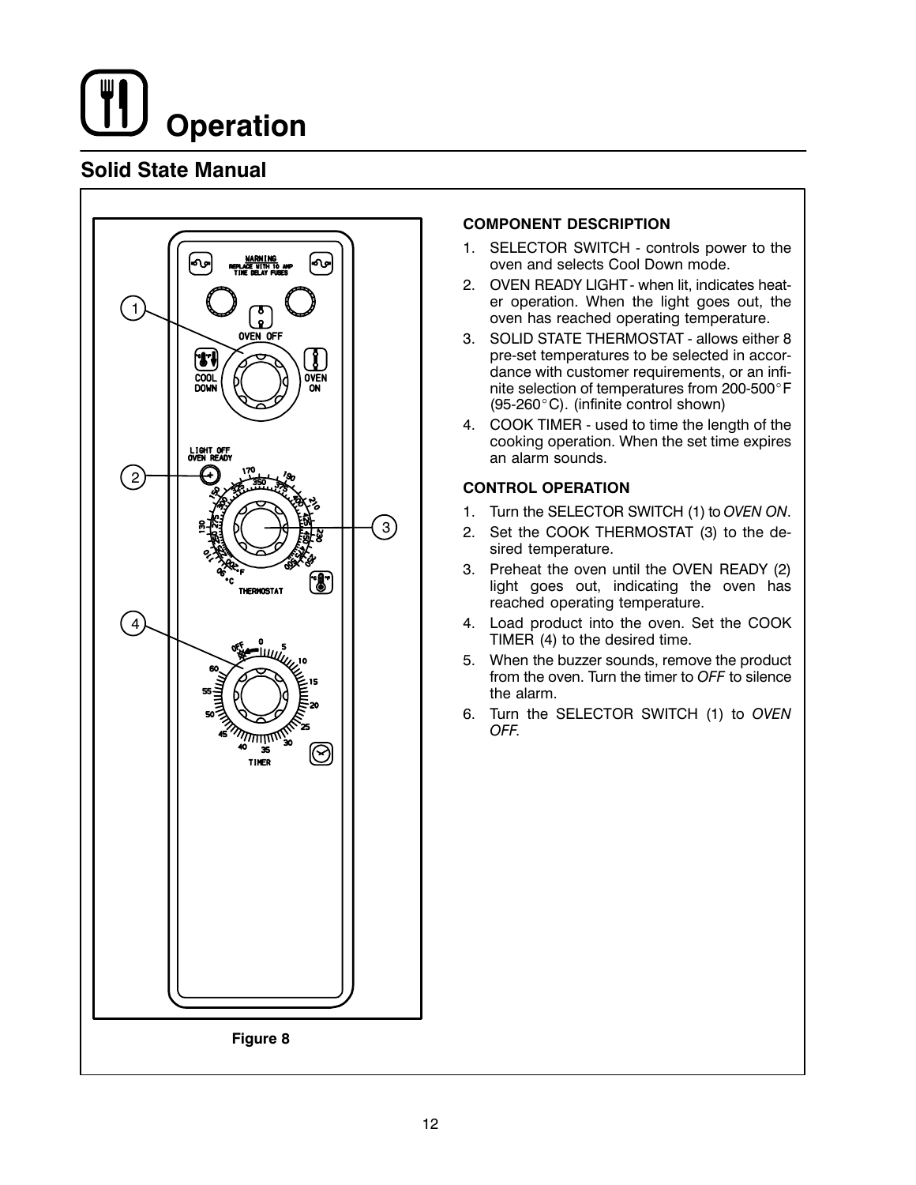# Operation

## Solid State Manual

Figure 8

### COMPONENT DESCRIPTION

1. SELECTOR SWITCH - controls power to the oven and selects Cool Down mode.
2. OVEN READY LIGHT - when lit, indicates heater operation. When the light goes out, the oven has reached operating temperature.
3. SOLID STATE THERMOSTAT - allows either 8 pre-set temperatures to be selected in accordance with customer requirements, or an infinite selection of temperatures from 200-500°F (95-260°C). (infinite control shown)
4. COOK TIMER - used to time the length of the cooking operation. When the set time expires an alarm sounds.

### CONTROL OPERATION

1. Turn the SELECTOR SWITCH (1) to *OVEN ON*.
2. Set the COOK THERMOSTAT (3) to the desired temperature.
3. Preheat the oven until the OVEN READY (2) light goes out, indicating the oven has reached operating temperature.
4. Load product into the oven. Set the COOK TIMER (4) to the desired time.
5. When the buzzer sounds, remove the product from the oven. Turn the timer to *OFF* to silence the alarm.
6. Turn the SELECTOR SWITCH (1) to *OVEN OFF*.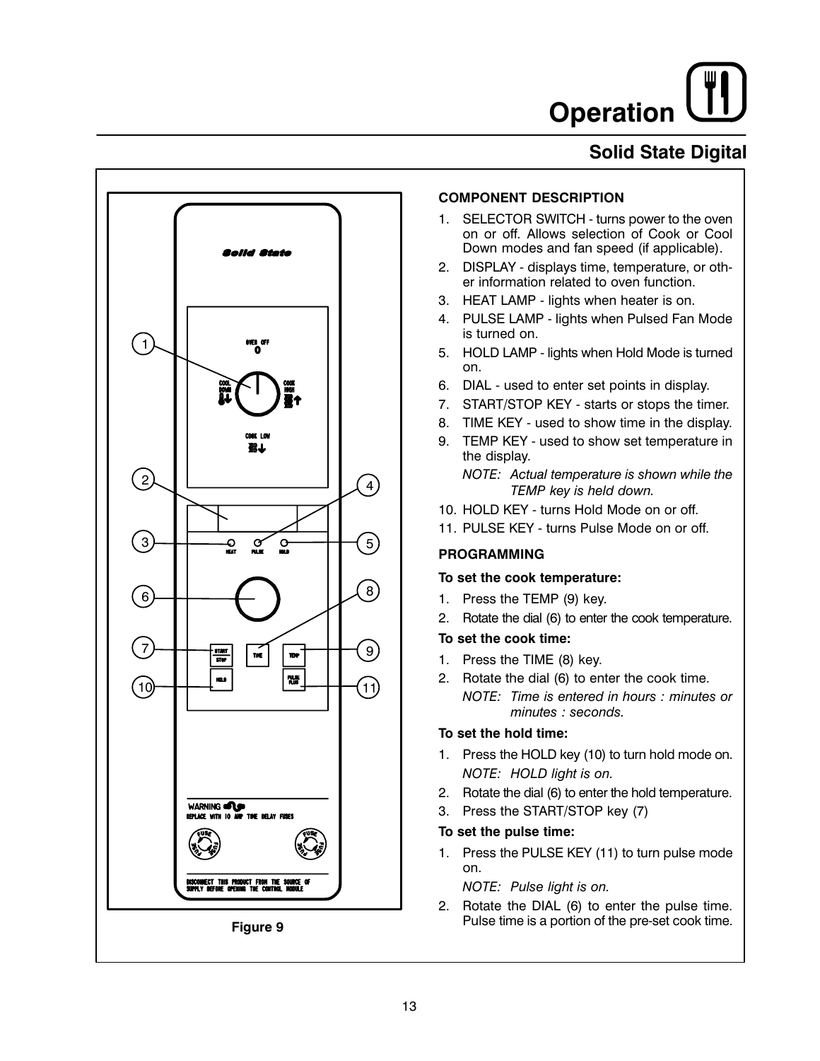# Operation

## Solid State Digital

Figure 9

### COMPONENT DESCRIPTION

1. SELECTOR SWITCH - turns power to the oven on or off. Allows selection of Cook or Cool Down modes and fan speed (if applicable).
2. DISPLAY - displays time, temperature, or other information related to oven function.
3. HEAT LAMP - lights when heater is on.
4. PULSE LAMP - lights when Pulsed Fan Mode is turned on.
5. HOLD LAMP - lights when Hold Mode is turned on.
6. DIAL - used to enter set points in display.
7. START/STOP KEY - starts or stops the timer.
8. TIME KEY - used to show time in the display.
9. TEMP KEY - used to show set temperature in the display.

   *NOTE: Actual temperature is shown while the TEMP key is held down.*
10. HOLD KEY - turns Hold Mode on or off.
11. PULSE KEY - turns Pulse Mode on or off.

### PROGRAMMING

**To set the cook temperature:**

1. Press the TEMP (9) key.
2. Rotate the dial (6) to enter the cook temperature.

**To set the cook time:**

1. Press the TIME (8) key.
2. Rotate the dial (6) to enter the cook time.

   *NOTE: Time is entered in hours : minutes or minutes : seconds.*

**To set the hold time:**

1. Press the HOLD key (10) to turn hold mode on.

   *NOTE: HOLD light is on.*
2. Rotate the dial (6) to enter the hold temperature.
3. Press the START/STOP key (7)

**To set the pulse time:**

1. Press the PULSE KEY (11) to turn pulse mode on.

   *NOTE: Pulse light is on.*
2. Rotate the DIAL (6) to enter the pulse time. Pulse time is a portion of the pre-set cook time.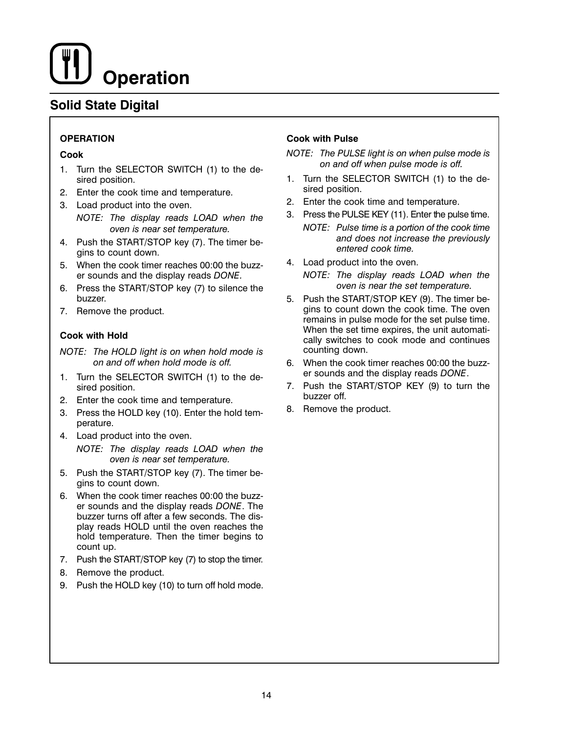# Operation

## Solid State Digital

### OPERATION

#### Cook

1. Turn the SELECTOR SWITCH (1) to the desired position.
2. Enter the cook time and temperature.
3. Load product into the oven.

   *NOTE: The display reads LOAD when the oven is near set temperature.*
4. Push the START/STOP key (7). The timer begins to count down.
5. When the cook timer reaches 00:00 the buzzer sounds and the display reads *DONE.*
6. Press the START/STOP key (7) to silence the buzzer.
7. Remove the product.

#### Cook with Hold

*NOTE: The HOLD light is on when hold mode is on and off when hold mode is off.*

1. Turn the SELECTOR SWITCH (1) to the desired position.
2. Enter the cook time and temperature.
3. Press the HOLD key (10). Enter the hold temperature.
4. Load product into the oven.

   *NOTE: The display reads LOAD when the oven is near set temperature.*
5. Push the START/STOP key (7). The timer begins to count down.
6. When the cook timer reaches 00:00 the buzzer sounds and the display reads *DONE*. The buzzer turns off after a few seconds. The display reads HOLD until the oven reaches the hold temperature. Then the timer begins to count up.
7. Push the START/STOP key (7) to stop the timer.
8. Remove the product.
9. Push the HOLD key (10) to turn off hold mode.

#### Cook with Pulse

*NOTE: The PULSE light is on when pulse mode is on and off when pulse mode is off.*

1. Turn the SELECTOR SWITCH (1) to the desired position.
2. Enter the cook time and temperature.
3. Press the PULSE KEY (11). Enter the pulse time.

   *NOTE: Pulse time is a portion of the cook time and does not increase the previously entered cook time.*
4. Load product into the oven.

   *NOTE: The display reads LOAD when the oven is near the set temperature.*
5. Push the START/STOP KEY (9). The timer begins to count down the cook time. The oven remains in pulse mode for the set pulse time. When the set time expires, the unit automatically switches to cook mode and continues counting down.
6. When the cook timer reaches 00:00 the buzzer sounds and the display reads *DONE*.
7. Push the START/STOP KEY (9) to turn the buzzer off.
8. Remove the product.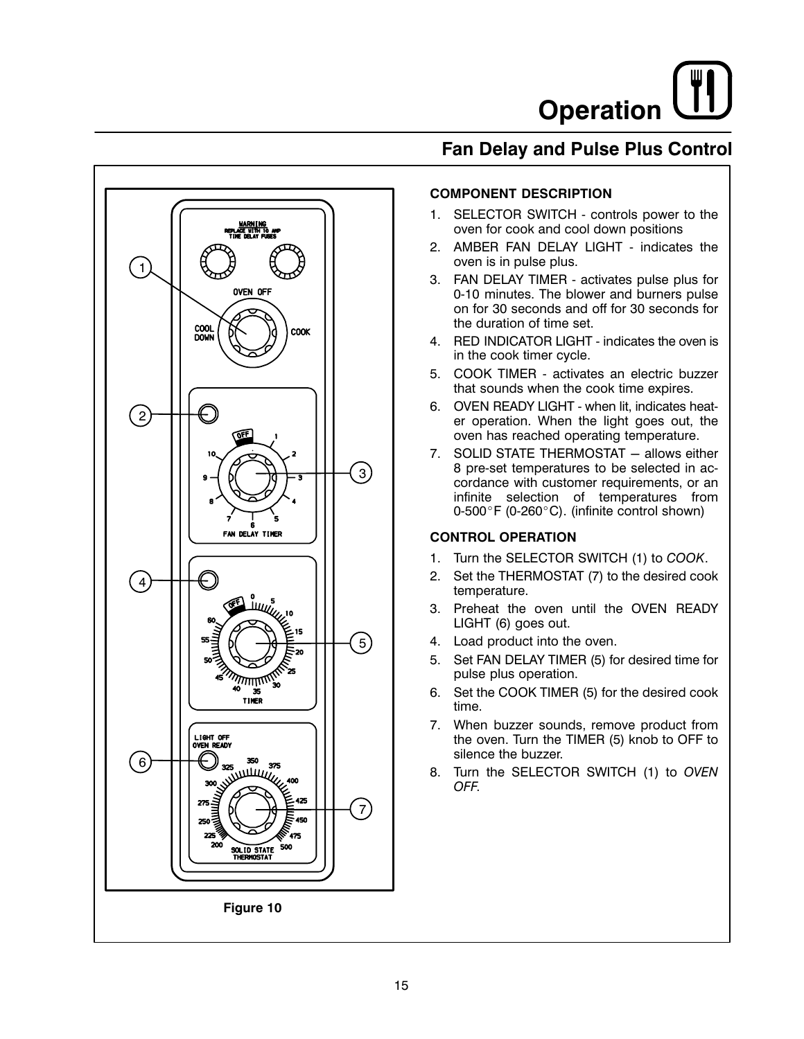# Operation

## Fan Delay and Pulse Plus Control

Figure 10

**COMPONENT DESCRIPTION**

1. SELECTOR SWITCH - controls power to the oven for cook and cool down positions
2. AMBER FAN DELAY LIGHT - indicates the oven is in pulse plus.
3. FAN DELAY TIMER - activates pulse plus for 0-10 minutes. The blower and burners pulse on for 30 seconds and off for 30 seconds for the duration of time set.
4. RED INDICATOR LIGHT - indicates the oven is in the cook timer cycle.
5. COOK TIMER - activates an electric buzzer that sounds when the cook time expires.
6. OVEN READY LIGHT - when lit, indicates heater operation. When the light goes out, the oven has reached operating temperature.
7. SOLID STATE THERMOSTAT – allows either 8 pre-set temperatures to be selected in accordance with customer requirements, or an infinite selection of temperatures from 0-500°F (0-260°C). (infinite control shown)

**CONTROL OPERATION**

1. Turn the SELECTOR SWITCH (1) to *COOK*.
2. Set the THERMOSTAT (7) to the desired cook temperature.
3. Preheat the oven until the OVEN READY LIGHT (6) goes out.
4. Load product into the oven.
5. Set FAN DELAY TIMER (5) for desired time for pulse plus operation.
6. Set the COOK TIMER (5) for the desired cook time.
7. When buzzer sounds, remove product from the oven. Turn the TIMER (5) knob to OFF to silence the buzzer.
8. Turn the SELECTOR SWITCH (1) to *OVEN OFF*.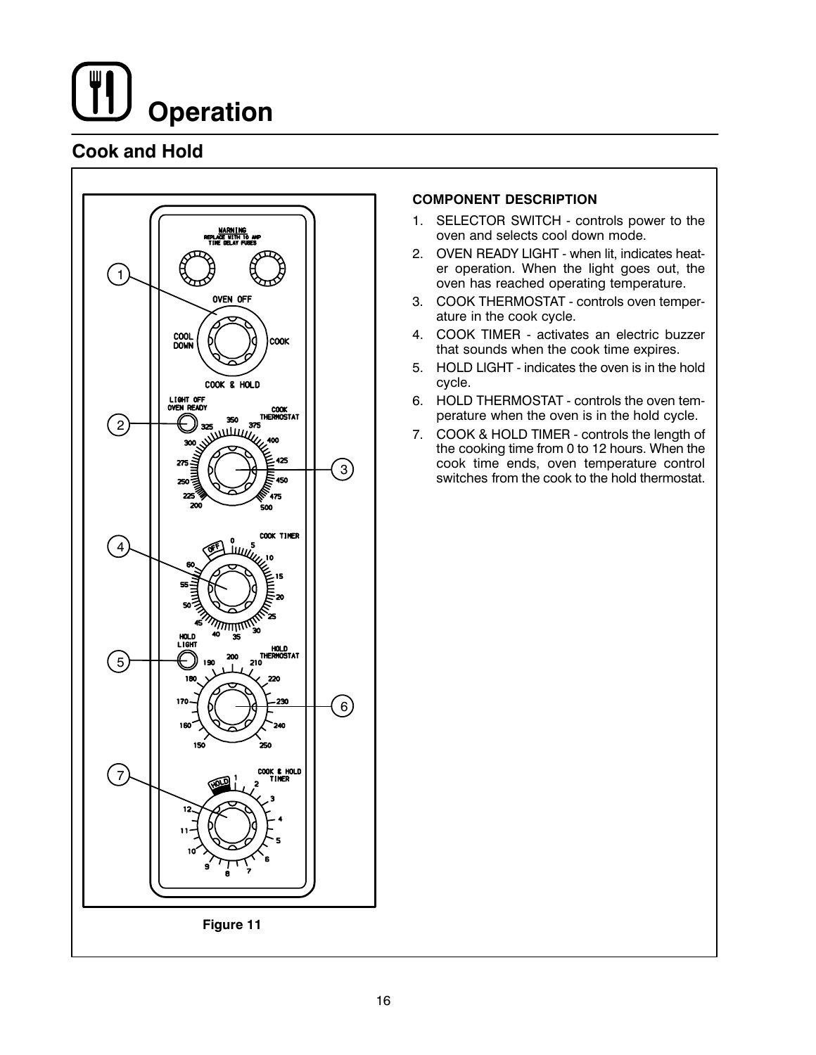# Operation

## Cook and Hold

**COMPONENT DESCRIPTION**

1. SELECTOR SWITCH - controls power to the oven and selects cool down mode.
2. OVEN READY LIGHT - when lit, indicates heater operation. When the light goes out, the oven has reached operating temperature.
3. COOK THERMOSTAT - controls oven temperature in the cook cycle.
4. COOK TIMER - activates an electric buzzer that sounds when the cook time expires.
5. HOLD LIGHT - indicates the oven is in the hold cycle.
6. HOLD THERMOSTAT - controls the oven temperature when the oven is in the hold cycle.
7. COOK & HOLD TIMER - controls the length of the cooking time from 0 to 12 hours. When the cook time ends, oven temperature control switches from the cook to the hold thermostat.

**Figure 11**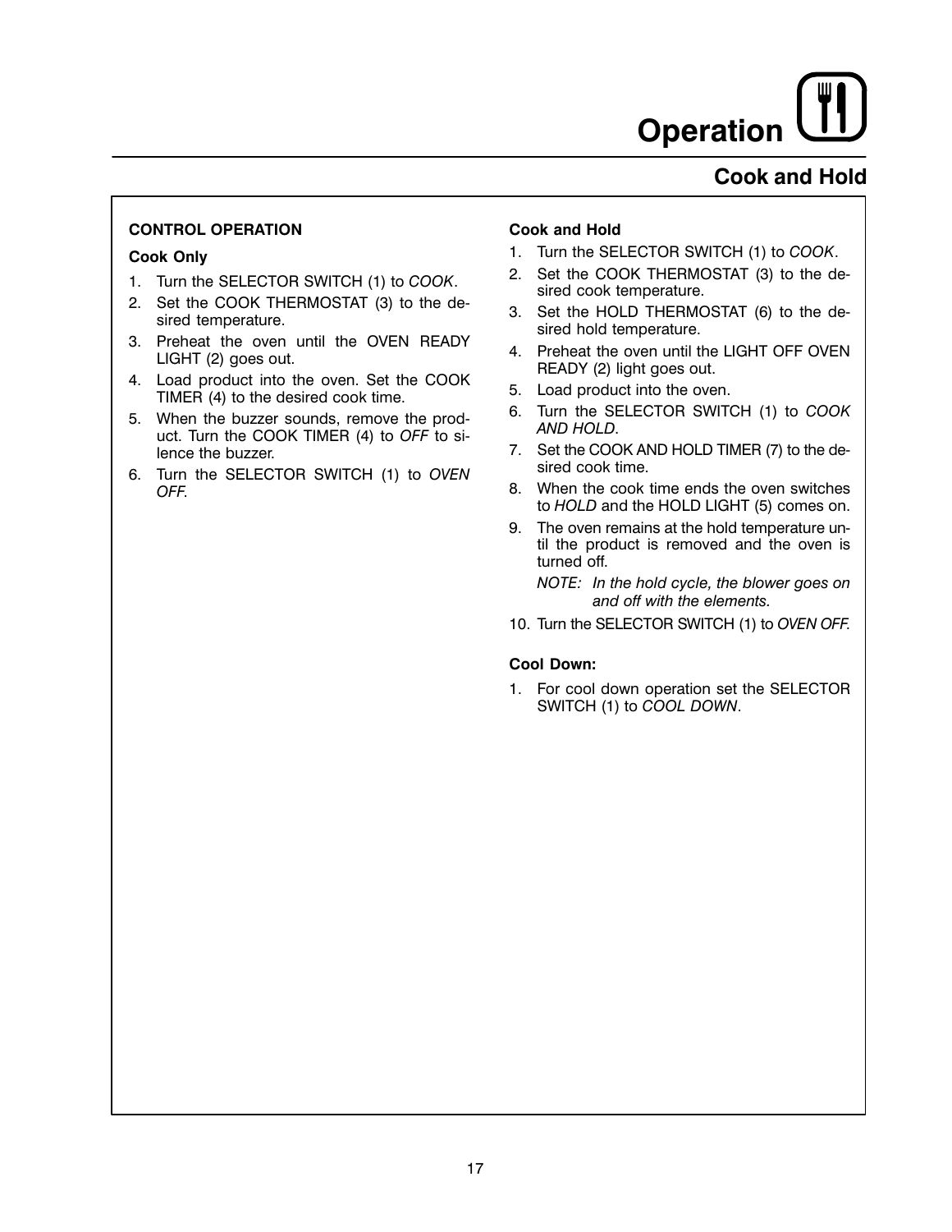# Operation

## Cook and Hold

### CONTROL OPERATION

#### Cook Only

1. Turn the SELECTOR SWITCH (1) to *COOK*.
2. Set the COOK THERMOSTAT (3) to the desired temperature.
3. Preheat the oven until the OVEN READY LIGHT (2) goes out.
4. Load product into the oven. Set the COOK TIMER (4) to the desired cook time.
5. When the buzzer sounds, remove the product. Turn the COOK TIMER (4) to *OFF* to silence the buzzer.
6. Turn the SELECTOR SWITCH (1) to *OVEN OFF*.

#### Cook and Hold

1. Turn the SELECTOR SWITCH (1) to *COOK*.
2. Set the COOK THERMOSTAT (3) to the desired cook temperature.
3. Set the HOLD THERMOSTAT (6) to the desired hold temperature.
4. Preheat the oven until the LIGHT OFF OVEN READY (2) light goes out.
5. Load product into the oven.
6. Turn the SELECTOR SWITCH (1) to *COOK AND HOLD*.
7. Set the COOK AND HOLD TIMER (7) to the desired cook time.
8. When the cook time ends the oven switches to *HOLD* and the HOLD LIGHT (5) comes on.
9. The oven remains at the hold temperature until the product is removed and the oven is turned off.

   *NOTE: In the hold cycle, the blower goes on and off with the elements.*
10. Turn the SELECTOR SWITCH (1) to *OVEN OFF*.

#### Cool Down:

1. For cool down operation set the SELECTOR SWITCH (1) to *COOL DOWN*.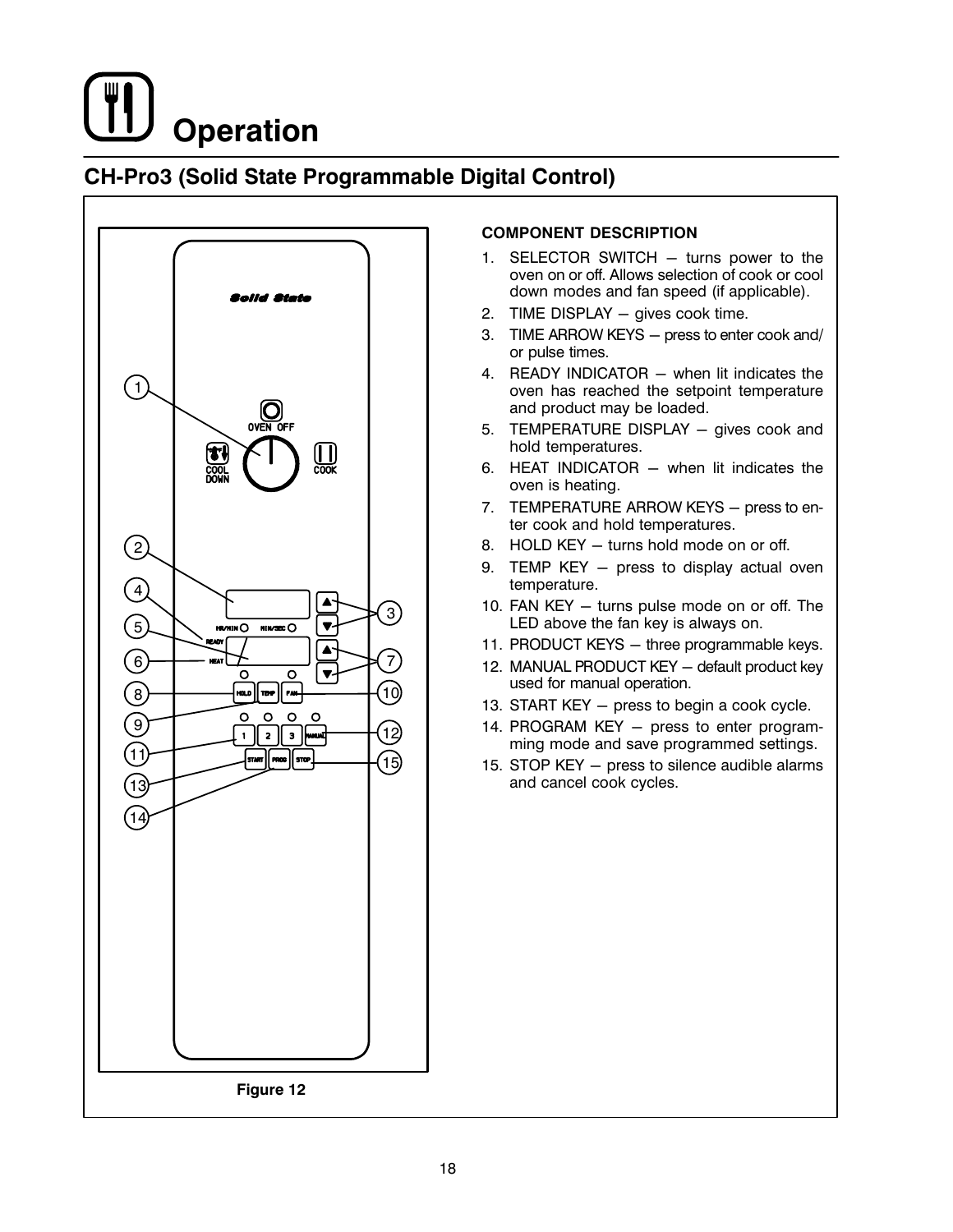# Operation

## CH-Pro3 (Solid State Programmable Digital Control)

**COMPONENT DESCRIPTION**

1. SELECTOR SWITCH – turns power to the oven on or off. Allows selection of cook or cool down modes and fan speed (if applicable).
2. TIME DISPLAY – gives cook time.
3. TIME ARROW KEYS – press to enter cook and/ or pulse times.
4. READY INDICATOR – when lit indicates the oven has reached the setpoint temperature and product may be loaded.
5. TEMPERATURE DISPLAY – gives cook and hold temperatures.
6. HEAT INDICATOR – when lit indicates the oven is heating.
7. TEMPERATURE ARROW KEYS – press to enter cook and hold temperatures.
8. HOLD KEY – turns hold mode on or off.
9. TEMP KEY – press to display actual oven temperature.
10. FAN KEY – turns pulse mode on or off. The LED above the fan key is always on.
11. PRODUCT KEYS – three programmable keys.
12. MANUAL PRODUCT KEY – default product key used for manual operation.
13. START KEY – press to begin a cook cycle.
14. PROGRAM KEY – press to enter programming mode and save programmed settings.
15. STOP KEY – press to silence audible alarms and cancel cook cycles.

Figure 12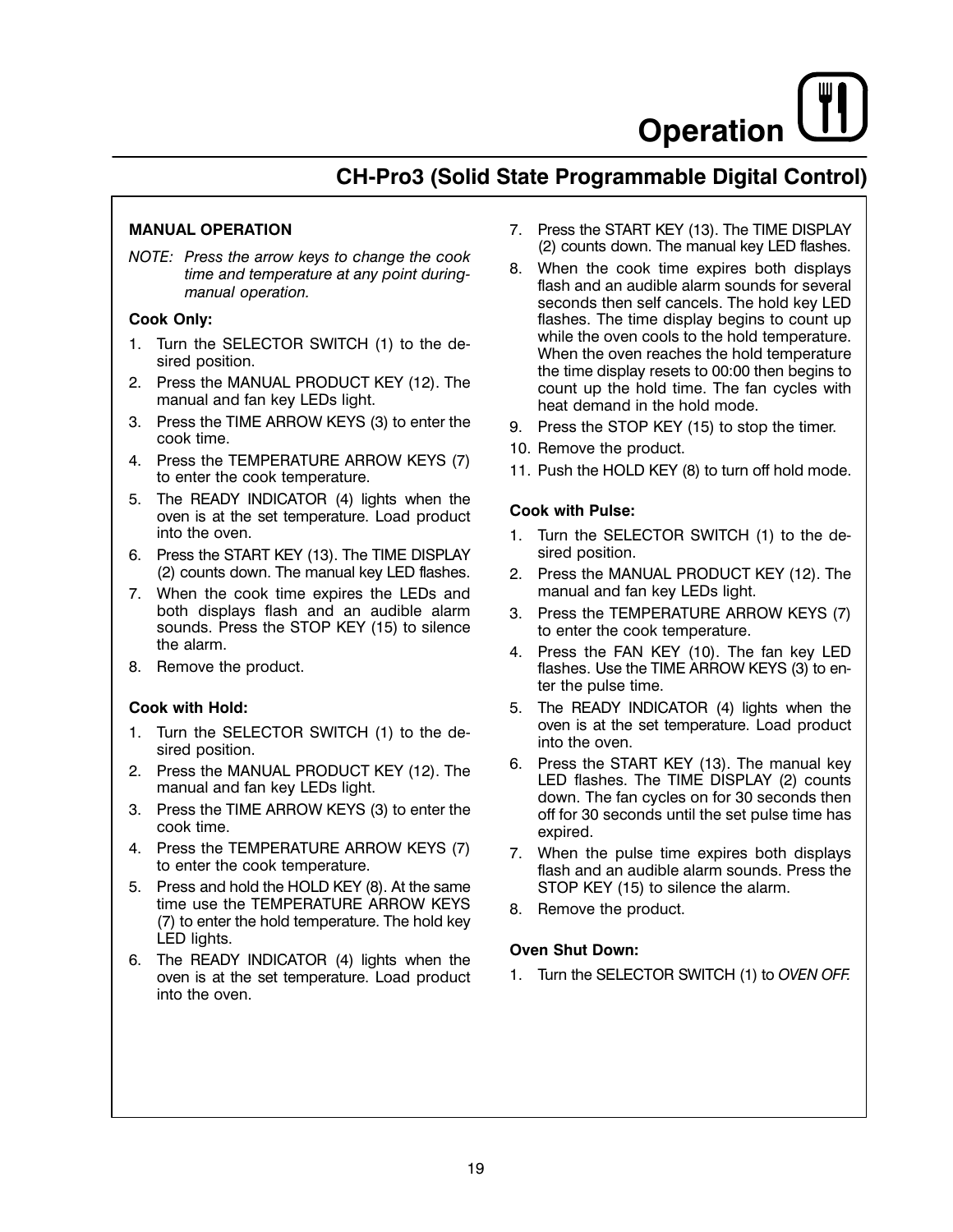# Operation

## CH-Pro3 (Solid State Programmable Digital Control)

### MANUAL OPERATION

*NOTE: Press the arrow keys to change the cook time and temperature at any point during-manual operation.*

#### Cook Only:

1. Turn the SELECTOR SWITCH (1) to the desired position.
2. Press the MANUAL PRODUCT KEY (12). The manual and fan key LEDs light.
3. Press the TIME ARROW KEYS (3) to enter the cook time.
4. Press the TEMPERATURE ARROW KEYS (7) to enter the cook temperature.
5. The READY INDICATOR (4) lights when the oven is at the set temperature. Load product into the oven.
6. Press the START KEY (13). The TIME DISPLAY (2) counts down. The manual key LED flashes.
7. When the cook time expires the LEDs and both displays flash and an audible alarm sounds. Press the STOP KEY (15) to silence the alarm.
8. Remove the product.

#### Cook with Hold:

1. Turn the SELECTOR SWITCH (1) to the desired position.
2. Press the MANUAL PRODUCT KEY (12). The manual and fan key LEDs light.
3. Press the TIME ARROW KEYS (3) to enter the cook time.
4. Press the TEMPERATURE ARROW KEYS (7) to enter the cook temperature.
5. Press and hold the HOLD KEY (8). At the same time use the TEMPERATURE ARROW KEYS (7) to enter the hold temperature. The hold key LED lights.
6. The READY INDICATOR (4) lights when the oven is at the set temperature. Load product into the oven.
7. Press the START KEY (13). The TIME DISPLAY (2) counts down. The manual key LED flashes.
8. When the cook time expires both displays flash and an audible alarm sounds for several seconds then self cancels. The hold key LED flashes. The time display begins to count up while the oven cools to the hold temperature. When the oven reaches the hold temperature the time display resets to 00:00 then begins to count up the hold time. The fan cycles with heat demand in the hold mode.
9. Press the STOP KEY (15) to stop the timer.
10. Remove the product.
11. Push the HOLD KEY (8) to turn off hold mode.

#### Cook with Pulse:

1. Turn the SELECTOR SWITCH (1) to the desired position.
2. Press the MANUAL PRODUCT KEY (12). The manual and fan key LEDs light.
3. Press the TEMPERATURE ARROW KEYS (7) to enter the cook temperature.
4. Press the FAN KEY (10). The fan key LED flashes. Use the TIME ARROW KEYS (3) to enter the pulse time.
5. The READY INDICATOR (4) lights when the oven is at the set temperature. Load product into the oven.
6. Press the START KEY (13). The manual key LED flashes. The TIME DISPLAY (2) counts down. The fan cycles on for 30 seconds then off for 30 seconds until the set pulse time has expired.
7. When the pulse time expires both displays flash and an audible alarm sounds. Press the STOP KEY (15) to silence the alarm.
8. Remove the product.

#### Oven Shut Down:

1. Turn the SELECTOR SWITCH (1) to *OVEN OFF.*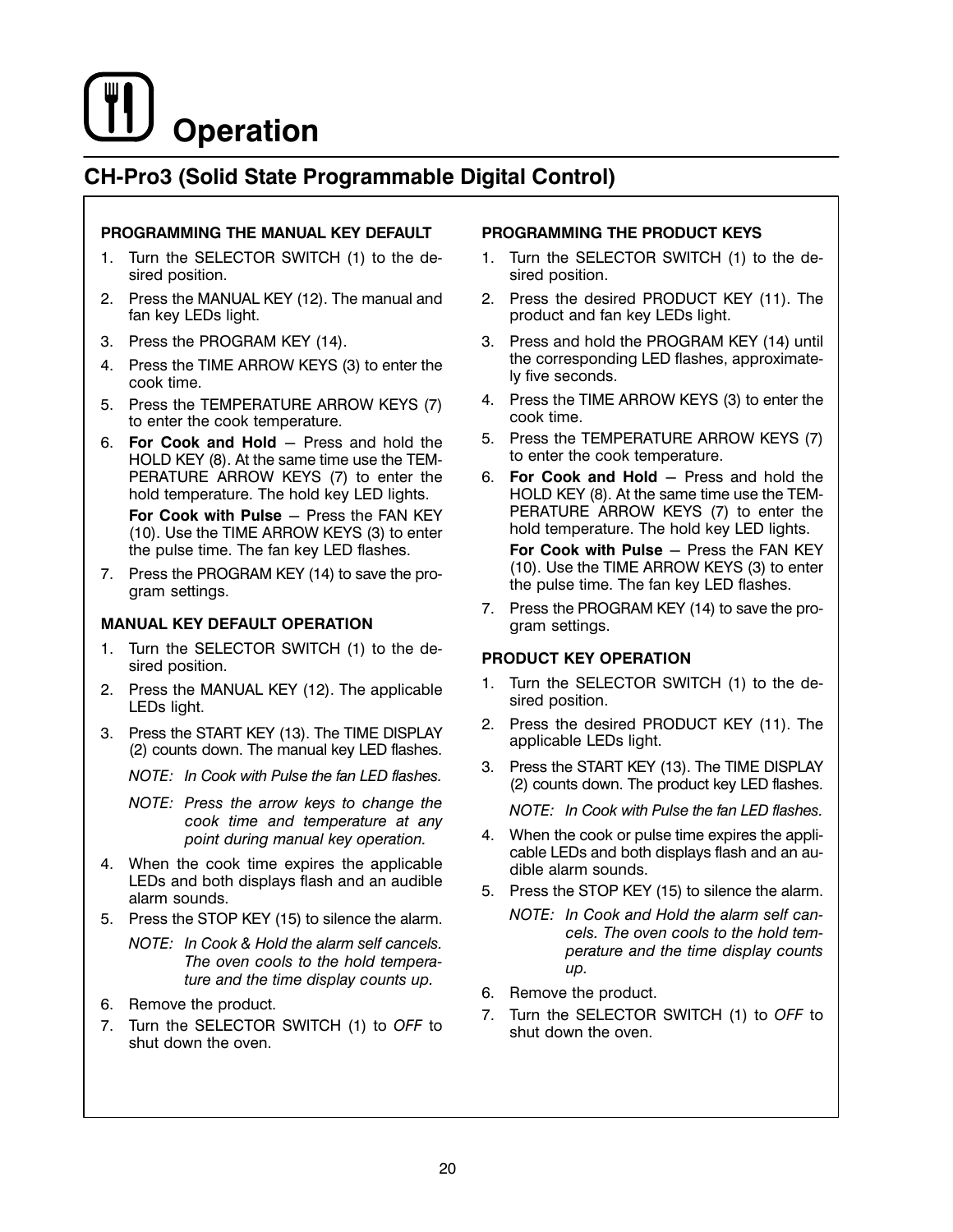# Operation

## CH-Pro3 (Solid State Programmable Digital Control)

### PROGRAMMING THE MANUAL KEY DEFAULT

1. Turn the SELECTOR SWITCH (1) to the desired position.
2. Press the MANUAL KEY (12). The manual and fan key LEDs light.
3. Press the PROGRAM KEY (14).
4. Press the TIME ARROW KEYS (3) to enter the cook time.
5. Press the TEMPERATURE ARROW KEYS (7) to enter the cook temperature.
6. **For Cook and Hold** – Press and hold the HOLD KEY (8). At the same time use the TEMPERATURE ARROW KEYS (7) to enter the hold temperature. The hold key LED lights.

   **For Cook with Pulse** – Press the FAN KEY (10). Use the TIME ARROW KEYS (3) to enter the pulse time. The fan key LED flashes.
7. Press the PROGRAM KEY (14) to save the program settings.

### MANUAL KEY DEFAULT OPERATION

1. Turn the SELECTOR SWITCH (1) to the desired position.
2. Press the MANUAL KEY (12). The applicable LEDs light.
3. Press the START KEY (13). The TIME DISPLAY (2) counts down. The manual key LED flashes.

   *NOTE: In Cook with Pulse the fan LED flashes.*

   *NOTE: Press the arrow keys to change the cook time and temperature at any point during manual key operation.*
4. When the cook time expires the applicable LEDs and both displays flash and an audible alarm sounds.
5. Press the STOP KEY (15) to silence the alarm.

   *NOTE: In Cook & Hold the alarm self cancels. The oven cools to the hold temperature and the time display counts up.*
6. Remove the product.
7. Turn the SELECTOR SWITCH (1) to *OFF* to shut down the oven.

### PROGRAMMING THE PRODUCT KEYS

1. Turn the SELECTOR SWITCH (1) to the desired position.
2. Press the desired PRODUCT KEY (11). The product and fan key LEDs light.
3. Press and hold the PROGRAM KEY (14) until the corresponding LED flashes, approximately five seconds.
4. Press the TIME ARROW KEYS (3) to enter the cook time.
5. Press the TEMPERATURE ARROW KEYS (7) to enter the cook temperature.
6. **For Cook and Hold** – Press and hold the HOLD KEY (8). At the same time use the TEMPERATURE ARROW KEYS (7) to enter the hold temperature. The hold key LED lights.

   **For Cook with Pulse** – Press the FAN KEY (10). Use the TIME ARROW KEYS (3) to enter the pulse time. The fan key LED flashes.
7. Press the PROGRAM KEY (14) to save the program settings.

### PRODUCT KEY OPERATION

1. Turn the SELECTOR SWITCH (1) to the desired position.
2. Press the desired PRODUCT KEY (11). The applicable LEDs light.
3. Press the START KEY (13). The TIME DISPLAY (2) counts down. The product key LED flashes.

   *NOTE: In Cook with Pulse the fan LED flashes.*
4. When the cook or pulse time expires the applicable LEDs and both displays flash and an audible alarm sounds.
5. Press the STOP KEY (15) to silence the alarm.

   *NOTE: In Cook and Hold the alarm self cancels. The oven cools to the hold temperature and the time display counts up.*
6. Remove the product.
7. Turn the SELECTOR SWITCH (1) to *OFF* to shut down the oven.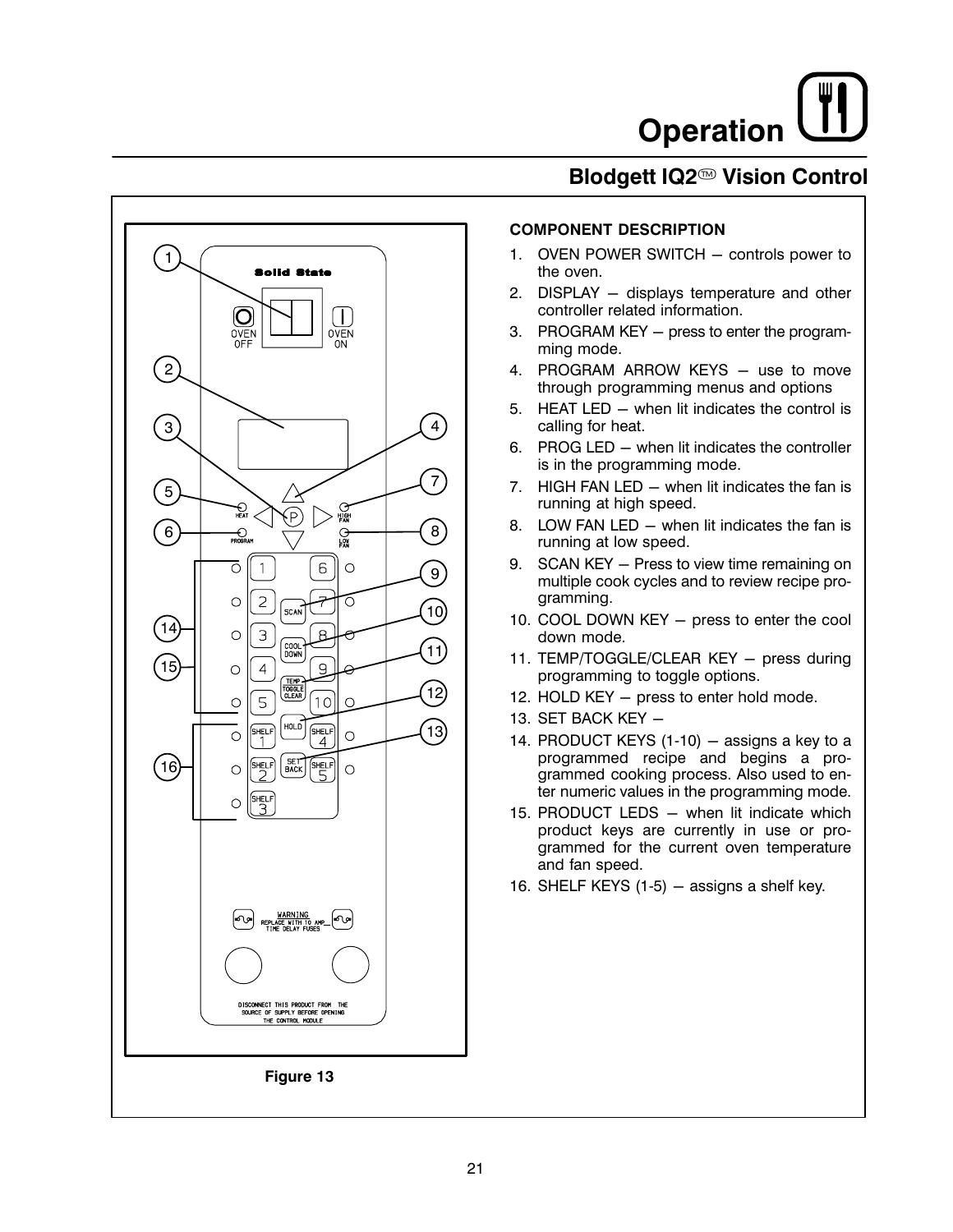# Operation

## Blodgett IQ2™ Vision Control

Figure 13

**COMPONENT DESCRIPTION**

1. OVEN POWER SWITCH – controls power to the oven.
2. DISPLAY – displays temperature and other controller related information.
3. PROGRAM KEY – press to enter the programming mode.
4. PROGRAM ARROW KEYS – use to move through programming menus and options
5. HEAT LED – when lit indicates the control is calling for heat.
6. PROG LED – when lit indicates the controller is in the programming mode.
7. HIGH FAN LED – when lit indicates the fan is running at high speed.
8. LOW FAN LED – when lit indicates the fan is running at low speed.
9. SCAN KEY – Press to view time remaining on multiple cook cycles and to review recipe programming.
10. COOL DOWN KEY – press to enter the cool down mode.
11. TEMP/TOGGLE/CLEAR KEY – press during programming to toggle options.
12. HOLD KEY – press to enter hold mode.
13. SET BACK KEY –
14. PRODUCT KEYS (1-10) – assigns a key to a programmed recipe and begins a programmed cooking process. Also used to enter numeric values in the programming mode.
15. PRODUCT LEDS – when lit indicate which product keys are currently in use or programmed for the current oven temperature and fan speed.
16. SHELF KEYS (1-5) – assigns a shelf key.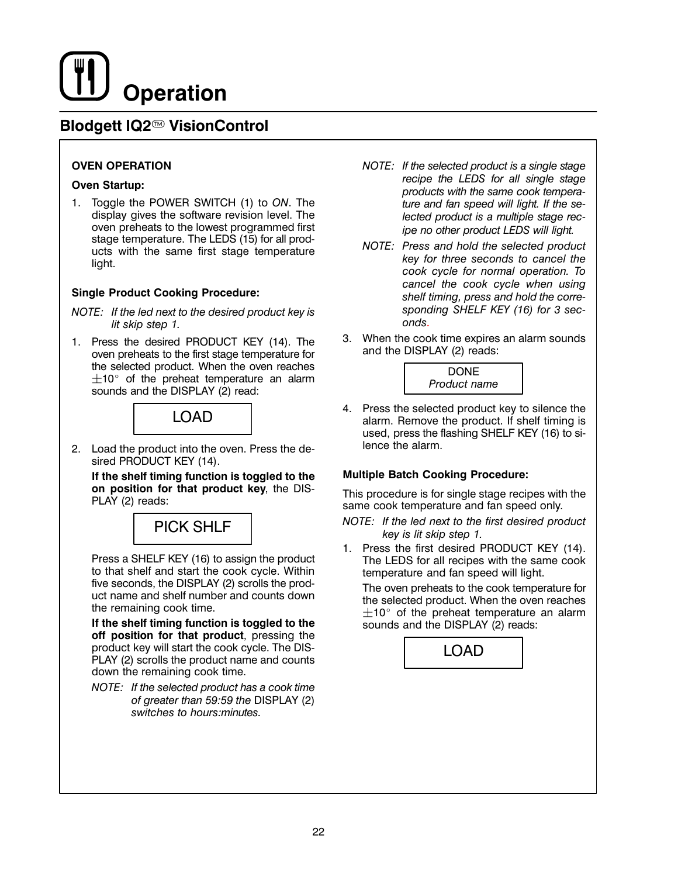# Operation

## Blodgett IQ2™ VisionControl

**OVEN OPERATION**

**Oven Startup:**

1. Toggle the POWER SWITCH (1) to *ON*. The display gives the software revision level. The oven preheats to the lowest programmed first stage temperature. The LEDS (15) for all products with the same first stage temperature light.

**Single Product Cooking Procedure:**

*NOTE: If the led next to the desired product key is lit skip step 1.*

1. Press the desired PRODUCT KEY (14). The oven preheats to the first stage temperature for the selected product. When the oven reaches $\pm10^\circ$ of the preheat temperature an alarm sounds and the DISPLAY (2) read:

   | LOAD |
   |---|

2. Load the product into the oven. Press the desired PRODUCT KEY (14).

   **If the shelf timing function is toggled to the on position for that product key**, the DISPLAY (2) reads:

   | PICK SHLF |
   |---|

   Press a SHELF KEY (16) to assign the product to that shelf and start the cook cycle. Within five seconds, the DISPLAY (2) scrolls the product name and shelf number and counts down the remaining cook time.

   **If the shelf timing function is toggled to the off position for that product**, pressing the product key will start the cook cycle. The DISPLAY (2) scrolls the product name and counts down the remaining cook time.

   *NOTE: If the selected product has a cook time of greater than 59:59 the* DISPLAY (2) *switches to hours:minutes.*

   *NOTE: If the selected product is a single stage recipe the LEDS for all single stage products with the same cook temperature and fan speed will light. If the selected product is a multiple stage recipe no other product LEDS will light.*

   *NOTE: Press and hold the selected product key for three seconds to cancel the cook cycle for normal operation. To cancel the cook cycle when using shelf timing, press and hold the corresponding SHELF KEY (16) for 3 seconds.*

3. When the cook time expires an alarm sounds and the DISPLAY (2) reads:

   | DONE |
   |---|
   | *Product name* |

4. Press the selected product key to silence the alarm. Remove the product. If shelf timing is used, press the flashing SHELF KEY (16) to silence the alarm.

**Multiple Batch Cooking Procedure:**

This procedure is for single stage recipes with the same cook temperature and fan speed only.

*NOTE: If the led next to the first desired product key is lit skip step 1.*

1. Press the first desired PRODUCT KEY (14). The LEDS for all recipes with the same cook temperature and fan speed will light.

   The oven preheats to the cook temperature for the selected product. When the oven reaches $\pm10^\circ$ of the preheat temperature an alarm sounds and the DISPLAY (2) reads:

   | LOAD |
   |---|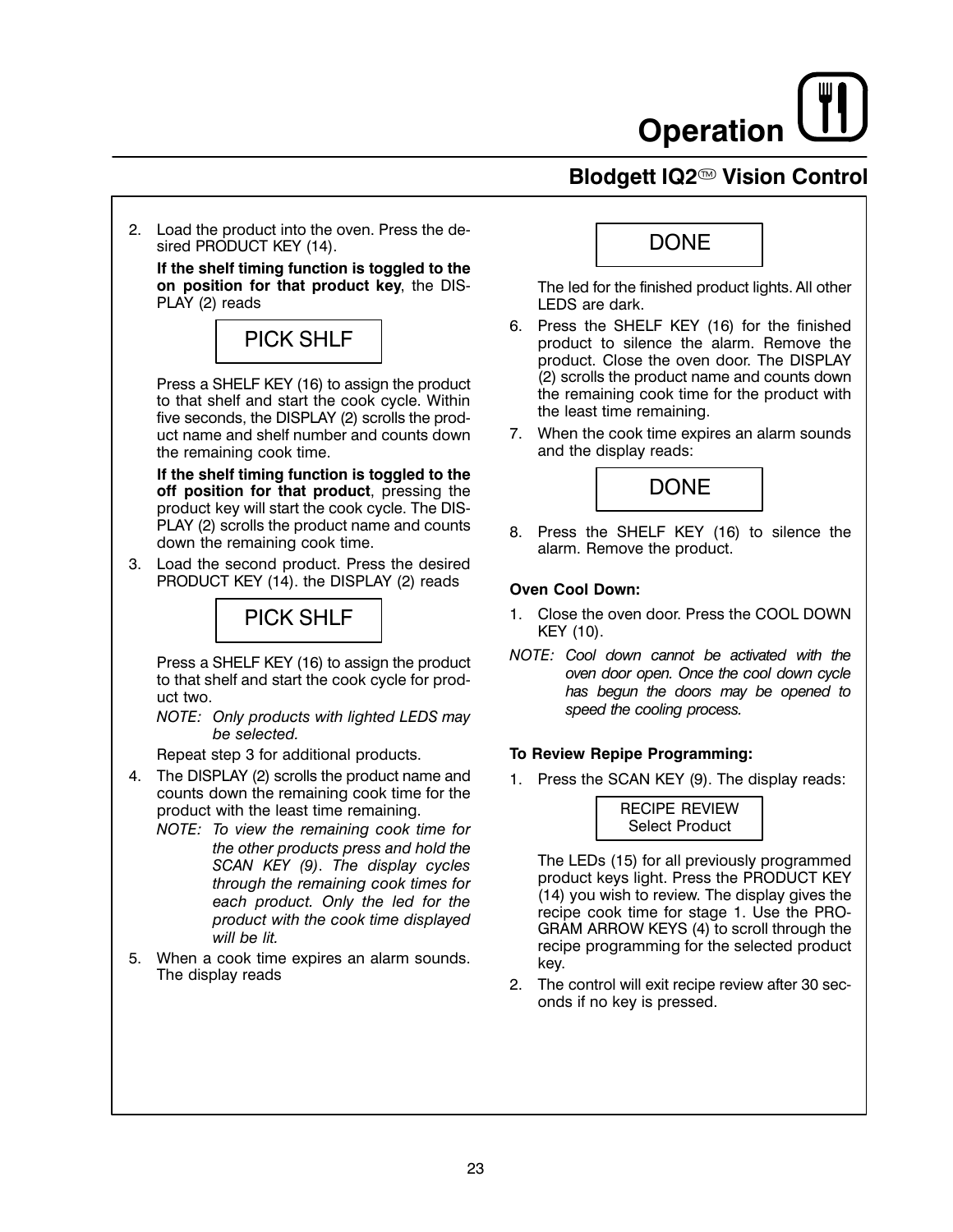# Operation

## Blodgett IQ2™ Vision Control

2. Load the product into the oven. Press the desired PRODUCT KEY (14).

   **If the shelf timing function is toggled to the on position for that product key**, the DISPLAY (2) reads

   ```
   PICK SHLF
   ```

   Press a SHELF KEY (16) to assign the product to that shelf and start the cook cycle. Within five seconds, the DISPLAY (2) scrolls the product name and shelf number and counts down the remaining cook time.

   **If the shelf timing function is toggled to the off position for that product**, pressing the product key will start the cook cycle. The DISPLAY (2) scrolls the product name and counts down the remaining cook time.

3. Load the second product. Press the desired PRODUCT KEY (14). the DISPLAY (2) reads

   ```
   PICK SHLF
   ```

   Press a SHELF KEY (16) to assign the product to that shelf and start the cook cycle for product two.

   *NOTE: Only products with lighted LEDS may be selected.*

   Repeat step 3 for additional products.

4. The DISPLAY (2) scrolls the product name and counts down the remaining cook time for the product with the least time remaining.

   *NOTE: To view the remaining cook time for the other products press and hold the SCAN KEY (9). The display cycles through the remaining cook times for each product. Only the led for the product with the cook time displayed will be lit.*

5. When a cook time expires an alarm sounds. The display reads

   ```
   DONE
   ```

   The led for the finished product lights. All other LEDS are dark.

6. Press the SHELF KEY (16) for the finished product to silence the alarm. Remove the product. Close the oven door. The DISPLAY (2) scrolls the product name and counts down the remaining cook time for the product with the least time remaining.

7. When the cook time expires an alarm sounds and the display reads:

   ```
   DONE
   ```

8. Press the SHELF KEY (16) to silence the alarm. Remove the product.

**Oven Cool Down:**

1. Close the oven door. Press the COOL DOWN KEY (10).

*NOTE: Cool down cannot be activated with the oven door open. Once the cool down cycle has begun the doors may be opened to speed the cooling process.*

**To Review Repipe Programming:**

1. Press the SCAN KEY (9). The display reads:

   ```
   RECIPE REVIEW
   Select Product
   ```

   The LEDs (15) for all previously programmed product keys light. Press the PRODUCT KEY (14) you wish to review. The display gives the recipe cook time for stage 1. Use the PROGRAM ARROW KEYS (4) to scroll through the recipe programming for the selected product key.

2. The control will exit recipe review after 30 seconds if no key is pressed.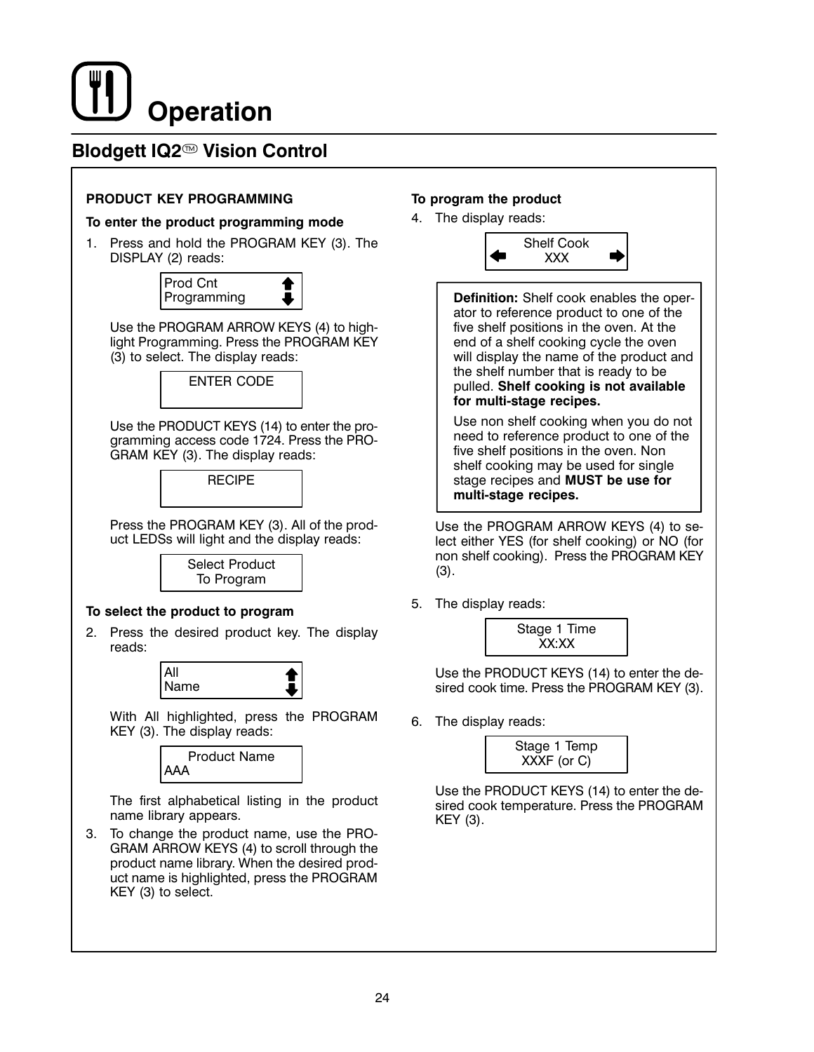# Operation

## Blodgett IQ2™ Vision Control

**PRODUCT KEY PROGRAMMING**

**To enter the product programming mode**

1. Press and hold the PROGRAM KEY (3). The DISPLAY (2) reads:

   ```
   Prod Cnt
   Programming
   ```

   Use the PROGRAM ARROW KEYS (4) to highlight Programming. Press the PROGRAM KEY (3) to select. The display reads:

   ```
   ENTER CODE
   ```

   Use the PRODUCT KEYS (14) to enter the programming access code 1724. Press the PROGRAM KEY (3). The display reads:

   ```
   RECIPE
   ```

   Press the PROGRAM KEY (3). All of the product LEDSs will light and the display reads:

   ```
   Select Product
   To Program
   ```

**To select the product to program**

2. Press the desired product key. The display reads:

   ```
   All
   Name
   ```

   With All highlighted, press the PROGRAM KEY (3). The display reads:

   ```
   Product Name
   AAA
   ```

   The first alphabetical listing in the product name library appears.

3. To change the product name, use the PROGRAM ARROW KEYS (4) to scroll through the product name library. When the desired product name is highlighted, press the PROGRAM KEY (3) to select.

**To program the product**

4. The display reads:

   ```
   Shelf Cook
   XXX
   ```

   > **Definition:** Shelf cook enables the operator to reference product to one of the five shelf positions in the oven. At the end of a shelf cooking cycle the oven will display the name of the product and the shelf number that is ready to be pulled. **Shelf cooking is not available for multi-stage recipes.**
   >
   > Use non shelf cooking when you do not need to reference product to one of the five shelf positions in the oven. Non shelf cooking may be used for single stage recipes and **MUST be use for multi-stage recipes.**

   Use the PROGRAM ARROW KEYS (4) to select either YES (for shelf cooking) or NO (for non shelf cooking). Press the PROGRAM KEY (3).

5. The display reads:

   ```
   Stage 1 Time
   XX:XX
   ```

   Use the PRODUCT KEYS (14) to enter the desired cook time. Press the PROGRAM KEY (3).

6. The display reads:

   ```
   Stage 1 Temp
   XXXF (or C)
   ```

   Use the PRODUCT KEYS (14) to enter the desired cook temperature. Press the PROGRAM KEY (3).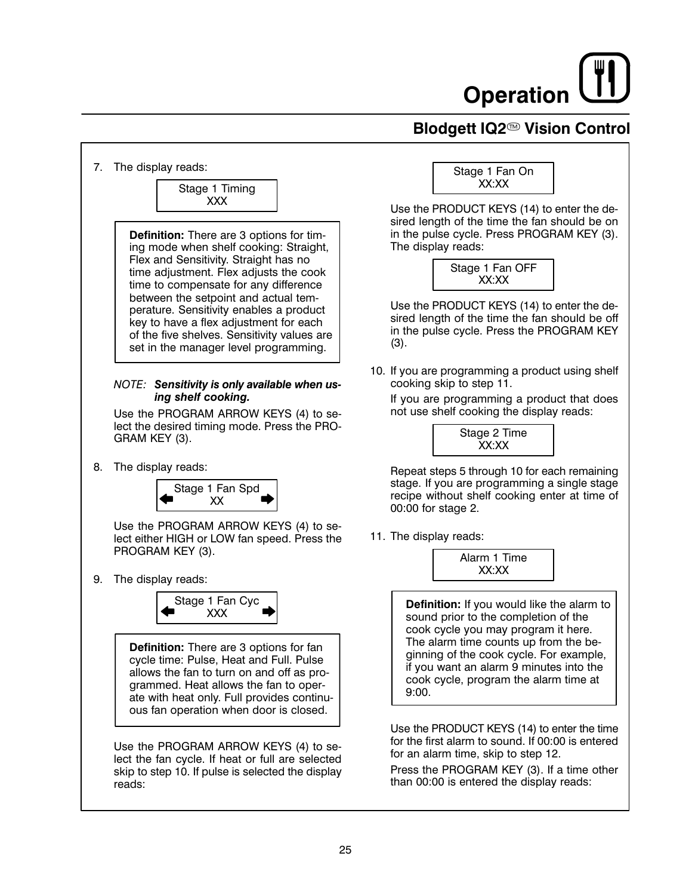# Operation

## Blodgett IQ2™ Vision Control

7. The display reads:

   ```
   Stage 1 Timing
   XXX
   ```

   > **Definition:** There are 3 options for timing mode when shelf cooking: Straight, Flex and Sensitivity. Straight has no time adjustment. Flex adjusts the cook time to compensate for any difference between the setpoint and actual temperature. Sensitivity enables a product key to have a flex adjustment for each of the five shelves. Sensitivity values are set in the manager level programming.

   *NOTE:* ***Sensitivity is only available when using shelf cooking.***

   Use the PROGRAM ARROW KEYS (4) to select the desired timing mode. Press the PROGRAM KEY (3).

8. The display reads:

   ```
   Stage 1 Fan Spd
   ←     XX     →
   ```

   Use the PROGRAM ARROW KEYS (4) to select either HIGH or LOW fan speed. Press the PROGRAM KEY (3).

9. The display reads:

   ```
   Stage 1 Fan Cyc
   ←     XXX     →
   ```

   > **Definition:** There are 3 options for fan cycle time: Pulse, Heat and Full. Pulse allows the fan to turn on and off as programmed. Heat allows the fan to operate with heat only. Full provides continuous fan operation when door is closed.

   Use the PROGRAM ARROW KEYS (4) to select the fan cycle. If heat or full are selected skip to step 10. If pulse is selected the display reads:

   ```
   Stage 1 Fan On
   XX:XX
   ```

   Use the PRODUCT KEYS (14) to enter the desired length of the time the fan should be on in the pulse cycle. Press PROGRAM KEY (3). The display reads:

   ```
   Stage 1 Fan OFF
   XX:XX
   ```

   Use the PRODUCT KEYS (14) to enter the desired length of the time the fan should be off in the pulse cycle. Press the PROGRAM KEY (3).

10. If you are programming a product using shelf cooking skip to step 11.

    If you are programming a product that does not use shelf cooking the display reads:

    ```
    Stage 2 Time
    XX:XX
    ```

    Repeat steps 5 through 10 for each remaining stage. If you are programming a single stage recipe without shelf cooking enter at time of 00:00 for stage 2.

11. The display reads:

    ```
    Alarm 1 Time
    XX:XX
    ```

    > **Definition:** If you would like the alarm to sound prior to the completion of the cook cycle you may program it here. The alarm time counts up from the beginning of the cook cycle. For example, if you want an alarm 9 minutes into the cook cycle, program the alarm time at 9:00.

    Use the PRODUCT KEYS (14) to enter the time for the first alarm to sound. If 00:00 is entered for an alarm time, skip to step 12.

    Press the PROGRAM KEY (3). If a time other than 00:00 is entered the display reads: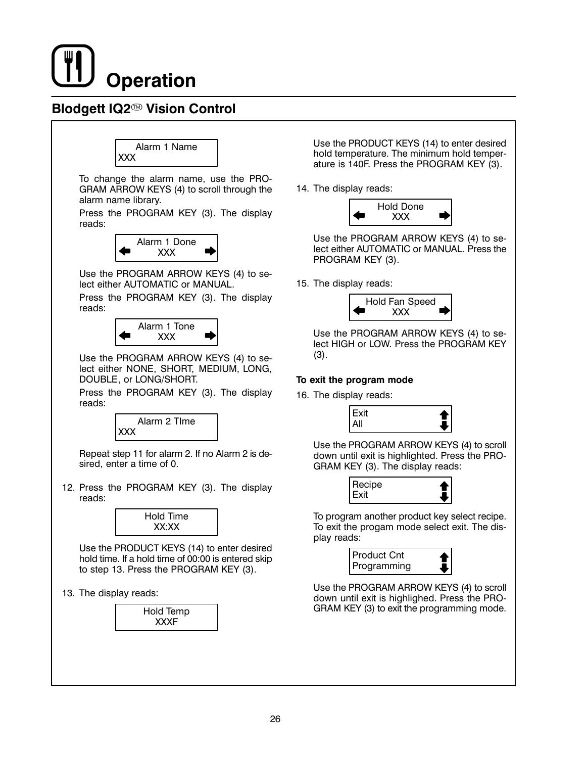# Operation

## Blodgett IQ2™ Vision Control

```
Alarm 1 Name
XXX
```

To change the alarm name, use the PROGRAM ARROW KEYS (4) to scroll through the alarm name library.

Press the PROGRAM KEY (3). The display reads:

```
Alarm 1 Done
⬅   XXX   ➡
```

Use the PROGRAM ARROW KEYS (4) to select either AUTOMATIC or MANUAL.

Press the PROGRAM KEY (3). The display reads:

```
Alarm 1 Tone
⬅   XXX   ➡
```

Use the PROGRAM ARROW KEYS (4) to select either NONE, SHORT, MEDIUM, LONG, DOUBLE, or LONG/SHORT.

Press the PROGRAM KEY (3). The display reads:

```
Alarm 2 TIme
XXX
```

Repeat step 11 for alarm 2. If no Alarm 2 is desired, enter a time of 0.

12. Press the PROGRAM KEY (3). The display reads:

```
Hold Time
XX:XX
```

Use the PRODUCT KEYS (14) to enter desired hold time. If a hold time of 00:00 is entered skip to step 13. Press the PROGRAM KEY (3).

13. The display reads:

```
Hold Temp
XXXF
```

Use the PRODUCT KEYS (14) to enter desired hold temperature. The minimum hold temperature is 140F. Press the PROGRAM KEY (3).

14. The display reads:

```
Hold Done
⬅   XXX   ➡
```

Use the PROGRAM ARROW KEYS (4) to select either AUTOMATIC or MANUAL. Press the PROGRAM KEY (3).

15. The display reads:

```
Hold Fan Speed
⬅   XXX   ➡
```

Use the PROGRAM ARROW KEYS (4) to select HIGH or LOW. Press the PROGRAM KEY (3).

**To exit the program mode**

16. The display reads:

```
Exit      ⬆
All       ⬇
```

Use the PROGRAM ARROW KEYS (4) to scroll down until exit is highlighted. Press the PROGRAM KEY (3). The display reads:

```
Recipe    ⬆
Exit      ⬇
```

To program another product key select recipe. To exit the progam mode select exit. The display reads:

```
Product Cnt    ⬆
Programming    ⬇
```

Use the PROGRAM ARROW KEYS (4) to scroll down until exit is highlighed. Press the PROGRAM KEY (3) to exit the programming mode.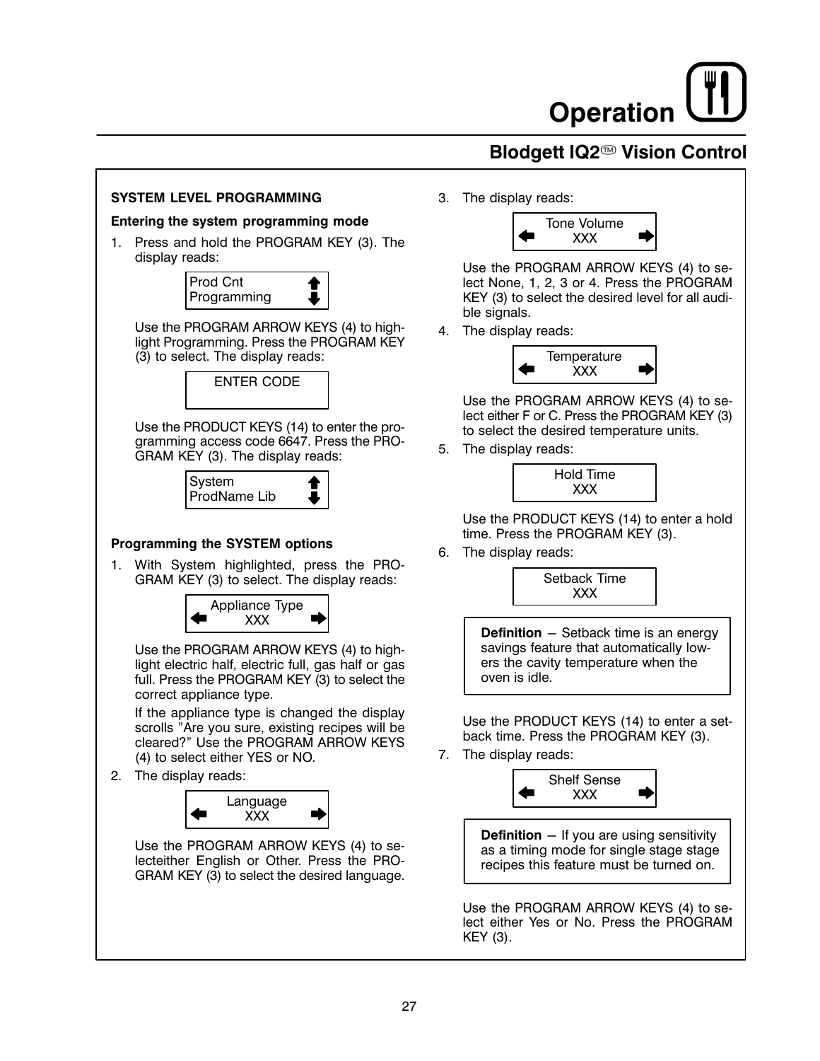# Operation

## Blodgett IQ2™ Vision Control

### SYSTEM LEVEL PROGRAMMING

**Entering the system programming mode**

1. Press and hold the PROGRAM KEY (3). The display reads:

```
Prod Cnt
Programming
```

Use the PROGRAM ARROW KEYS (4) to highlight Programming. Press the PROGRAM KEY (3) to select. The display reads:

```
ENTER CODE
```

Use the PRODUCT KEYS (14) to enter the programming access code 6647. Press the PROGRAM KEY (3). The display reads:

```
System
ProdName Lib
```

**Programming the SYSTEM options**

1. With System highlighted, press the PROGRAM KEY (3) to select. The display reads:

```
Appliance Type
XXX
```

Use the PROGRAM ARROW KEYS (4) to highlight electric half, electric full, gas half or gas full. Press the PROGRAM KEY (3) to select the correct appliance type.

If the appliance type is changed the display scrolls "Are you sure, existing recipes will be cleared?" Use the PROGRAM ARROW KEYS (4) to select either YES or NO.

2. The display reads:

```
Language
XXX
```

Use the PROGRAM ARROW KEYS (4) to selecteither English or Other. Press the PROGRAM KEY (3) to select the desired language.

3. The display reads:

```
Tone Volume
XXX
```

Use the PROGRAM ARROW KEYS (4) to select None, 1, 2, 3 or 4. Press the PROGRAM KEY (3) to select the desired level for all audible signals.

4. The display reads:

```
Temperature
XXX
```

Use the PROGRAM ARROW KEYS (4) to select either F or C. Press the PROGRAM KEY (3) to select the desired temperature units.

5. The display reads:

```
Hold Time
XXX
```

Use the PRODUCT KEYS (14) to enter a hold time. Press the PROGRAM KEY (3).

6. The display reads:

```
Setback Time
XXX
```

> **Definition** – Setback time is an energy savings feature that automatically lowers the cavity temperature when the oven is idle.

Use the PRODUCT KEYS (14) to enter a setback time. Press the PROGRAM KEY (3).

7. The display reads:

```
Shelf Sense
XXX
```

> **Definition** – If you are using sensitivity as a timing mode for single stage stage recipes this feature must be turned on.

Use the PROGRAM ARROW KEYS (4) to select either Yes or No. Press the PROGRAM KEY (3).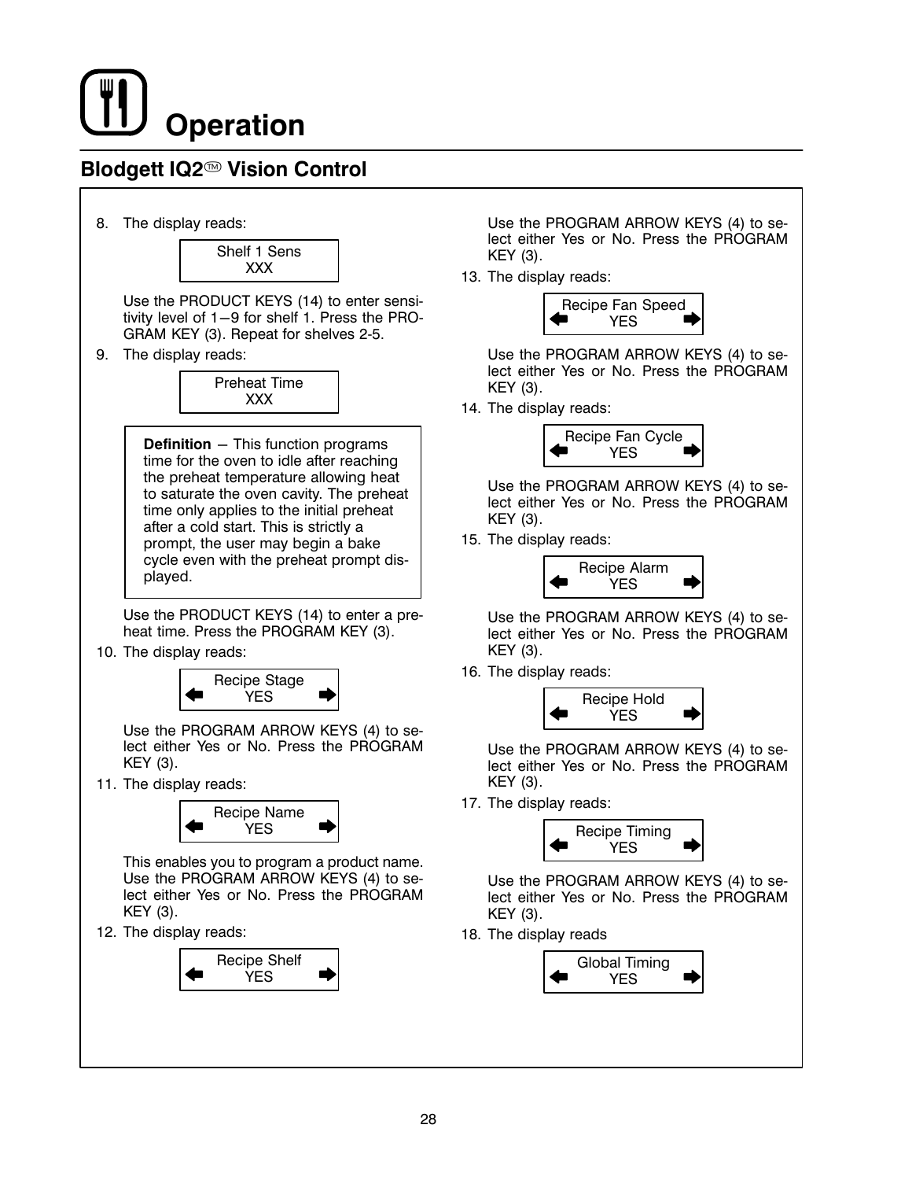# Operation

## Blodgett IQ2™ Vision Control

8. The display reads:

   ```
   Shelf 1 Sens
   XXX
   ```

   Use the PRODUCT KEYS (14) to enter sensitivity level of 1–9 for shelf 1. Press the PROGRAM KEY (3). Repeat for shelves 2-5.

9. The display reads:

   ```
   Preheat Time
   XXX
   ```

   **Definition** – This function programs time for the oven to idle after reaching the preheat temperature allowing heat to saturate the oven cavity. The preheat time only applies to the initial preheat after a cold start. This is strictly a prompt, the user may begin a bake cycle even with the preheat prompt displayed.

   Use the PRODUCT KEYS (14) to enter a preheat time. Press the PROGRAM KEY (3).

10. The display reads:

    ```
    Recipe Stage
    ←     YES     →
    ```

    Use the PROGRAM ARROW KEYS (4) to select either Yes or No. Press the PROGRAM KEY (3).

11. The display reads:

    ```
    Recipe Name
    ←     YES     →
    ```

    This enables you to program a product name. Use the PROGRAM ARROW KEYS (4) to select either Yes or No. Press the PROGRAM KEY (3).

12. The display reads:

    ```
    Recipe Shelf
    ←     YES     →
    ```

    Use the PROGRAM ARROW KEYS (4) to select either Yes or No. Press the PROGRAM KEY (3).

13. The display reads:

    ```
    Recipe Fan Speed
    ←     YES     →
    ```

    Use the PROGRAM ARROW KEYS (4) to select either Yes or No. Press the PROGRAM KEY (3).

14. The display reads:

    ```
    Recipe Fan Cycle
    ←     YES     →
    ```

    Use the PROGRAM ARROW KEYS (4) to select either Yes or No. Press the PROGRAM KEY (3).

15. The display reads:

    ```
    Recipe Alarm
    ←     YES     →
    ```

    Use the PROGRAM ARROW KEYS (4) to select either Yes or No. Press the PROGRAM KEY (3).

16. The display reads:

    ```
    Recipe Hold
    ←     YES     →
    ```

    Use the PROGRAM ARROW KEYS (4) to select either Yes or No. Press the PROGRAM KEY (3).

17. The display reads:

    ```
    Recipe Timing
    ←     YES     →
    ```

    Use the PROGRAM ARROW KEYS (4) to select either Yes or No. Press the PROGRAM KEY (3).

18. The display reads

    ```
    Global Timing
    ←     YES     →
    ```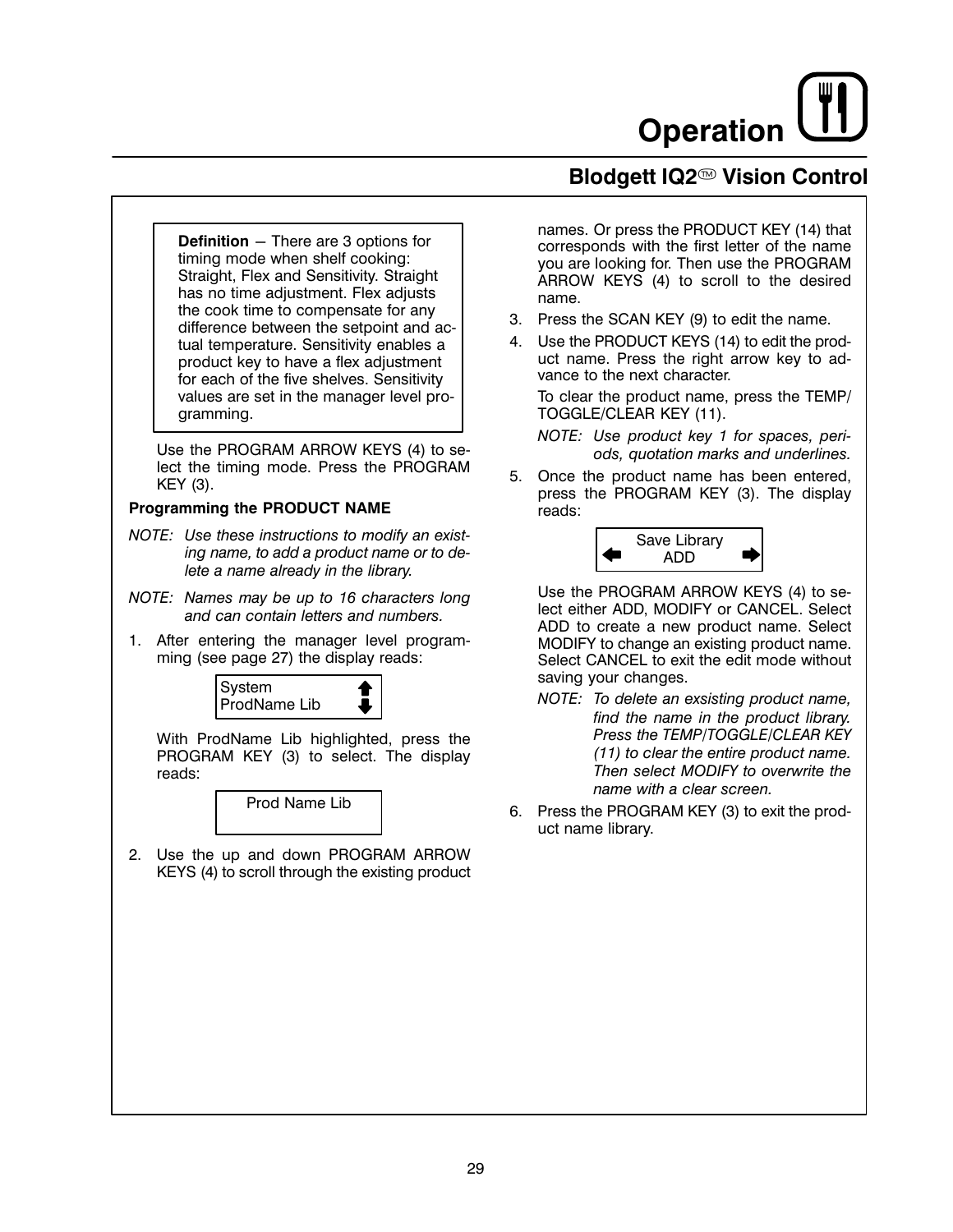# Operation

## Blodgett IQ2™ Vision Control

> **Definition** – There are 3 options for timing mode when shelf cooking: Straight, Flex and Sensitivity. Straight has no time adjustment. Flex adjusts the cook time to compensate for any difference between the setpoint and actual temperature. Sensitivity enables a product key to have a flex adjustment for each of the five shelves. Sensitivity values are set in the manager level programming.

Use the PROGRAM ARROW KEYS (4) to select the timing mode. Press the PROGRAM KEY (3).

### Programming the PRODUCT NAME

*NOTE: Use these instructions to modify an existing name, to add a product name or to delete a name already in the library.*

*NOTE: Names may be up to 16 characters long and can contain letters and numbers.*

1. After entering the manager level programming (see page 27) the display reads:

   ```
   System        ⬆
   ProdName Lib  ⬇
   ```

   With ProdName Lib highlighted, press the PROGRAM KEY (3) to select. The display reads:

   ```
   Prod Name Lib
   ```

2. Use the up and down PROGRAM ARROW KEYS (4) to scroll through the existing product names. Or press the PRODUCT KEY (14) that corresponds with the first letter of the name you are looking for. Then use the PROGRAM ARROW KEYS (4) to scroll to the desired name.
3. Press the SCAN KEY (9) to edit the name.
4. Use the PRODUCT KEYS (14) to edit the product name. Press the right arrow key to advance to the next character.

   To clear the product name, press the TEMP/TOGGLE/CLEAR KEY (11).

   *NOTE: Use product key 1 for spaces, periods, quotation marks and underlines.*
5. Once the product name has been entered, press the PROGRAM KEY (3). The display reads:

   ```
      Save Library
   ⬅     ADD      ➡
   ```

   Use the PROGRAM ARROW KEYS (4) to select either ADD, MODIFY or CANCEL. Select ADD to create a new product name. Select MODIFY to change an existing product name. Select CANCEL to exit the edit mode without saving your changes.

   *NOTE: To delete an exsisting product name, find the name in the product library. Press the TEMP/TOGGLE/CLEAR KEY (11) to clear the entire product name. Then select MODIFY to overwrite the name with a clear screen.*
6. Press the PROGRAM KEY (3) to exit the product name library.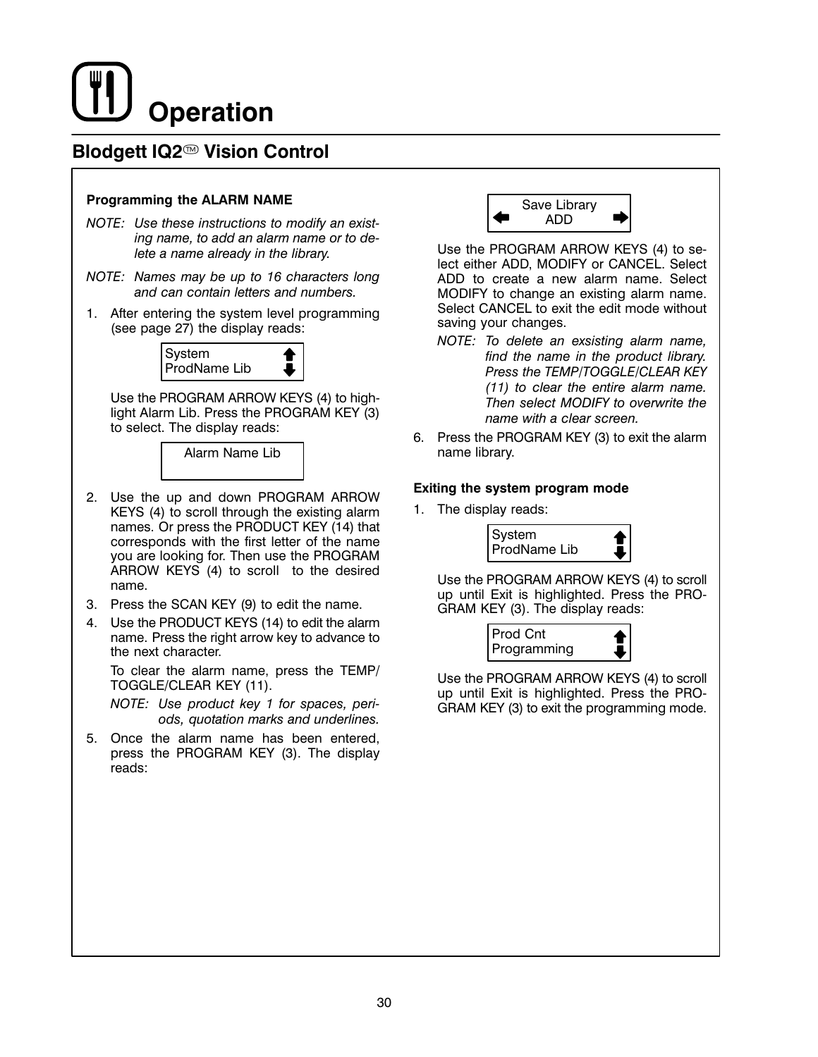# Operation

## Blodgett IQ2™ Vision Control

**Programming the ALARM NAME**

*NOTE: Use these instructions to modify an existing name, to add an alarm name or to delete a name already in the library.*

*NOTE: Names may be up to 16 characters long and can contain letters and numbers.*

1. After entering the system level programming (see page 27) the display reads:

   ```
   System
   ProdName Lib
   ```

   Use the PROGRAM ARROW KEYS (4) to highlight Alarm Lib. Press the PROGRAM KEY (3) to select. The display reads:

   ```
   Alarm Name Lib
   ```

2. Use the up and down PROGRAM ARROW KEYS (4) to scroll through the existing alarm names. Or press the PRODUCT KEY (14) that corresponds with the first letter of the name you are looking for. Then use the PROGRAM ARROW KEYS (4) to scroll to the desired name.
3. Press the SCAN KEY (9) to edit the name.
4. Use the PRODUCT KEYS (14) to edit the alarm name. Press the right arrow key to advance to the next character.

   To clear the alarm name, press the TEMP/TOGGLE/CLEAR KEY (11).

   *NOTE: Use product key 1 for spaces, periods, quotation marks and underlines.*

5. Once the alarm name has been entered, press the PROGRAM KEY (3). The display reads:

   ```
   Save Library
   ADD
   ```

   Use the PROGRAM ARROW KEYS (4) to select either ADD, MODIFY or CANCEL. Select ADD to create a new alarm name. Select MODIFY to change an existing alarm name. Select CANCEL to exit the edit mode without saving your changes.

   *NOTE: To delete an exsisting alarm name, find the name in the product library. Press the TEMP/TOGGLE/CLEAR KEY (11) to clear the entire alarm name. Then select MODIFY to overwrite the name with a clear screen.*

6. Press the PROGRAM KEY (3) to exit the alarm name library.

**Exiting the system program mode**

1. The display reads:

   ```
   System
   ProdName Lib
   ```

   Use the PROGRAM ARROW KEYS (4) to scroll up until Exit is highlighted. Press the PROGRAM KEY (3). The display reads:

   ```
   Prod Cnt
   Programming
   ```

   Use the PROGRAM ARROW KEYS (4) to scroll up until Exit is highlighted. Press the PROGRAM KEY (3) to exit the programming mode.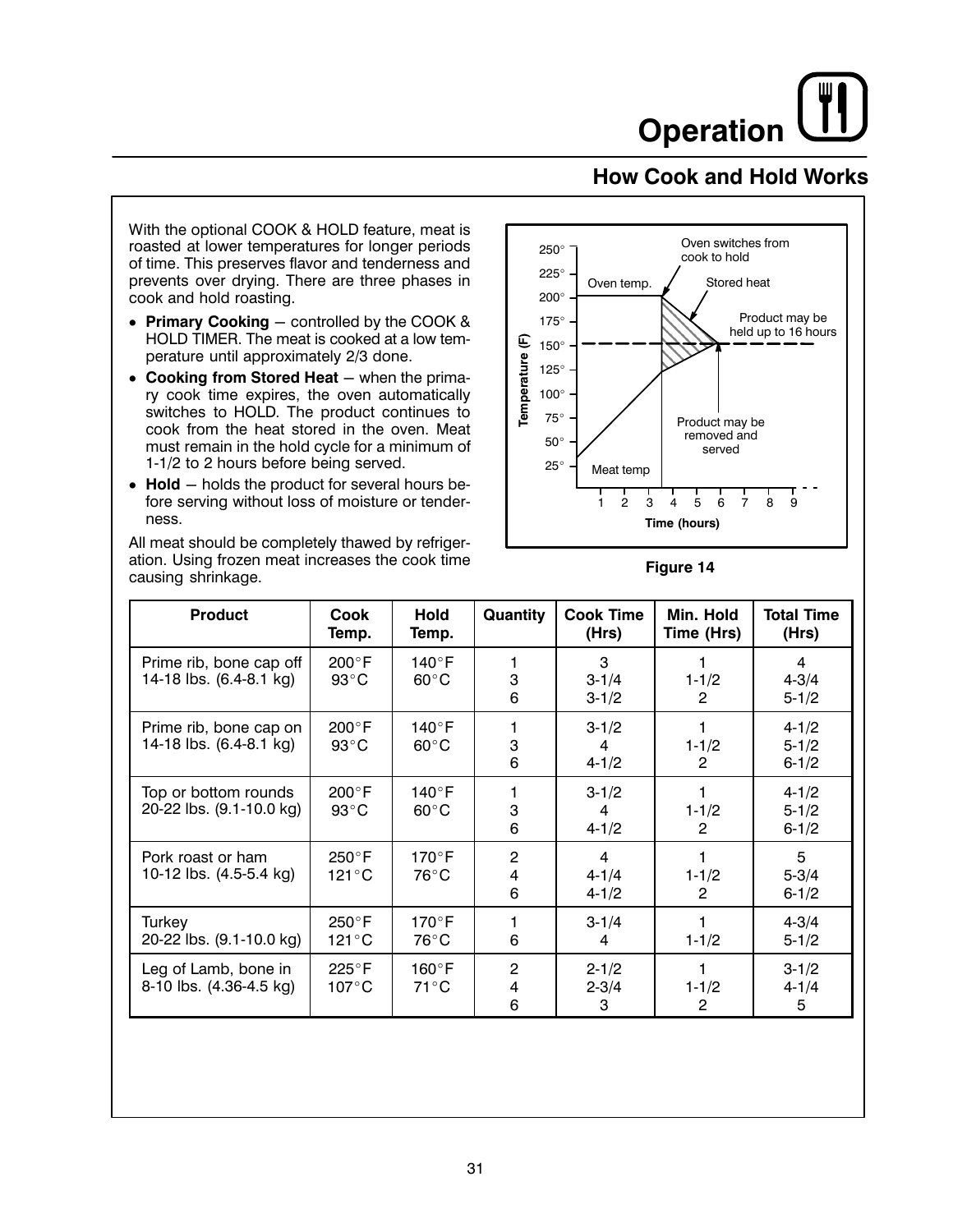# Operation

## How Cook and Hold Works

With the optional COOK & HOLD feature, meat is roasted at lower temperatures for longer periods of time. This preserves flavor and tenderness and prevents over drying. There are three phases in cook and hold roasting.

- **Primary Cooking** – controlled by the COOK & HOLD TIMER. The meat is cooked at a low temperature until approximately 2/3 done.
- **Cooking from Stored Heat** – when the primary cook time expires, the oven automatically switches to HOLD. The product continues to cook from the heat stored in the oven. Meat must remain in the hold cycle for a minimum of 1-1/2 to 2 hours before being served.
- **Hold** – holds the product for several hours before serving without loss of moisture or tenderness.

All meat should be completely thawed by refrigeration. Using frozen meat increases the cook time causing shrinkage.

Figure 14

| Product | Cook Temp. | Hold Temp. | Quantity | Cook Time (Hrs) | Min. Hold Time (Hrs) | Total Time (Hrs) |
|---|---|---|---|---|---|---|
| Prime rib, bone cap off 14-18 lbs. (6.4-8.1 kg) | 200°F 93°C | 140°F 60°C | 1 | 3 | 1 | 4 |
| | | | 3 | 3-1/4 | 1-1/2 | 4-3/4 |
| | | | 6 | 3-1/2 | 2 | 5-1/2 |
| Prime rib, bone cap on 14-18 lbs. (6.4-8.1 kg) | 200°F 93°C | 140°F 60°C | 1 | 3-1/2 | 1 | 4-1/2 |
| | | | 3 | 4 | 1-1/2 | 5-1/2 |
| | | | 6 | 4-1/2 | 2 | 6-1/2 |
| Top or bottom rounds 20-22 lbs. (9.1-10.0 kg) | 200°F 93°C | 140°F 60°C | 1 | 3-1/2 | 1 | 4-1/2 |
| | | | 3 | 4 | 1-1/2 | 5-1/2 |
| | | | 6 | 4-1/2 | 2 | 6-1/2 |
| Pork roast or ham 10-12 lbs. (4.5-5.4 kg) | 250°F 121°C | 170°F 76°C | 2 | 4 | 1 | 5 |
| | | | 4 | 4-1/4 | 1-1/2 | 5-3/4 |
| | | | 6 | 4-1/2 | 2 | 6-1/2 |
| Turkey 20-22 lbs. (9.1-10.0 kg) | 250°F 121°C | 170°F 76°C | 1 | 3-1/4 | 1 | 4-3/4 |
| | | | 6 | 4 | 1-1/2 | 5-1/2 |
| Leg of Lamb, bone in 8-10 lbs. (4.36-4.5 kg) | 225°F 107°C | 160°F 71°C | 2 | 2-1/2 | 1 | 3-1/2 |
| | | | 4 | 2-3/4 | 1-1/2 | 4-1/4 |
| | | | 6 | 3 | 2 | 5 |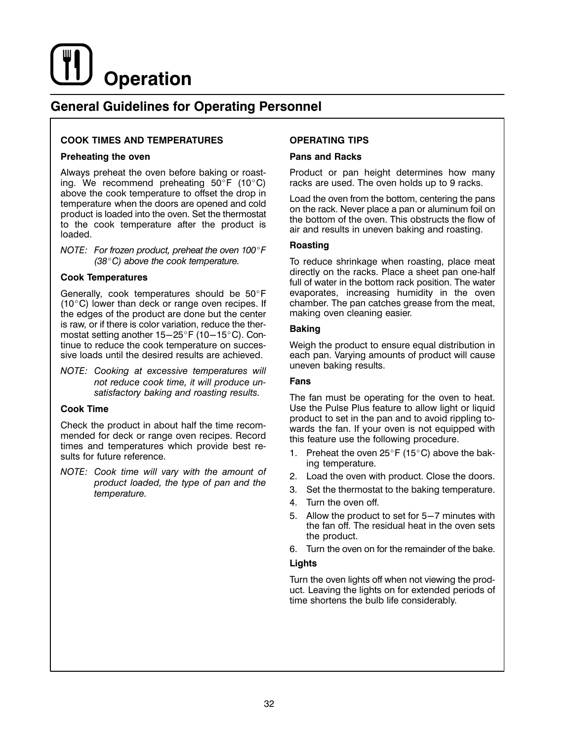# Operation

## General Guidelines for Operating Personnel

### COOK TIMES AND TEMPERATURES

#### Preheating the oven

Always preheat the oven before baking or roasting. We recommend preheating 50°F (10°C) above the cook temperature to offset the drop in temperature when the doors are opened and cold product is loaded into the oven. Set the thermostat to the cook temperature after the product is loaded.

*NOTE: For frozen product, preheat the oven 100°F (38°C) above the cook temperature.*

#### Cook Temperatures

Generally, cook temperatures should be 50°F (10°C) lower than deck or range oven recipes. If the edges of the product are done but the center is raw, or if there is color variation, reduce the thermostat setting another 15–25°F (10–15°C). Continue to reduce the cook temperature on successive loads until the desired results are achieved.

*NOTE: Cooking at excessive temperatures will not reduce cook time, it will produce unsatisfactory baking and roasting results.*

#### Cook Time

Check the product in about half the time recommended for deck or range oven recipes. Record times and temperatures which provide best results for future reference.

*NOTE: Cook time will vary with the amount of product loaded, the type of pan and the temperature.*

### OPERATING TIPS

#### Pans and Racks

Product or pan height determines how many racks are used. The oven holds up to 9 racks.

Load the oven from the bottom, centering the pans on the rack. Never place a pan or aluminum foil on the bottom of the oven. This obstructs the flow of air and results in uneven baking and roasting.

#### Roasting

To reduce shrinkage when roasting, place meat directly on the racks. Place a sheet pan one-half full of water in the bottom rack position. The water evaporates, increasing humidity in the oven chamber. The pan catches grease from the meat, making oven cleaning easier.

#### Baking

Weigh the product to ensure equal distribution in each pan. Varying amounts of product will cause uneven baking results.

#### Fans

The fan must be operating for the oven to heat. Use the Pulse Plus feature to allow light or liquid product to set in the pan and to avoid rippling towards the fan. If your oven is not equipped with this feature use the following procedure.

1. Preheat the oven 25°F (15°C) above the baking temperature.
2. Load the oven with product. Close the doors.
3. Set the thermostat to the baking temperature.
4. Turn the oven off.
5. Allow the product to set for 5–7 minutes with the fan off. The residual heat in the oven sets the product.
6. Turn the oven on for the remainder of the bake.

#### Lights

Turn the oven lights off when not viewing the product. Leaving the lights on for extended periods of time shortens the bulb life considerably.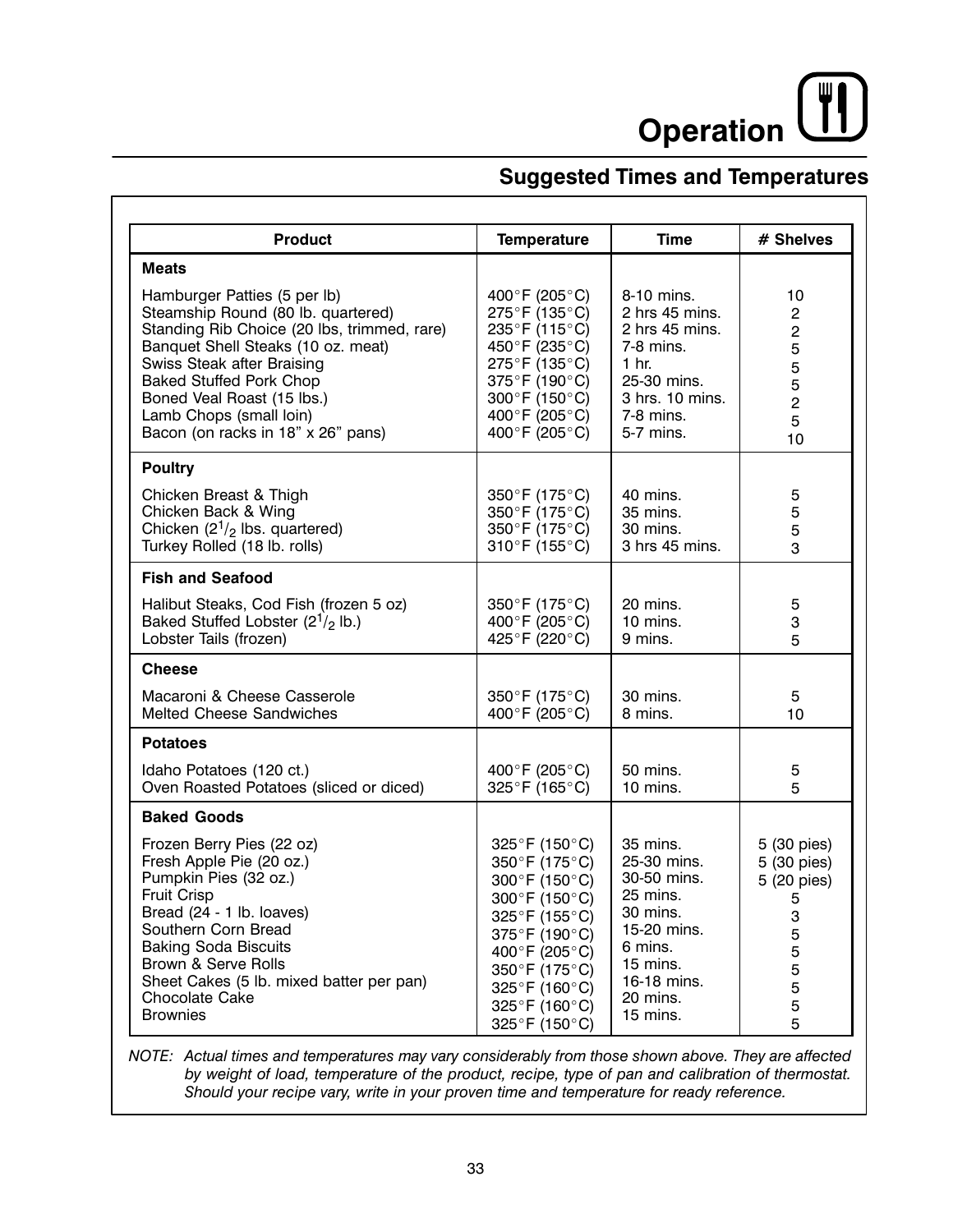# Operation

## Suggested Times and Temperatures

| Product | Temperature | Time | # Shelves |
|---|---|---|---|
| **Meats** | | | |
| Hamburger Patties (5 per lb) | 400°F (205°C) | 8-10 mins. | 10 |
| Steamship Round (80 lb. quartered) | 275°F (135°C) | 2 hrs 45 mins. | 2 |
| Standing Rib Choice (20 lbs, trimmed, rare) | 235°F (115°C) | 2 hrs 45 mins. | 2 |
| Banquet Shell Steaks (10 oz. meat) | 450°F (235°C) | 7-8 mins. | 5 |
| Swiss Steak after Braising | 275°F (135°C) | 1 hr. | 5 |
| Baked Stuffed Pork Chop | 375°F (190°C) | 25-30 mins. | 5 |
| Boned Veal Roast (15 lbs.) | 300°F (150°C) | 3 hrs. 10 mins. | 2 |
| Lamb Chops (small loin) | 400°F (205°C) | 7-8 mins. | 5 |
| Bacon (on racks in 18" x 26" pans) | 400°F (205°C) | 5-7 mins. | 10 |
| **Poultry** | | | |
| Chicken Breast & Thigh | 350°F (175°C) | 40 mins. | 5 |
| Chicken Back & Wing | 350°F (175°C) | 35 mins. | 5 |
| Chicken (2½ lbs. quartered) | 350°F (175°C) | 30 mins. | 5 |
| Turkey Rolled (18 lb. rolls) | 310°F (155°C) | 3 hrs 45 mins. | 3 |
| **Fish and Seafood** | | | |
| Halibut Steaks, Cod Fish (frozen 5 oz) | 350°F (175°C) | 20 mins. | 5 |
| Baked Stuffed Lobster (2½ lb.) | 400°F (205°C) | 10 mins. | 3 |
| Lobster Tails (frozen) | 425°F (220°C) | 9 mins. | 5 |
| **Cheese** | | | |
| Macaroni & Cheese Casserole | 350°F (175°C) | 30 mins. | 5 |
| Melted Cheese Sandwiches | 400°F (205°C) | 8 mins. | 10 |
| **Potatoes** | | | |
| Idaho Potatoes (120 ct.) | 400°F (205°C) | 50 mins. | 5 |
| Oven Roasted Potatoes (sliced or diced) | 325°F (165°C) | 10 mins. | 5 |
| **Baked Goods** | | | |
| Frozen Berry Pies (22 oz) | 325°F (150°C) | 35 mins. | 5 (30 pies) |
| Fresh Apple Pie (20 oz.) | 350°F (175°C) | 25-30 mins. | 5 (30 pies) |
| Pumpkin Pies (32 oz.) | 300°F (150°C) | 30-50 mins. | 5 (20 pies) |
| Fruit Crisp | 300°F (150°C) | 25 mins. | 5 |
| Bread (24 - 1 lb. loaves) | 325°F (155°C) | 30 mins. | 3 |
| Southern Corn Bread | 375°F (190°C) | 15-20 mins. | 5 |
| Baking Soda Biscuits | 400°F (205°C) | 6 mins. | 5 |
| Brown & Serve Rolls | 350°F (175°C) | 15 mins. | 5 |
| Sheet Cakes (5 lb. mixed batter per pan) | 325°F (160°C) | 16-18 mins. | 5 |
| Chocolate Cake | 325°F (160°C) | 20 mins. | 5 |
| Brownies | 325°F (150°C) | 15 mins. | 5 |

*NOTE: Actual times and temperatures may vary considerably from those shown above. They are affected by weight of load, temperature of the product, recipe, type of pan and calibration of thermostat. Should your recipe vary, write in your proven time and temperature for ready reference.*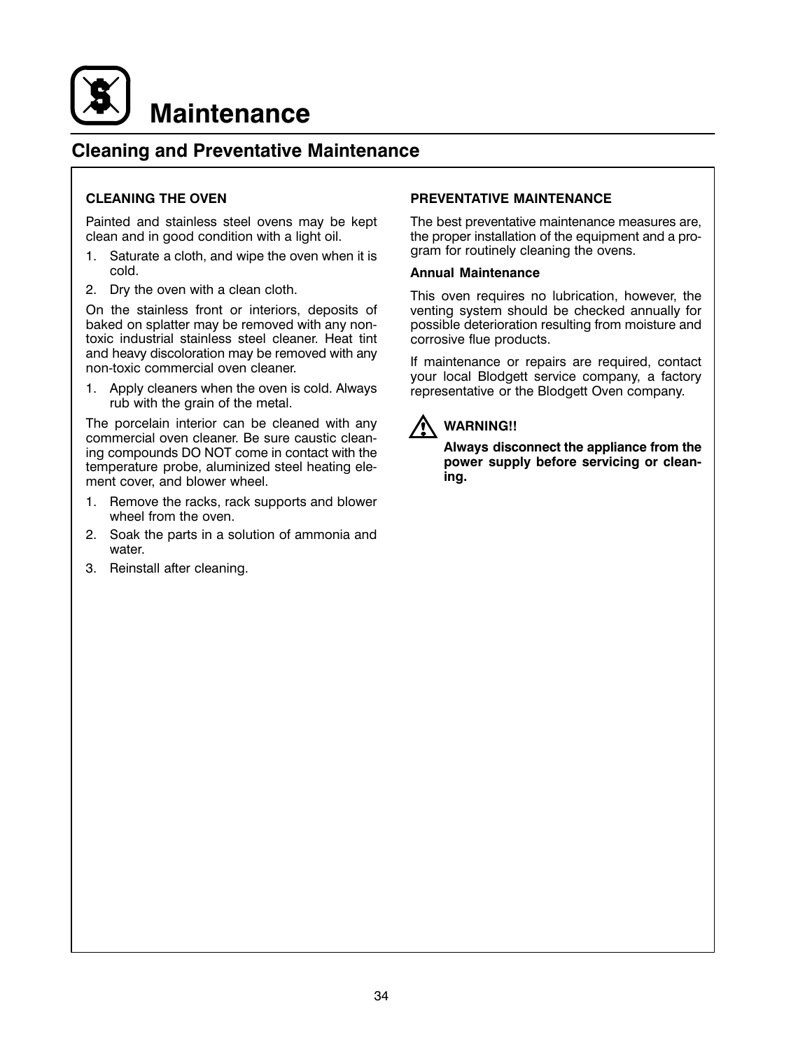# Maintenance

## Cleaning and Preventative Maintenance

### CLEANING THE OVEN

Painted and stainless steel ovens may be kept clean and in good condition with a light oil.

1. Saturate a cloth, and wipe the oven when it is cold.
2. Dry the oven with a clean cloth.

On the stainless front or interiors, deposits of baked on splatter may be removed with any non-toxic industrial stainless steel cleaner. Heat tint and heavy discoloration may be removed with any non-toxic commercial oven cleaner.

1. Apply cleaners when the oven is cold. Always rub with the grain of the metal.

The porcelain interior can be cleaned with any commercial oven cleaner. Be sure caustic cleaning compounds DO NOT come in contact with the temperature probe, aluminized steel heating element cover, and blower wheel.

1. Remove the racks, rack supports and blower wheel from the oven.
2. Soak the parts in a solution of ammonia and water.
3. Reinstall after cleaning.

### PREVENTATIVE MAINTENANCE

The best preventative maintenance measures are, the proper installation of the equipment and a program for routinely cleaning the ovens.

**Annual Maintenance**

This oven requires no lubrication, however, the venting system should be checked annually for possible deterioration resulting from moisture and corrosive flue products.

If maintenance or repairs are required, contact your local Blodgett service company, a factory representative or the Blodgett Oven company.

**WARNING!!**

**Always disconnect the appliance from the power supply before servicing or cleaning.**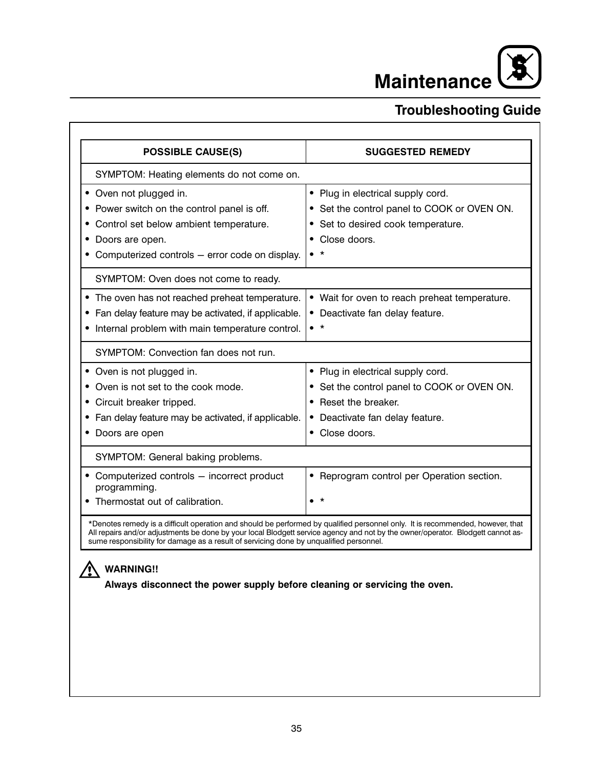# Maintenance

## Troubleshooting Guide

| POSSIBLE CAUSE(S) | SUGGESTED REMEDY |
|---|---|
| SYMPTOM: Heating elements do not come on. | |
| • Oven not plugged in.<br>• Power switch on the control panel is off.<br>• Control set below ambient temperature.<br>• Doors are open.<br>• Computerized controls – error code on display. | • Plug in electrical supply cord.<br>• Set the control panel to COOK or OVEN ON.<br>• Set to desired cook temperature.<br>• Close doors.<br>• * |
| SYMPTOM: Oven does not come to ready. | |
| • The oven has not reached preheat temperature.<br>• Fan delay feature may be activated, if applicable.<br>• Internal problem with main temperature control. | • Wait for oven to reach preheat temperature.<br>• Deactivate fan delay feature.<br>• * |
| SYMPTOM: Convection fan does not run. | |
| • Oven is not plugged in.<br>• Oven is not set to the cook mode.<br>• Circuit breaker tripped.<br>• Fan delay feature may be activated, if applicable.<br>• Doors are open | • Plug in electrical supply cord.<br>• Set the control panel to COOK or OVEN ON.<br>• Reset the breaker.<br>• Deactivate fan delay feature.<br>• Close doors. |
| SYMPTOM: General baking problems. | |
| • Computerized controls – incorrect product programming.<br>• Thermostat out of calibration. | • Reprogram control per Operation section.<br>• * |

*Denotes remedy is a difficult operation and should be performed by qualified personnel only. It is recommended, however, that All repairs and/or adjustments be done by your local Blodgett service agency and not by the owner/operator. Blodgett cannot assume responsibility for damage as a result of servicing done by unqualified personnel.

**WARNING!!**

**Always disconnect the power supply before cleaning or servicing the oven.**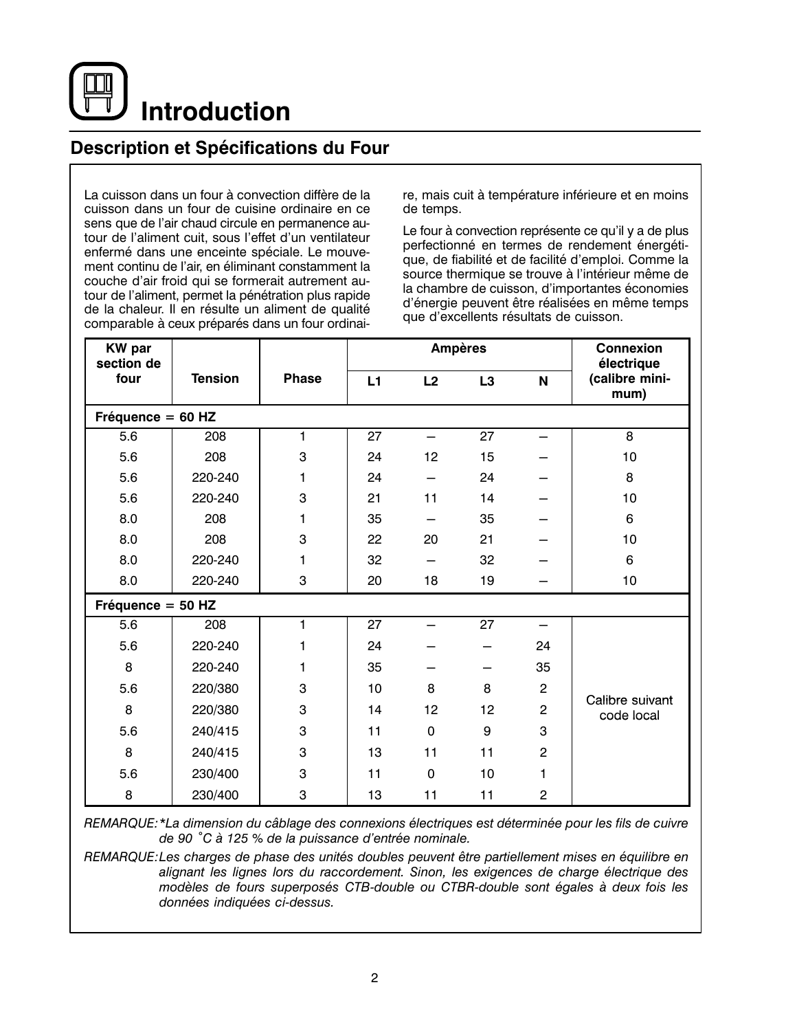# Introduction

## Description et Spécifications du Four

La cuisson dans un four à convection diffère de la cuisson dans un four de cuisine ordinaire en ce sens que de l'air chaud circule en permanence autour de l'aliment cuit, sous l'effet d'un ventilateur enfermé dans une enceinte spéciale. Le mouvement continu de l'air, en éliminant constamment la couche d'air froid qui se formerait autrement autour de l'aliment, permet la pénétration plus rapide de la chaleur. Il en résulte un aliment de qualité comparable à ceux préparés dans un four ordinaire, mais cuit à température inférieure et en moins de temps.

Le four à convection représente ce qu'il y a de plus perfectionné en termes de rendement énergétique, de fiabilité et de facilité d'emploi. Comme la source thermique se trouve à l'intérieur même de la chambre de cuisson, d'importantes économies d'énergie peuvent être réalisées en même temps que d'excellents résultats de cuisson.

| KW par section de four | Tension | Phase | Ampères | | | | Connexion électrique (calibre minimum) |
|---|---|---|---|---|---|---|---|
| | | | L1 | L2 | L3 | N | |
| **Fréquence = 60 HZ** | | | | | | | |
| 5.6 | 208 | 1 | 27 | – | 27 | – | 8 |
| 5.6 | 208 | 3 | 24 | 12 | 15 | – | 10 |
| 5.6 | 220-240 | 1 | 24 | – | 24 | – | 8 |
| 5.6 | 220-240 | 3 | 21 | 11 | 14 | – | 10 |
| 8.0 | 208 | 1 | 35 | – | 35 | – | 6 |
| 8.0 | 208 | 3 | 22 | 20 | 21 | – | 10 |
| 8.0 | 220-240 | 1 | 32 | – | 32 | – | 6 |
| 8.0 | 220-240 | 3 | 20 | 18 | 19 | – | 10 |
| **Fréquence = 50 HZ** | | | | | | | |
| 5.6 | 208 | 1 | 27 | – | 27 | – | Calibre suivant code local |
| 5.6 | 220-240 | 1 | 24 | – | – | 24 | |
| 8 | 220-240 | 1 | 35 | – | – | 35 | |
| 5.6 | 220/380 | 3 | 10 | 8 | 8 | 2 | |
| 8 | 220/380 | 3 | 14 | 12 | 12 | 2 | |
| 5.6 | 240/415 | 3 | 11 | 0 | 9 | 3 | |
| 8 | 240/415 | 3 | 13 | 11 | 11 | 2 | |
| 5.6 | 230/400 | 3 | 11 | 0 | 10 | 1 | |
| 8 | 230/400 | 3 | 13 | 11 | 11 | 2 | |

*REMARQUE: \*La dimension du câblage des connexions électriques est déterminée pour les fils de cuivre de 90 ˚C à 125 % de la puissance d'entrée nominale.*

*REMARQUE: Les charges de phase des unités doubles peuvent être partiellement mises en équilibre en alignant les lignes lors du raccordement. Sinon, les exigences de charge électrique des modèles de fours superposés CTB-double ou CTBR-double sont égales à deux fois les données indiquées ci-dessus.*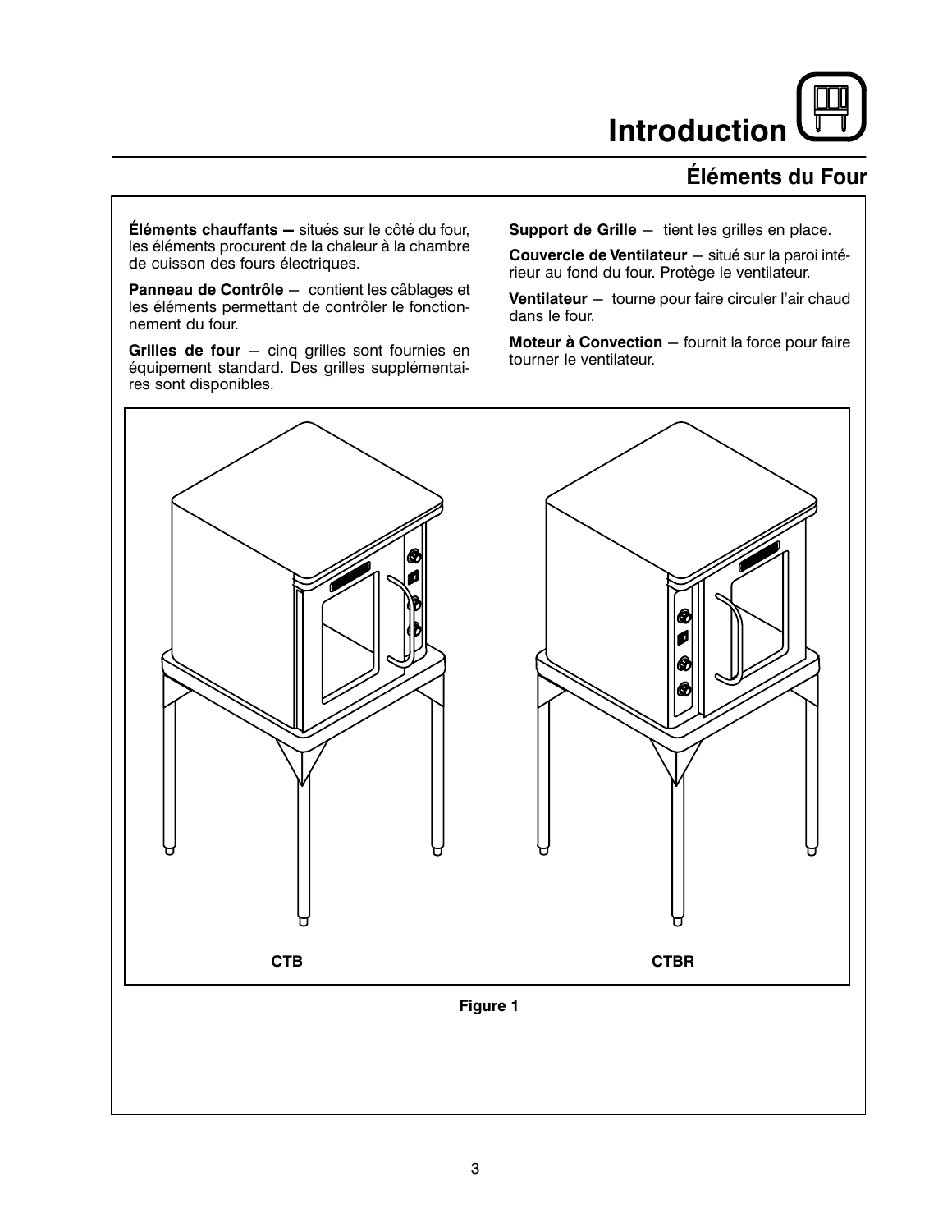# Introduction

## Éléments du Four

**Éléments chauffants —** situés sur le côté du four, les éléments procurent de la chaleur à la chambre de cuisson des fours électriques.

**Panneau de Contrôle** — contient les câblages et les éléments permettant de contrôler le fonctionnement du four.

**Grilles de four** — cinq grilles sont fournies en équipement standard. Des grilles supplémentaires sont disponibles.

**Support de Grille** — tient les grilles en place.

**Couvercle de Ventilateur** — situé sur la paroi intérieur au fond du four. Protège le ventilateur.

**Ventilateur** — tourne pour faire circuler l'air chaud dans le four.

**Moteur à Convection** — fournit la force pour faire tourner le ventilateur.

CTB CTBR

**Figure 1**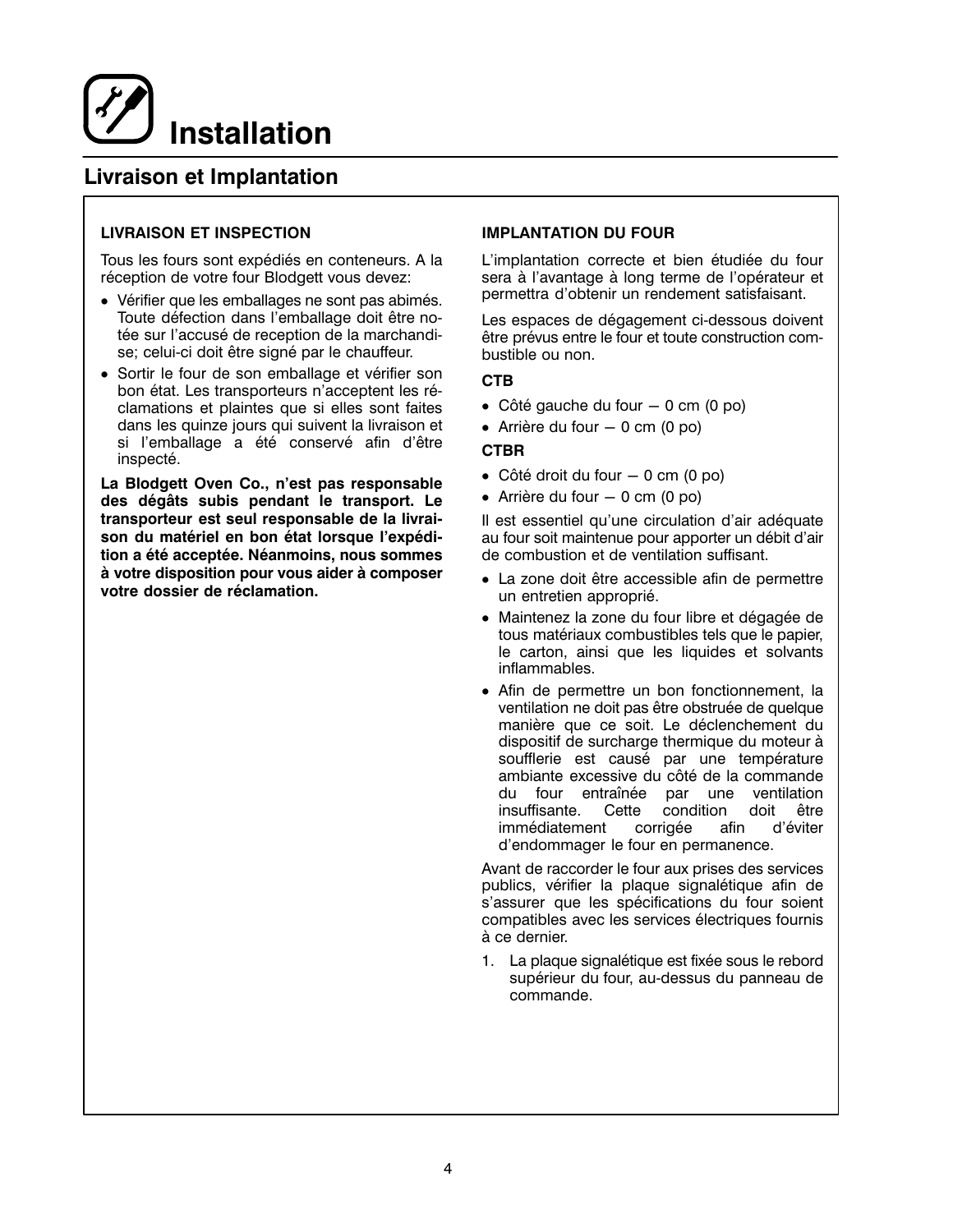# Installation

## Livraison et Implantation

### LIVRAISON ET INSPECTION

Tous les fours sont expédiés en conteneurs. A la réception de votre four Blodgett vous devez:

- Vérifier que les emballages ne sont pas abimés. Toute défection dans l'emballage doit être notée sur l'accusé de reception de la marchandise; celui-ci doit être signé par le chauffeur.
- Sortir le four de son emballage et vérifier son bon état. Les transporteurs n'acceptent les réclamations et plaintes que si elles sont faites dans les quinze jours qui suivent la livraison et si l'emballage a été conservé afin d'être inspecté.

**La Blodgett Oven Co., n'est pas responsable des dégâts subis pendant le transport. Le transporteur est seul responsable de la livraison du matériel en bon état lorsque l'expédition a été acceptée. Néanmoins, nous sommes à votre disposition pour vous aider à composer votre dossier de réclamation.**

### IMPLANTATION DU FOUR

L'implantation correcte et bien étudiée du four sera à l'avantage à long terme de l'opérateur et permettra d'obtenir un rendement satisfaisant.

Les espaces de dégagement ci-dessous doivent être prévus entre le four et toute construction combustible ou non.

**CTB**

- Côté gauche du four – 0 cm (0 po)
- Arrière du four – 0 cm (0 po)

**CTBR**

- Côté droit du four – 0 cm (0 po)
- Arrière du four – 0 cm (0 po)

Il est essentiel qu'une circulation d'air adéquate au four soit maintenue pour apporter un débit d'air de combustion et de ventilation suffisant.

- La zone doit être accessible afin de permettre un entretien approprié.
- Maintenez la zone du four libre et dégagée de tous matériaux combustibles tels que le papier, le carton, ainsi que les liquides et solvants inflammables.
- Afin de permettre un bon fonctionnement, la ventilation ne doit pas être obstruée de quelque manière que ce soit. Le déclenchement du dispositif de surcharge thermique du moteur à soufflerie est causé par une température ambiante excessive du côté de la commande du four entraînée par une ventilation insuffisante. Cette condition doit être immédiatement corrigée afin d'éviter d'endommager le four en permanence.

Avant de raccorder le four aux prises des services publics, vérifier la plaque signalétique afin de s'assurer que les spécifications du four soient compatibles avec les services électriques fournis à ce dernier.

1. La plaque signalétique est fixée sous le rebord supérieur du four, au-dessus du panneau de commande.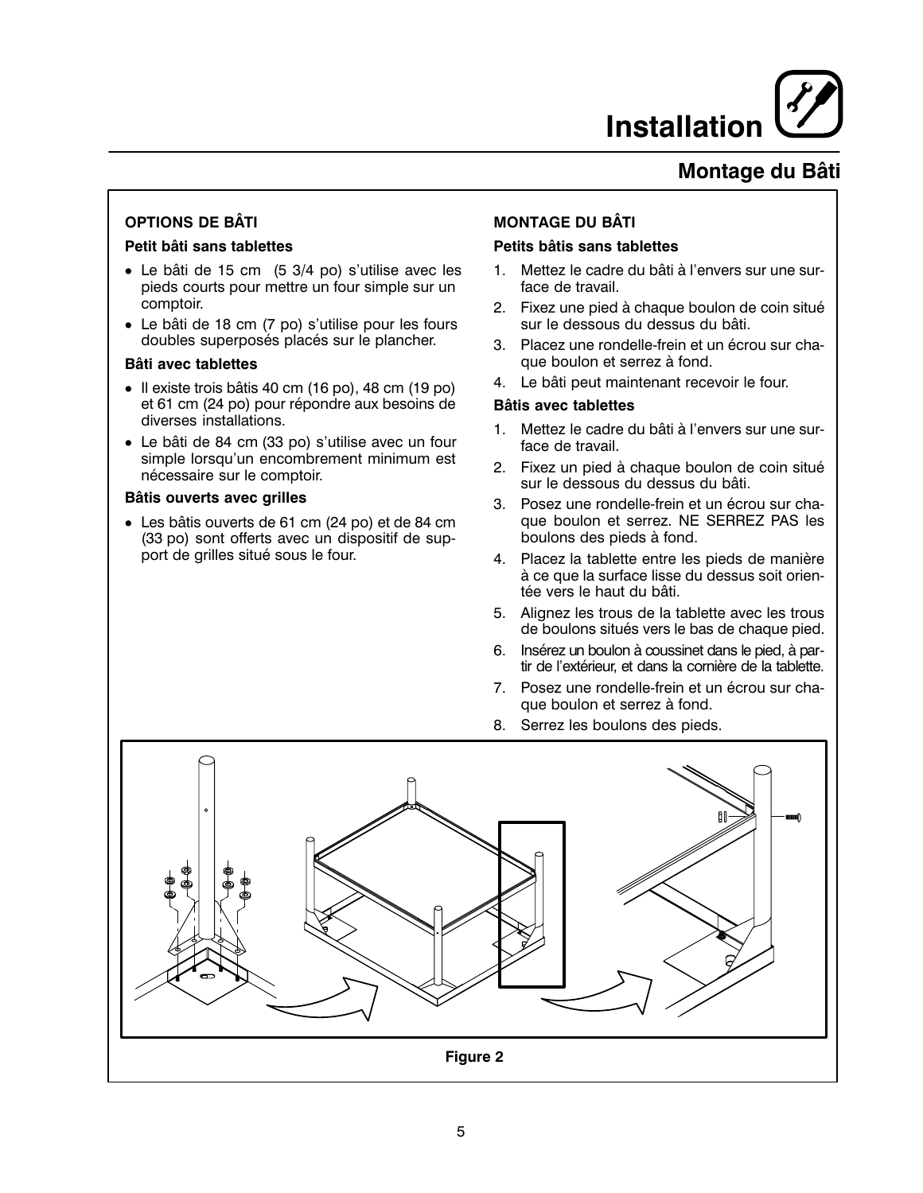# Installation

## Montage du Bâti

### OPTIONS DE BÂTI

**Petit bâti sans tablettes**

- Le bâti de 15 cm (5 3/4 po) s'utilise avec les pieds courts pour mettre un four simple sur un comptoir.
- Le bâti de 18 cm (7 po) s'utilise pour les fours doubles superposés placés sur le plancher.

**Bâti avec tablettes**

- Il existe trois bâtis 40 cm (16 po), 48 cm (19 po) et 61 cm (24 po) pour répondre aux besoins de diverses installations.
- Le bâti de 84 cm (33 po) s'utilise avec un four simple lorsqu'un encombrement minimum est nécessaire sur le comptoir.

**Bâtis ouverts avec grilles**

- Les bâtis ouverts de 61 cm (24 po) et de 84 cm (33 po) sont offerts avec un dispositif de support de grilles situé sous le four.

### MONTAGE DU BÂTI

**Petits bâtis sans tablettes**

1. Mettez le cadre du bâti à l'envers sur une surface de travail.
2. Fixez une pied à chaque boulon de coin situé sur le dessous du dessus du bâti.
3. Placez une rondelle-frein et un écrou sur chaque boulon et serrez à fond.
4. Le bâti peut maintenant recevoir le four.

**Bâtis avec tablettes**

1. Mettez le cadre du bâti à l'envers sur une surface de travail.
2. Fixez un pied à chaque boulon de coin situé sur le dessous du dessus du bâti.
3. Posez une rondelle-frein et un écrou sur chaque boulon et serrez. NE SERREZ PAS les boulons des pieds à fond.
4. Placez la tablette entre les pieds de manière à ce que la surface lisse du dessus soit orientée vers le haut du bâti.
5. Alignez les trous de la tablette avec les trous de boulons situés vers le bas de chaque pied.
6. Insérez un boulon à coussinet dans le pied, à partir de l'extérieur, et dans la cornière de la tablette.
7. Posez une rondelle-frein et un écrou sur chaque boulon et serrez à fond.
8. Serrez les boulons des pieds.

Figure 2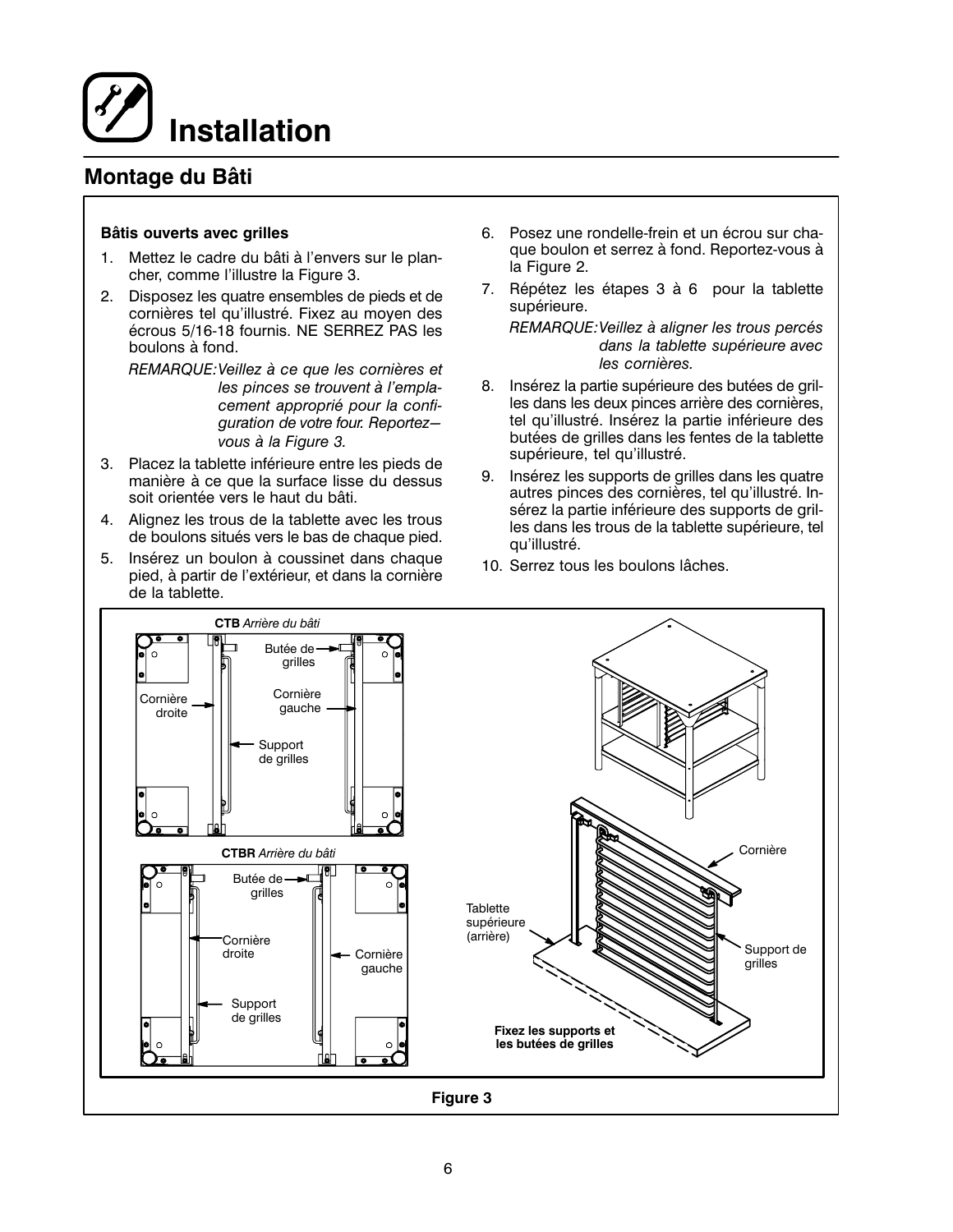# Installation

## Montage du Bâti

**Bâtis ouverts avec grilles**

1. Mettez le cadre du bâti à l'envers sur le plancher, comme l'illustre la Figure 3.
2. Disposez les quatre ensembles de pieds et de cornières tel qu'illustré. Fixez au moyen des écrous 5/16-18 fournis. NE SERREZ PAS les boulons à fond.

   *REMARQUE: Veillez à ce que les cornières et les pinces se trouvent à l'emplacement approprié pour la configuration de votre four. Reportez–vous à la Figure 3.*
3. Placez la tablette inférieure entre les pieds de manière à ce que la surface lisse du dessus soit orientée vers le haut du bâti.
4. Alignez les trous de la tablette avec les trous de boulons situés vers le bas de chaque pied.
5. Insérez un boulon à coussinet dans chaque pied, à partir de l'extérieur, et dans la cornière de la tablette.
6. Posez une rondelle-frein et un écrou sur chaque boulon et serrez à fond. Reportez-vous à la Figure 2.
7. Répétez les étapes 3 à 6 pour la tablette supérieure.

   *REMARQUE: Veillez à aligner les trous percés dans la tablette supérieure avec les cornières.*
8. Insérez la partie supérieure des butées de grilles dans les deux pinces arrière des cornières, tel qu'illustré. Insérez la partie inférieure des butées de grilles dans les fentes de la tablette supérieure, tel qu'illustré.
9. Insérez les supports de grilles dans les quatre autres pinces des cornières, tel qu'illustré. Insérez la partie inférieure des supports de grilles dans les trous de la tablette supérieure, tel qu'illustré.
10. Serrez tous les boulons lâches.

**CTB** *Arrière du bâti*

Butée de grilles — Cornière droite — Cornière gauche — Support de grilles

**CTBR** *Arrière du bâti*

Butée de grilles — Cornière droite — Cornière gauche — Support de grilles

Cornière — Tablette supérieure (arrière) — Support de grilles

**Fixez les supports et les butées de grilles**

**Figure 3**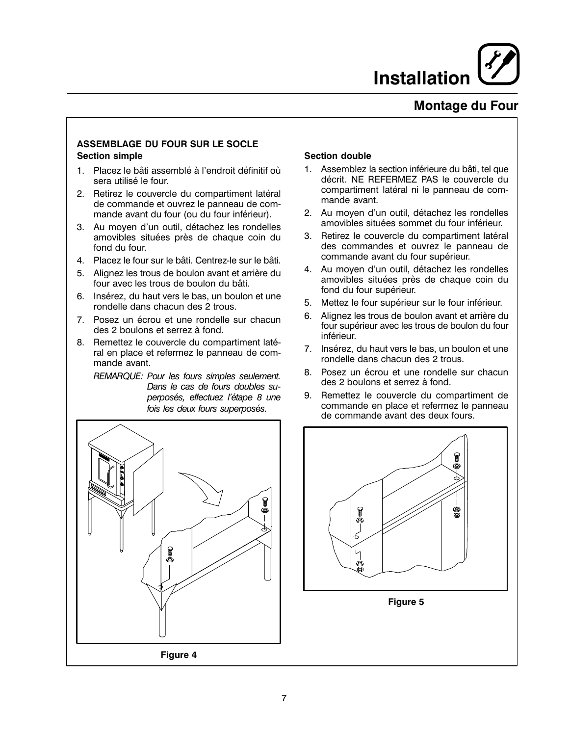# Installation

## Montage du Four

### ASSEMBLAGE DU FOUR SUR LE SOCLE

**Section simple**

1. Placez le bâti assemblé à l'endroit définitif où sera utilisé le four.
2. Retirez le couvercle du compartiment latéral de commande et ouvrez le panneau de commande avant du four (ou du four inférieur).
3. Au moyen d'un outil, détachez les rondelles amovibles situées près de chaque coin du fond du four.
4. Placez le four sur le bâti. Centrez-le sur le bâti.
5. Alignez les trous de boulon avant et arrière du four avec les trous de boulon du bâti.
6. Insérez, du haut vers le bas, un boulon et une rondelle dans chacun des 2 trous.
7. Posez un écrou et une rondelle sur chacun des 2 boulons et serrez à fond.
8. Remettez le couvercle du compartiment latéral en place et refermez le panneau de commande avant.

   *REMARQUE: Pour les fours simples seulement. Dans le cas de fours doubles superposés, effectuez l'étape 8 une fois les deux fours superposés.*

Figure 4

**Section double**

1. Assemblez la section inférieure du bâti, tel que décrit. NE REFERMEZ PAS le couvercle du compartiment latéral ni le panneau de commande avant.
2. Au moyen d'un outil, détachez les rondelles amovibles situées sommet du four inférieur.
3. Retirez le couvercle du compartiment latéral des commandes et ouvrez le panneau de commande avant du four supérieur.
4. Au moyen d'un outil, détachez les rondelles amovibles situées près de chaque coin du fond du four supérieur.
5. Mettez le four supérieur sur le four inférieur.
6. Alignez les trous de boulon avant et arrière du four supérieur avec les trous de boulon du four inférieur.
7. Insérez, du haut vers le bas, un boulon et une rondelle dans chacun des 2 trous.
8. Posez un écrou et une rondelle sur chacun des 2 boulons et serrez à fond.
9. Remettez le couvercle du compartiment de commande en place et refermez le panneau de commande avant des deux fours.

Figure 5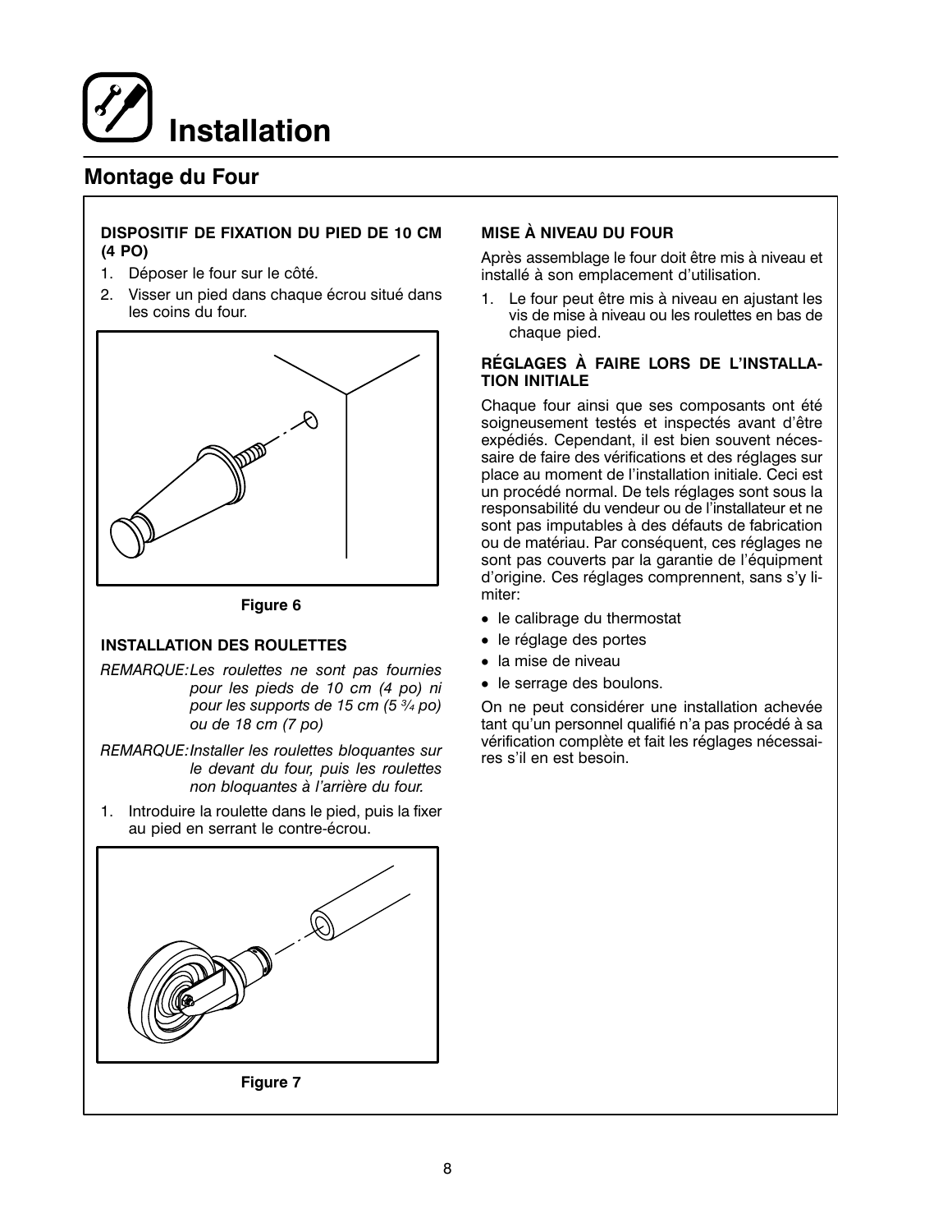# Installation

## Montage du Four

**DISPOSITIF DE FIXATION DU PIED DE 10 CM (4 PO)**

1. Déposer le four sur le côté.
2. Visser un pied dans chaque écrou situé dans les coins du four.

Figure 6

**INSTALLATION DES ROULETTES**

*REMARQUE: Les roulettes ne sont pas fournies pour les pieds de 10 cm (4 po) ni pour les supports de 15 cm (5 ¾ po) ou de 18 cm (7 po)*

*REMARQUE: Installer les roulettes bloquantes sur le devant du four, puis les roulettes non bloquantes à l'arrière du four.*

1. Introduire la roulette dans le pied, puis la fixer au pied en serrant le contre-écrou.

Figure 7

**MISE À NIVEAU DU FOUR**

Après assemblage le four doit être mis à niveau et installé à son emplacement d'utilisation.

1. Le four peut être mis à niveau en ajustant les vis de mise à niveau ou les roulettes en bas de chaque pied.

**RÉGLAGES À FAIRE LORS DE L'INSTALLATION INITIALE**

Chaque four ainsi que ses composants ont été soigneusement testés et inspectés avant d'être expédiés. Cependant, il est bien souvent nécessaire de faire des vérifications et des réglages sur place au moment de l'installation initiale. Ceci est un procédé normal. De tels réglages sont sous la responsabilité du vendeur ou de l'installateur et ne sont pas imputables à des défauts de fabrication ou de matériau. Par conséquent, ces réglages ne sont pas couverts par la garantie de l'équipment d'origine. Ces réglages comprennent, sans s'y limiter:

- le calibrage du thermostat
- le réglage des portes
- la mise de niveau
- le serrage des boulons.

On ne peut considérer une installation achevée tant qu'un personnel qualifié n'a pas procédé à sa vérification complète et fait les réglages nécessaires s'il en est besoin.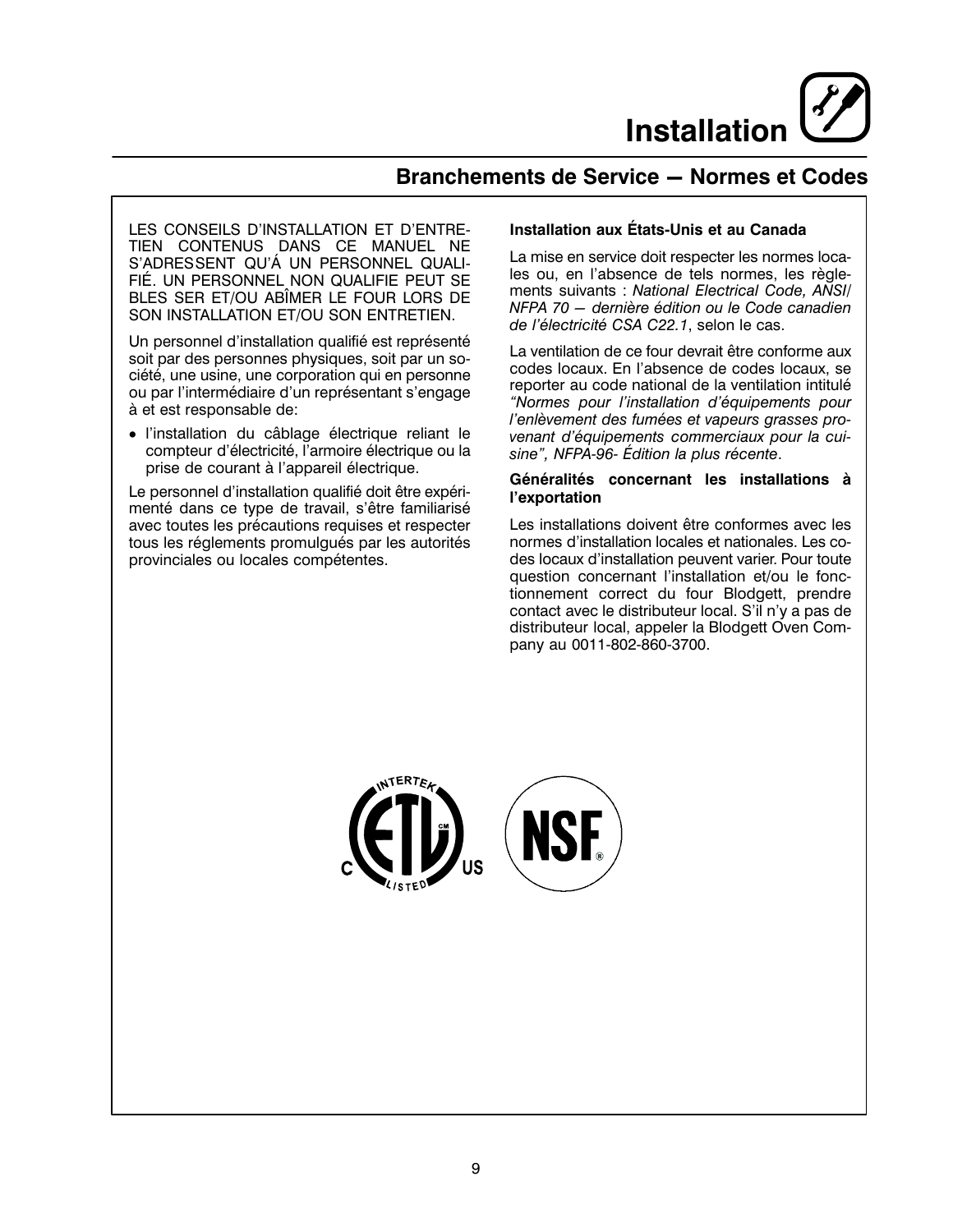# Installation

## Branchements de Service — Normes et Codes

LES CONSEILS D'INSTALLATION ET D'ENTRETIEN CONTENUS DANS CE MANUEL NE S'ADRESSENT QU'Á UN PERSONNEL QUALIFIÉ. UN PERSONNEL NON QUALIFIE PEUT SE BLES SER ET/OU ABÎMER LE FOUR LORS DE SON INSTALLATION ET/OU SON ENTRETIEN.

Un personnel d'installation qualifié est représenté soit par des personnes physiques, soit par un société, une usine, une corporation qui en personne ou par l'intermédiaire d'un représentant s'engage à et est responsable de:

- l'installation du câblage électrique reliant le compteur d'électricité, l'armoire électrique ou la prise de courant à l'appareil électrique.

Le personnel d'installation qualifié doit être expérimenté dans ce type de travail, s'être familiarisé avec toutes les précautions requises et respecter tous les réglements promulgués par les autorités provinciales ou locales compétentes.

**Installation aux États-Unis et au Canada**

La mise en service doit respecter les normes locales ou, en l'absence de tels normes, les règlements suivants : *National Electrical Code, ANSI/ NFPA 70 — dernière édition ou le Code canadien de l'électricité CSA C22.1*, selon le cas.

La ventilation de ce four devrait être conforme aux codes locaux. En l'absence de codes locaux, se reporter au code national de la ventilation intitulé *"Normes pour l'installation d'équipements pour l'enlèvement des fumées et vapeurs grasses provenant d'équipements commerciaux pour la cuisine", NFPA-96- Édition la plus récente*.

**Généralités concernant les installations à l'exportation**

Les installations doivent être conformes avec les normes d'installation locales et nationales. Les codes locaux d'installation peuvent varier. Pour toute question concernant l'installation et/ou le fonctionnement correct du four Blodgett, prendre contact avec le distributeur local. S'il n'y a pas de distributeur local, appeler la Blodgett Oven Company au 0011-802-860-3700.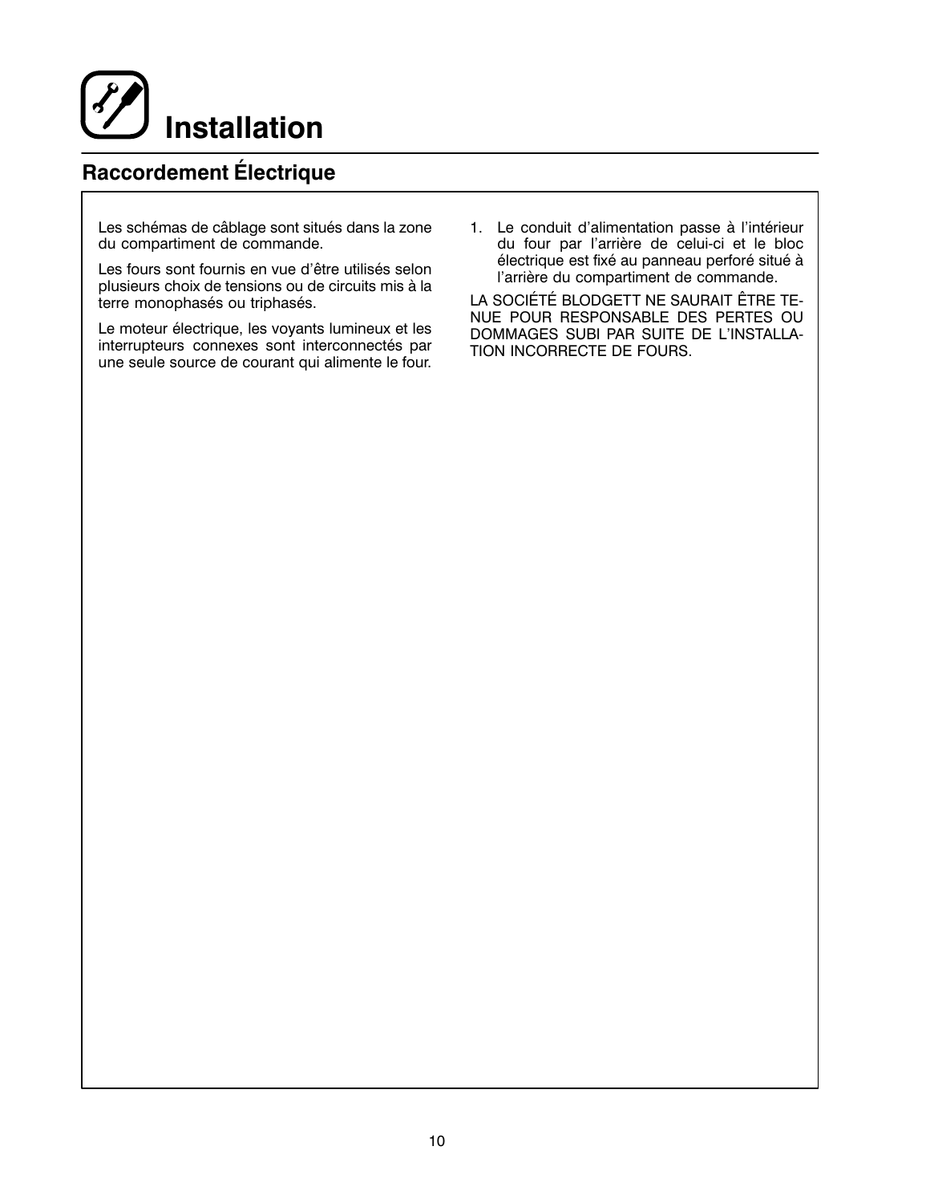# Installation

## Raccordement Électrique

Les schémas de câblage sont situés dans la zone du compartiment de commande.

Les fours sont fournis en vue d'être utilisés selon plusieurs choix de tensions ou de circuits mis à la terre monophasés ou triphasés.

Le moteur électrique, les voyants lumineux et les interrupteurs connexes sont interconnectés par une seule source de courant qui alimente le four.

1. Le conduit d'alimentation passe à l'intérieur du four par l'arrière de celui-ci et le bloc électrique est fixé au panneau perforé situé à l'arrière du compartiment de commande.

LA SOCIÉTÉ BLODGETT NE SAURAIT ÊTRE TENUE POUR RESPONSABLE DES PERTES OU DOMMAGES SUBI PAR SUITE DE L'INSTALLATION INCORRECTE DE FOURS.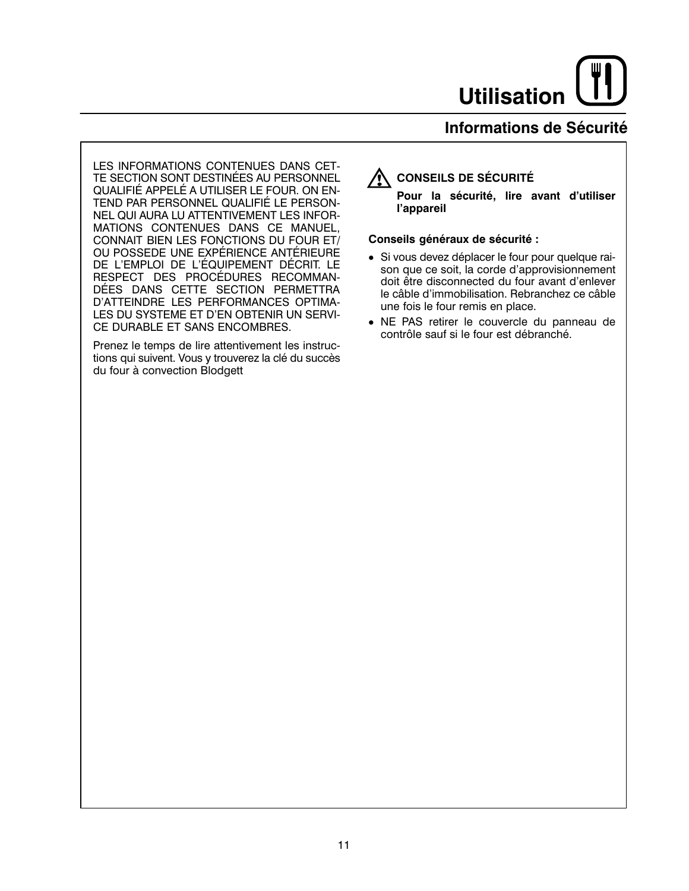# Utilisation

## Informations de Sécurité

LES INFORMATIONS CONTENUES DANS CETTE SECTION SONT DESTINÉES AU PERSONNEL QUALIFIÉ APPELÉ A UTILISER LE FOUR. ON ENTEND PAR PERSONNEL QUALIFIÉ LE PERSONNEL QUI AURA LU ATTENTIVEMENT LES INFORMATIONS CONTENUES DANS CE MANUEL, CONNAIT BIEN LES FONCTIONS DU FOUR ET/OU POSSEDE UNE EXPÉRIENCE ANTÉRIEURE DE L'EMPLOI DE L'ÉQUIPEMENT DÉCRIT. LE RESPECT DES PROCÉDURES RECOMMANDÉES DANS CETTE SECTION PERMETTRA D'ATTEINDRE LES PERFORMANCES OPTIMALES DU SYSTEME ET D'EN OBTENIR UN SERVICE DURABLE ET SANS ENCOMBRES.

Prenez le temps de lire attentivement les instructions qui suivent. Vous y trouverez la clé du succès du four à convection Blodgett

**CONSEILS DE SÉCURITÉ**

**Pour la sécurité, lire avant d'utiliser l'appareil**

**Conseils généraux de sécurité :**

- Si vous devez déplacer le four pour quelque raison que ce soit, la corde d'approvisionnement doit être disconnected du four avant d'enlever le câble d'immobilisation. Rebranchez ce câble une fois le four remis en place.
- NE PAS retirer le couvercle du panneau de contrôle sauf si le four est débranché.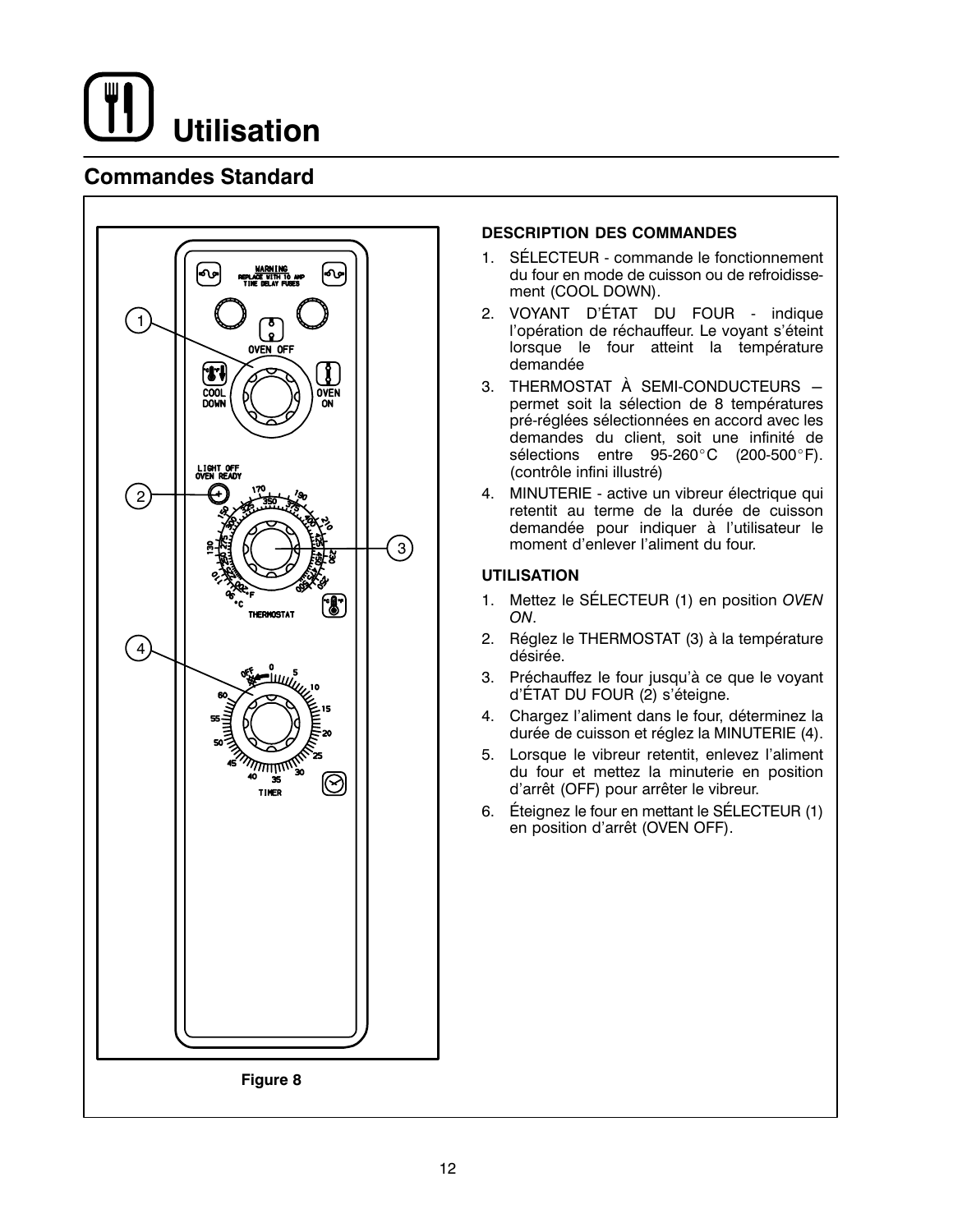# Utilisation

## Commandes Standard

Figure 8

**DESCRIPTION DES COMMANDES**

1. SÉLECTEUR - commande le fonctionnement du four en mode de cuisson ou de refroidissement (COOL DOWN).
2. VOYANT D'ÉTAT DU FOUR - indique l'opération de réchauffeur. Le voyant s'éteint lorsque le four atteint la température demandée
3. THERMOSTAT À SEMI-CONDUCTEURS – permet soit la sélection de 8 températures pré-réglées sélectionnées en accord avec les demandes du client, soit une infinité de sélections entre 95-260°C (200-500°F). (contrôle infini illustré)
4. MINUTERIE - active un vibreur électrique qui retentit au terme de la durée de cuisson demandée pour indiquer à l'utilisateur le moment d'enlever l'aliment du four.

**UTILISATION**

1. Mettez le SÉLECTEUR (1) en position *OVEN ON*.
2. Réglez le THERMOSTAT (3) à la température désirée.
3. Préchauffez le four jusqu'à ce que le voyant d'ÉTAT DU FOUR (2) s'éteigne.
4. Chargez l'aliment dans le four, déterminez la durée de cuisson et réglez la MINUTERIE (4).
5. Lorsque le vibreur retentit, enlevez l'aliment du four et mettez la minuterie en position d'arrêt (OFF) pour arrêter le vibreur.
6. Éteignez le four en mettant le SÉLECTEUR (1) en position d'arrêt (OVEN OFF).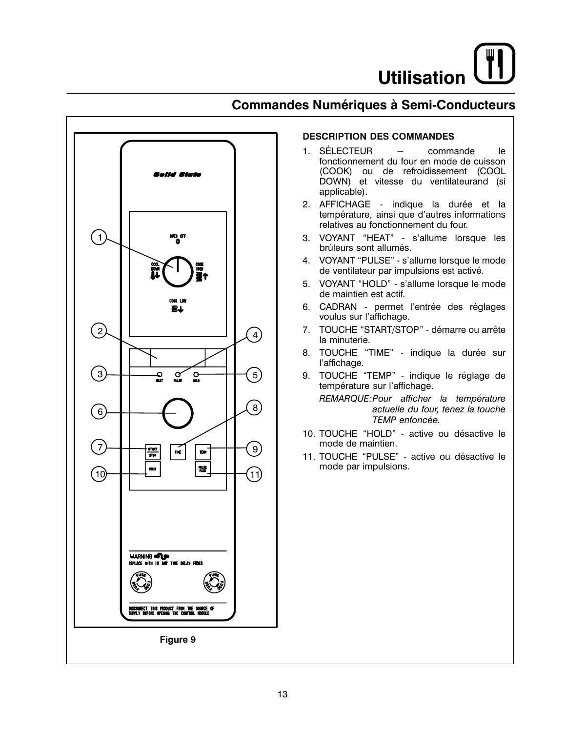# Utilisation

## Commandes Numériques à Semi-Conducteurs

**Figure 9**

**DESCRIPTION DES COMMANDES**

1. SÉLECTEUR – commande le fonctionnement du four en mode de cuisson (COOK) ou de refroidissement (COOL DOWN) et vitesse du ventilateurand (si applicable).
2. AFFICHAGE - indique la durée et la température, ainsi que d'autres informations relatives au fonctionnement du four.
3. VOYANT "HEAT" - s'allume lorsque les brûleurs sont allumés.
4. VOYANT "PULSE" - s'allume lorsque le mode de ventilateur par impulsions est activé.
5. VOYANT "HOLD" - s'allume lorsque le mode de maintien est actif.
6. CADRAN - permet l'entrée des réglages voulus sur l'affichage.
7. TOUCHE "START/STOP" - démarre ou arrête la minuterie.
8. TOUCHE "TIME" - indique la durée sur l'affichage.
9. TOUCHE "TEMP" - indique le réglage de température sur l'affichage.

   *REMARQUE: Pour afficher la température actuelle du four, tenez la touche TEMP enfoncée.*

10. TOUCHE "HOLD" - active ou désactive le mode de maintien.
11. TOUCHE "PULSE" - active ou désactive le mode par impulsions.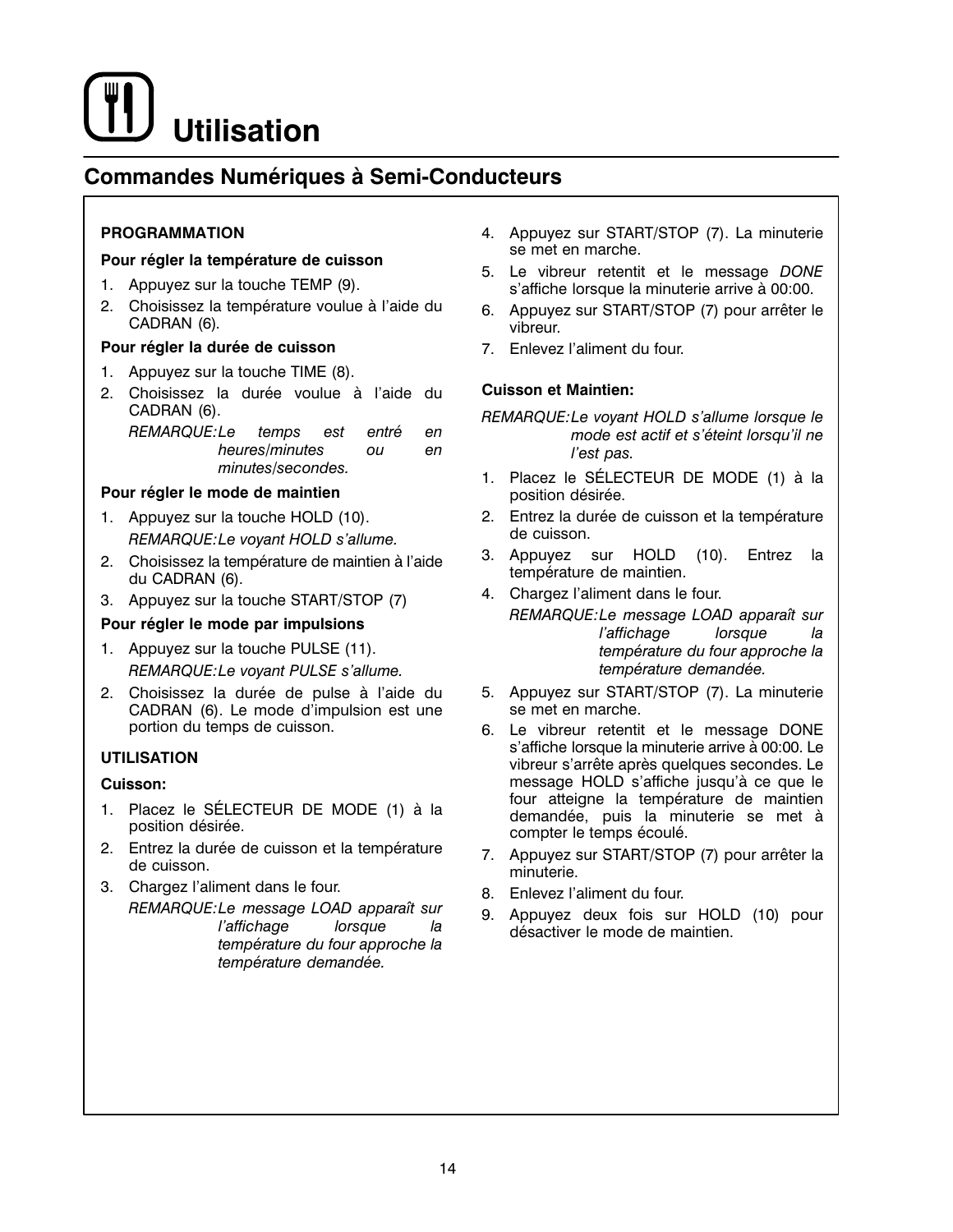# Utilisation

## Commandes Numériques à Semi-Conducteurs

**PROGRAMMATION**

**Pour régler la température de cuisson**

1. Appuyez sur la touche TEMP (9).
2. Choisissez la température voulue à l'aide du CADRAN (6).

**Pour régler la durée de cuisson**

1. Appuyez sur la touche TIME (8).
2. Choisissez la durée voulue à l'aide du CADRAN (6).

   *REMARQUE: Le temps est entré en heures/minutes ou en minutes/secondes.*

**Pour régler le mode de maintien**

1. Appuyez sur la touche HOLD (10).

   *REMARQUE: Le voyant HOLD s'allume.*
2. Choisissez la température de maintien à l'aide du CADRAN (6).
3. Appuyez sur la touche START/STOP (7)

**Pour régler le mode par impulsions**

1. Appuyez sur la touche PULSE (11).

   *REMARQUE: Le voyant PULSE s'allume.*
2. Choisissez la durée de pulse à l'aide du CADRAN (6). Le mode d'impulsion est une portion du temps de cuisson.

**UTILISATION**

**Cuisson:**

1. Placez le SÉLECTEUR DE MODE (1) à la position désirée.
2. Entrez la durée de cuisson et la température de cuisson.
3. Chargez l'aliment dans le four.

   *REMARQUE: Le message LOAD apparaît sur l'affichage lorsque la température du four approche la température demandée.*
4. Appuyez sur START/STOP (7). La minuterie se met en marche.
5. Le vibreur retentit et le message *DONE* s'affiche lorsque la minuterie arrive à 00:00.
6. Appuyez sur START/STOP (7) pour arrêter le vibreur.
7. Enlevez l'aliment du four.

**Cuisson et Maintien:**

*REMARQUE: Le voyant HOLD s'allume lorsque le mode est actif et s'éteint lorsqu'il ne l'est pas.*

1. Placez le SÉLECTEUR DE MODE (1) à la position désirée.
2. Entrez la durée de cuisson et la température de cuisson.
3. Appuyez sur HOLD (10). Entrez la température de maintien.
4. Chargez l'aliment dans le four.

   *REMARQUE: Le message LOAD apparaît sur l'affichage lorsque la température du four approche la température demandée.*
5. Appuyez sur START/STOP (7). La minuterie se met en marche.
6. Le vibreur retentit et le message DONE s'affiche lorsque la minuterie arrive à 00:00. Le vibreur s'arrête après quelques secondes. Le message HOLD s'affiche jusqu'à ce que le four atteigne la température de maintien demandée, puis la minuterie se met à compter le temps écoulé.
7. Appuyez sur START/STOP (7) pour arrêter la minuterie.
8. Enlevez l'aliment du four.
9. Appuyez deux fois sur HOLD (10) pour désactiver le mode de maintien.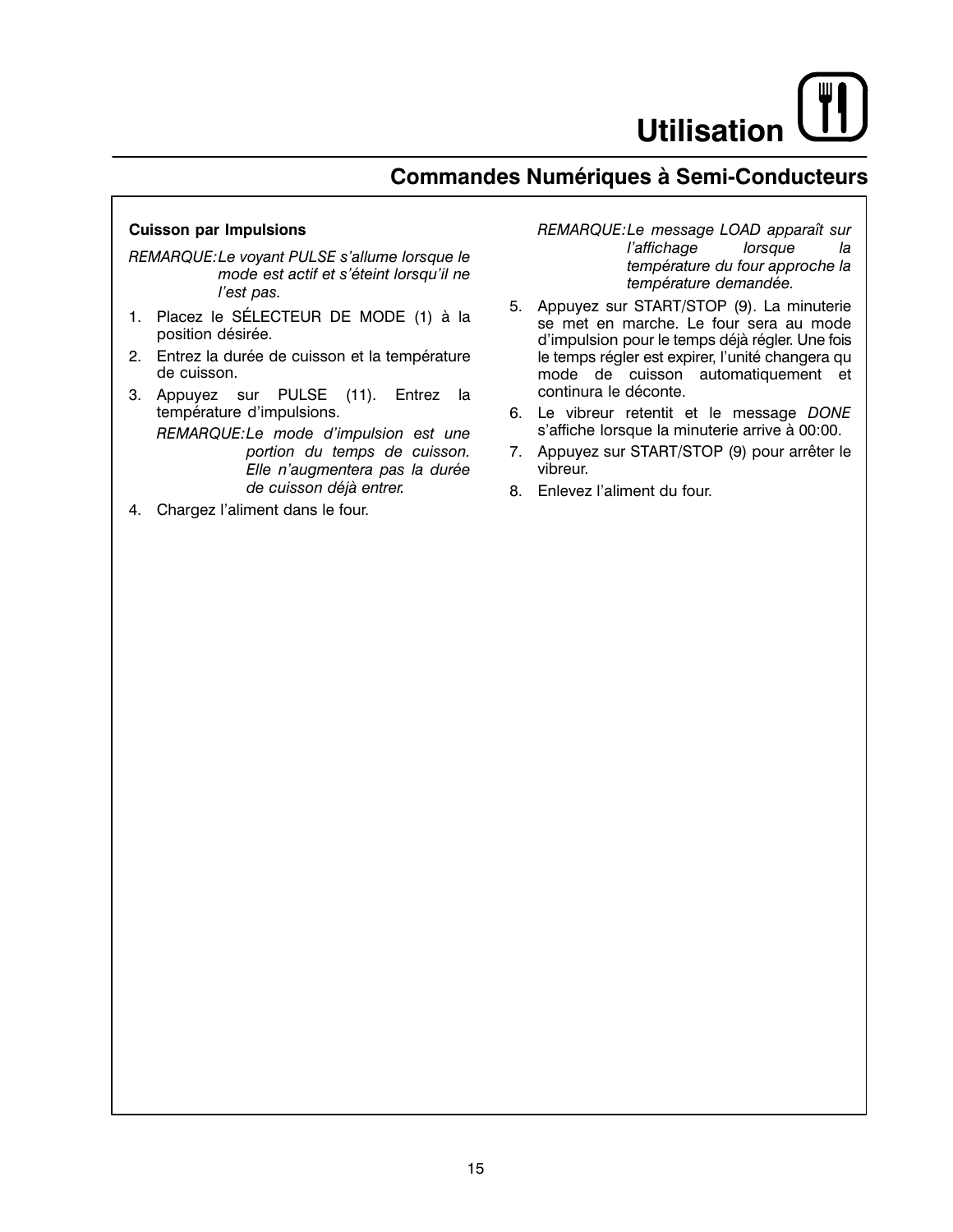# Utilisation

## Commandes Numériques à Semi-Conducteurs

**Cuisson par Impulsions**

*REMARQUE: Le voyant PULSE s'allume lorsque le mode est actif et s'éteint lorsqu'il ne l'est pas.*

1. Placez le SÉLECTEUR DE MODE (1) à la position désirée.
2. Entrez la durée de cuisson et la température de cuisson.
3. Appuyez sur PULSE (11). Entrez la température d'impulsions.

   *REMARQUE: Le mode d'impulsion est une portion du temps de cuisson. Elle n'augmentera pas la durée de cuisson déjà entrer.*

4. Chargez l'aliment dans le four.

   *REMARQUE: Le message LOAD apparaît sur l'affichage lorsque la température du four approche la température demandée.*

5. Appuyez sur START/STOP (9). La minuterie se met en marche. Le four sera au mode d'impulsion pour le temps déjà régler. Une fois le temps régler est expirer, l'unité changera qu mode de cuisson automatiquement et continura le déconte.
6. Le vibreur retentit et le message *DONE* s'affiche lorsque la minuterie arrive à 00:00.
7. Appuyez sur START/STOP (9) pour arrêter le vibreur.
8. Enlevez l'aliment du four.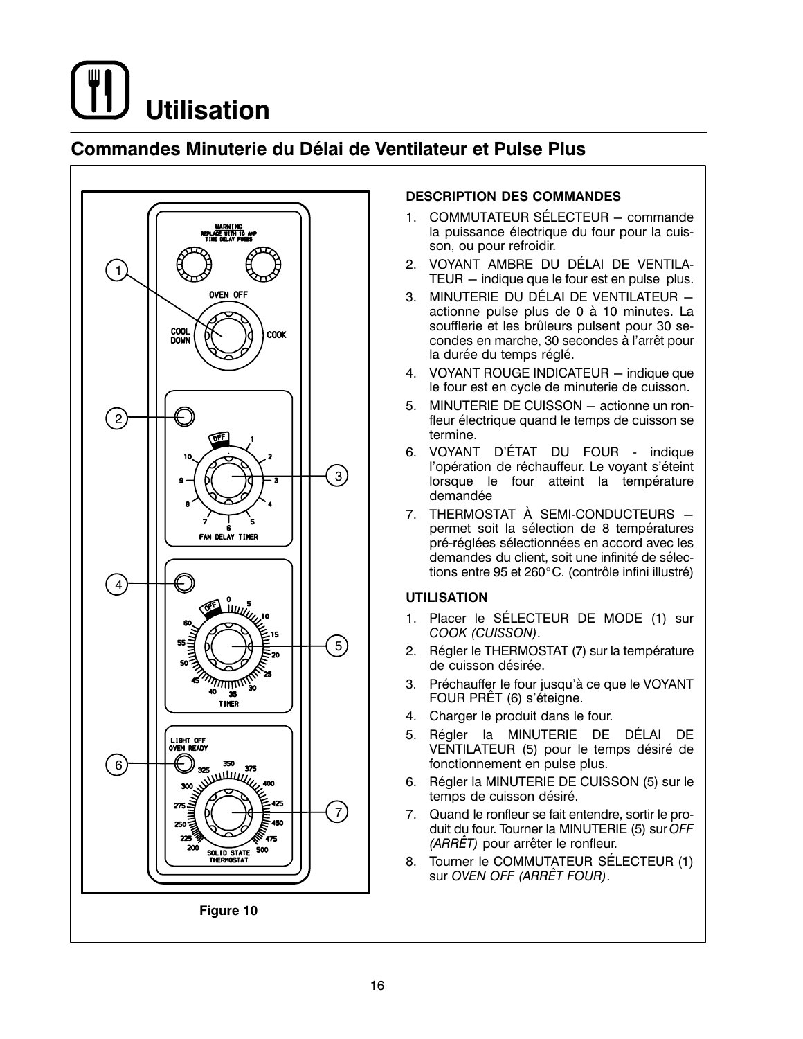# Utilisation

## Commandes Minuterie du Délai de Ventilateur et Pulse Plus

Figure 10

**DESCRIPTION DES COMMANDES**

1. COMMUTATEUR SÉLECTEUR – commande la puissance électrique du four pour la cuisson, ou pour refroidir.
2. VOYANT AMBRE DU DÉLAI DE VENTILATEUR – indique que le four est en pulse plus.
3. MINUTERIE DU DÉLAI DE VENTILATEUR – actionne pulse plus de 0 à 10 minutes. La soufflerie et les brûleurs pulsent pour 30 secondes en marche, 30 secondes à l'arrêt pour la durée du temps réglé.
4. VOYANT ROUGE INDICATEUR – indique que le four est en cycle de minuterie de cuisson.
5. MINUTERIE DE CUISSON – actionne un ronfleur électrique quand le temps de cuisson se termine.
6. VOYANT D'ÉTAT DU FOUR - indique l'opération de réchauffeur. Le voyant s'éteint lorsque le four atteint la température demandée
7. THERMOSTAT À SEMI-CONDUCTEURS – permet soit la sélection de 8 températures pré-réglées sélectionnées en accord avec les demandes du client, soit une infinité de sélections entre 95 et 260°C. (contrôle infini illustré)

**UTILISATION**

1. Placer le SÉLECTEUR DE MODE (1) sur *COOK (CUISSON)*.
2. Régler le THERMOSTAT (7) sur la température de cuisson désirée.
3. Préchauffer le four jusqu'à ce que le VOYANT FOUR PRÊT (6) s'éteigne.
4. Charger le produit dans le four.
5. Régler la MINUTERIE DE DÉLAI DE VENTILATEUR (5) pour le temps désiré de fonctionnement en pulse plus.
6. Régler la MINUTERIE DE CUISSON (5) sur le temps de cuisson désiré.
7. Quand le ronfleur se fait entendre, sortir le produit du four. Tourner la MINUTERIE (5) sur *OFF (ARRÊT)* pour arrêter le ronfleur.
8. Tourner le COMMUTATEUR SÉLECTEUR (1) sur *OVEN OFF (ARRÊT FOUR)*.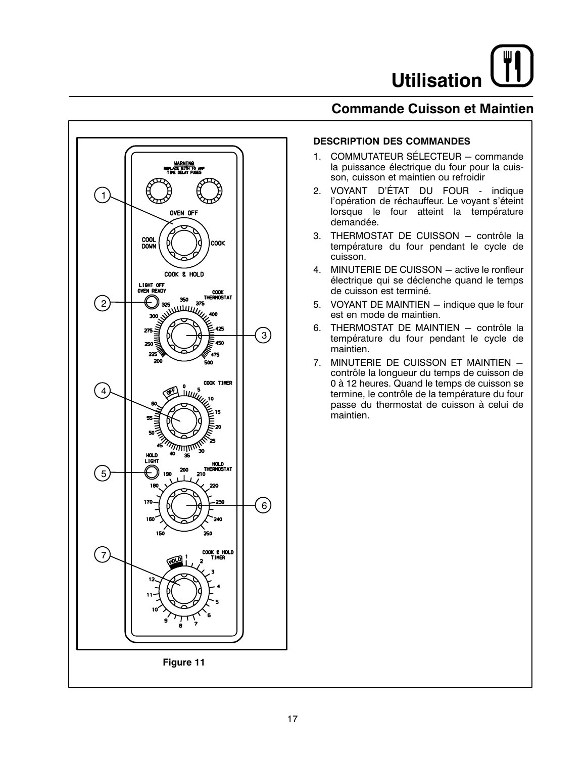# Utilisation

## Commande Cuisson et Maintien

Figure 11

**DESCRIPTION DES COMMANDES**

1. COMMUTATEUR SÉLECTEUR – commande la puissance électrique du four pour la cuisson, cuisson et maintien ou refroidir
2. VOYANT D'ÉTAT DU FOUR - indique l'opération de réchauffeur. Le voyant s'éteint lorsque le four atteint la température demandée.
3. THERMOSTAT DE CUISSON – contrôle la température du four pendant le cycle de cuisson.
4. MINUTERIE DE CUISSON – active le ronfleur électrique qui se déclenche quand le temps de cuisson est terminé.
5. VOYANT DE MAINTIEN – indique que le four est en mode de maintien.
6. THERMOSTAT DE MAINTIEN – contrôle la température du four pendant le cycle de maintien.
7. MINUTERIE DE CUISSON ET MAINTIEN – contrôle la longueur du temps de cuisson de 0 à 12 heures. Quand le temps de cuisson se termine, le contrôle de la température du four passe du thermostat de cuisson à celui de maintien.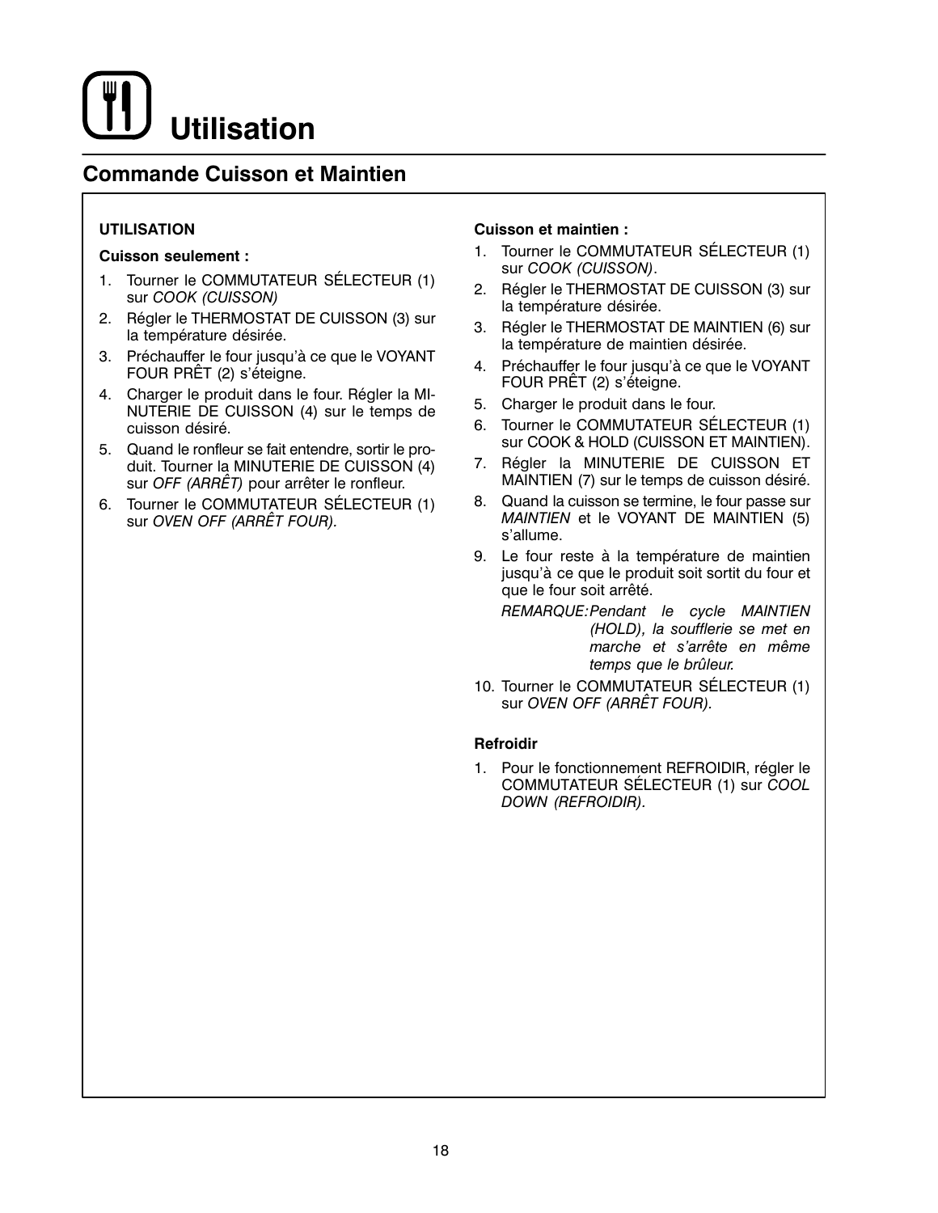# Utilisation

## Commande Cuisson et Maintien

**UTILISATION**

**Cuisson seulement :**

1. Tourner le COMMUTATEUR SÉLECTEUR (1) sur *COOK (CUISSON)*
2. Régler le THERMOSTAT DE CUISSON (3) sur la température désirée.
3. Préchauffer le four jusqu'à ce que le VOYANT FOUR PRÊT (2) s'éteigne.
4. Charger le produit dans le four. Régler la MINUTERIE DE CUISSON (4) sur le temps de cuisson désiré.
5. Quand le ronfleur se fait entendre, sortir le produit. Tourner la MINUTERIE DE CUISSON (4) sur *OFF (ARRÊT)* pour arrêter le ronfleur.
6. Tourner le COMMUTATEUR SÉLECTEUR (1) sur *OVEN OFF (ARRÊT FOUR).*

**Cuisson et maintien :**

1. Tourner le COMMUTATEUR SÉLECTEUR (1) sur *COOK (CUISSON)*.
2. Régler le THERMOSTAT DE CUISSON (3) sur la température désirée.
3. Régler le THERMOSTAT DE MAINTIEN (6) sur la température de maintien désirée.
4. Préchauffer le four jusqu'à ce que le VOYANT FOUR PRÊT (2) s'éteigne.
5. Charger le produit dans le four.
6. Tourner le COMMUTATEUR SÉLECTEUR (1) sur COOK & HOLD (CUISSON ET MAINTIEN).
7. Régler la MINUTERIE DE CUISSON ET MAINTIEN (7) sur le temps de cuisson désiré.
8. Quand la cuisson se termine, le four passe sur *MAINTIEN* et le VOYANT DE MAINTIEN (5) s'allume.
9. Le four reste à la température de maintien jusqu'à ce que le produit soit sortit du four et que le four soit arrêté.

   *REMARQUE: Pendant le cycle MAINTIEN (HOLD), la soufflerie se met en marche et s'arrête en même temps que le brûleur.*

10. Tourner le COMMUTATEUR SÉLECTEUR (1) sur *OVEN OFF (ARRÊT FOUR).*

**Refroidir**

1. Pour le fonctionnement REFROIDIR, régler le COMMUTATEUR SÉLECTEUR (1) sur *COOL DOWN (REFROIDIR).*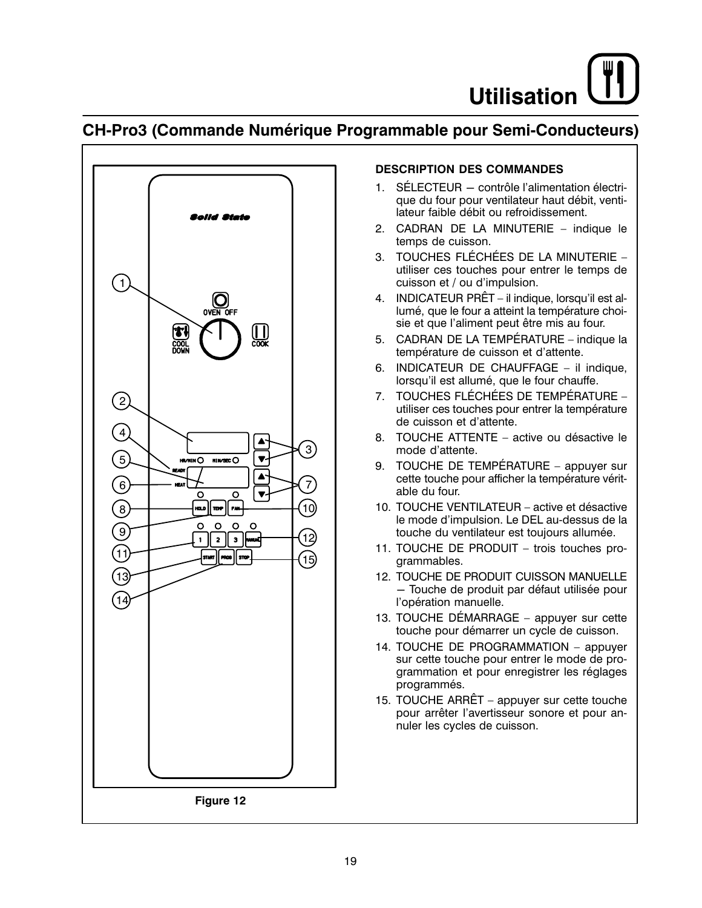# Utilisation

## CH-Pro3 (Commande Numérique Programmable pour Semi-Conducteurs)

Figure 12

**DESCRIPTION DES COMMANDES**

1. SÉLECTEUR — contrôle l'alimentation électrique du four pour ventilateur haut débit, ventilateur faible débit ou refroidissement.
2. CADRAN DE LA MINUTERIE – indique le temps de cuisson.
3. TOUCHES FLÉCHÉES DE LA MINUTERIE – utiliser ces touches pour entrer le temps de cuisson et / ou d'impulsion.
4. INDICATEUR PRÊT – il indique, lorsqu'il est allumé, que le four a atteint la température choisie et que l'aliment peut être mis au four.
5. CADRAN DE LA TEMPÉRATURE – indique la température de cuisson et d'attente.
6. INDICATEUR DE CHAUFFAGE – il indique, lorsqu'il est allumé, que le four chauffe.
7. TOUCHES FLÉCHÉES DE TEMPÉRATURE – utiliser ces touches pour entrer la température de cuisson et d'attente.
8. TOUCHE ATTENTE – active ou désactive le mode d'attente.
9. TOUCHE DE TEMPÉRATURE – appuyer sur cette touche pour afficher la température véritable du four.
10. TOUCHE VENTILATEUR – active et désactive le mode d'impulsion. Le DEL au-dessus de la touche du ventilateur est toujours allumée.
11. TOUCHE DE PRODUIT – trois touches programmables.
12. TOUCHE DE PRODUIT CUISSON MANUELLE — Touche de produit par défaut utilisée pour l'opération manuelle.
13. TOUCHE DÉMARRAGE – appuyer sur cette touche pour démarrer un cycle de cuisson.
14. TOUCHE DE PROGRAMMATION – appuyer sur cette touche pour entrer le mode de programmation et pour enregistrer les réglages programmés.
15. TOUCHE ARRÊT – appuyer sur cette touche pour arrêter l'avertisseur sonore et pour annuler les cycles de cuisson.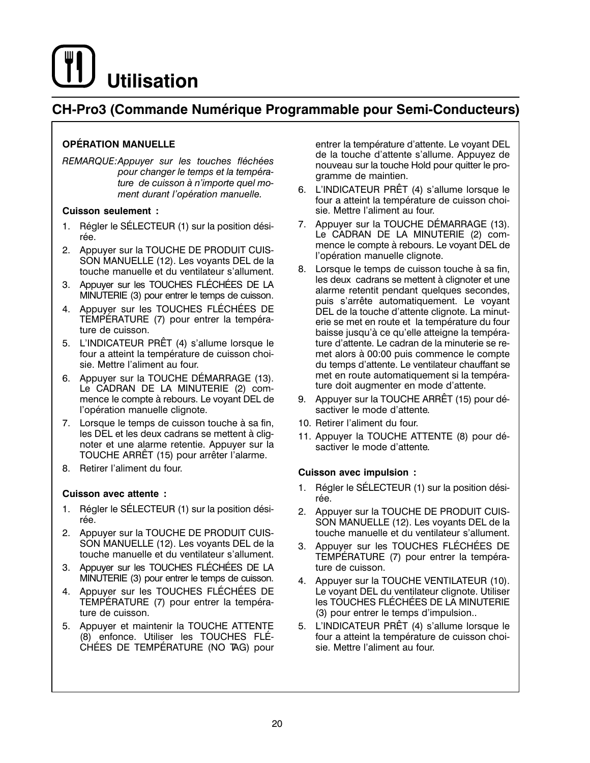# Utilisation

## CH-Pro3 (Commande Numérique Programmable pour Semi-Conducteurs)

**OPÉRATION MANUELLE**

*REMARQUE: Appuyer sur les touches fléchées pour changer le temps et la température de cuisson à n'importe quel moment durant l'opération manuelle.*

**Cuisson seulement :**

1. Régler le SÉLECTEUR (1) sur la position désirée.
2. Appuyer sur la TOUCHE DE PRODUIT CUISSON MANUELLE (12). Les voyants DEL de la touche manuelle et du ventilateur s'allument.
3. Appuyer sur les TOUCHES FLÉCHÉES DE LA MINUTERIE (3) pour entrer le temps de cuisson.
4. Appuyer sur les TOUCHES FLÉCHÉES DE TEMPÉRATURE (7) pour entrer la température de cuisson.
5. L'INDICATEUR PRÊT (4) s'allume lorsque le four a atteint la température de cuisson choisie. Mettre l'aliment au four.
6. Appuyer sur la TOUCHE DÉMARRAGE (13). Le CADRAN DE LA MINUTERIE (2) commence le compte à rebours. Le voyant DEL de l'opération manuelle clignote.
7. Lorsque le temps de cuisson touche à sa fin, les DEL et les deux cadrans se mettent à clignoter et une alarme retentie. Appuyer sur la TOUCHE ARRÊT (15) pour arrêter l'alarme.
8. Retirer l'aliment du four.

**Cuisson avec attente :**

1. Régler le SÉLECTEUR (1) sur la position désirée.
2. Appuyer sur la TOUCHE DE PRODUIT CUISSON MANUELLE (12). Les voyants DEL de la touche manuelle et du ventilateur s'allument.
3. Appuyer sur les TOUCHES FLÉCHÉES DE LA MINUTERIE (3) pour entrer le temps de cuisson.
4. Appuyer sur les TOUCHES FLÉCHÉES DE TEMPÉRATURE (7) pour entrer la température de cuisson.
5. Appuyer et maintenir la TOUCHE ATTENTE (8) enfonce. Utiliser les TOUCHES FLÉCHÉES DE TEMPÉRATURE (NO TAG) pour entrer la température d'attente. Le voyant DEL de la touche d'attente s'allume. Appuyez de nouveau sur la touche Hold pour quitter le programme de maintien.
6. L'INDICATEUR PRÊT (4) s'allume lorsque le four a atteint la température de cuisson choisie. Mettre l'aliment au four.
7. Appuyer sur la TOUCHE DÉMARRAGE (13). Le CADRAN DE LA MINUTERIE (2) commence le compte à rebours. Le voyant DEL de l'opération manuelle clignote.
8. Lorsque le temps de cuisson touche à sa fin, les deux cadrans se mettent à clignoter et une alarme retentit pendant quelques secondes, puis s'arrête automatiquement. Le voyant DEL de la touche d'attente clignote. La minuterie se met en route et la température du four baisse jusqu'à ce qu'elle atteigne la température d'attente. Le cadran de la minuterie se remet alors à 00:00 puis commence le compte du temps d'attente. Le ventilateur chauffant se met en route automatiquement si la température doit augmenter en mode d'attente.
9. Appuyer sur la TOUCHE ARRÊT (15) pour désactiver le mode d'attente.
10. Retirer l'aliment du four.
11. Appuyer la TOUCHE ATTENTE (8) pour désactiver le mode d'attente.

**Cuisson avec impulsion :**

1. Régler le SÉLECTEUR (1) sur la position désirée.
2. Appuyer sur la TOUCHE DE PRODUIT CUISSON MANUELLE (12). Les voyants DEL de la touche manuelle et du ventilateur s'allument.
3. Appuyer sur les TOUCHES FLÉCHÉES DE TEMPÉRATURE (7) pour entrer la température de cuisson.
4. Appuyer sur la TOUCHE VENTILATEUR (10). Le voyant DEL du ventilateur clignote. Utiliser les TOUCHES FLÉCHÉES DE LA MINUTERIE (3) pour entrer le temps d'impulsion..
5. L'INDICATEUR PRÊT (4) s'allume lorsque le four a atteint la température de cuisson choisie. Mettre l'aliment au four.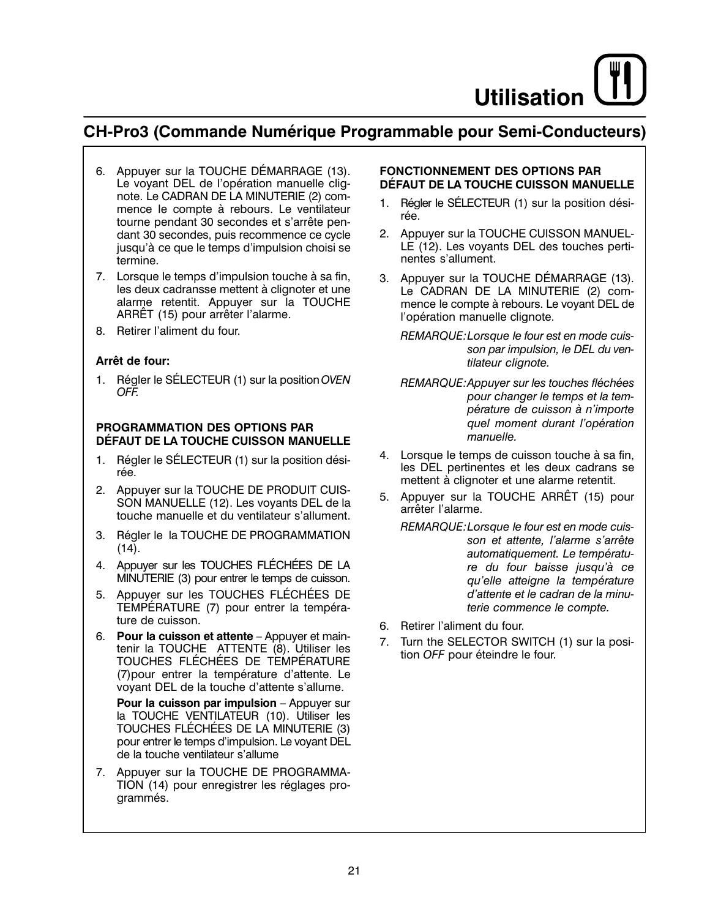# Utilisation

## CH-Pro3 (Commande Numérique Programmable pour Semi-Conducteurs)

6. Appuyer sur la TOUCHE DÉMARRAGE (13). Le voyant DEL de l'opération manuelle clignote. Le CADRAN DE LA MINUTERIE (2) commence le compte à rebours. Le ventilateur tourne pendant 30 secondes et s'arrête pendant 30 secondes, puis recommence ce cycle jusqu'à ce que le temps d'impulsion choisi se termine.
7. Lorsque le temps d'impulsion touche à sa fin, les deux cadransse mettent à clignoter et une alarme retentit. Appuyer sur la TOUCHE ARRÊT (15) pour arrêter l'alarme.
8. Retirer l'aliment du four.

**Arrêt de four:**

1. Régler le SÉLECTEUR (1) sur la position *OVEN OFF*.

**PROGRAMMATION DES OPTIONS PAR DÉFAUT DE LA TOUCHE CUISSON MANUELLE**

1. Régler le SÉLECTEUR (1) sur la position désirée.
2. Appuyer sur la TOUCHE DE PRODUIT CUISSON MANUELLE (12). Les voyants DEL de la touche manuelle et du ventilateur s'allument.
3. Régler le la TOUCHE DE PROGRAMMATION (14).
4. Appuyer sur les TOUCHES FLÉCHÉES DE LA MINUTERIE (3) pour entrer le temps de cuisson.
5. Appuyer sur les TOUCHES FLÉCHÉES DE TEMPÉRATURE (7) pour entrer la température de cuisson.
6. **Pour la cuisson et attente** – Appuyer et maintenir la TOUCHE ATTENTE (8). Utiliser les TOUCHES FLÉCHÉES DE TEMPÉRATURE (7)pour entrer la température d'attente. Le voyant DEL de la touche d'attente s'allume.

   **Pour la cuisson par impulsion** – Appuyer sur la TOUCHE VENTILATEUR (10). Utiliser les TOUCHES FLÉCHÉES DE LA MINUTERIE (3) pour entrer le temps d'impulsion. Le voyant DEL de la touche ventilateur s'allume
7. Appuyer sur la TOUCHE DE PROGRAMMATION (14) pour enregistrer les réglages programmés.

**FONCTIONNEMENT DES OPTIONS PAR DÉFAUT DE LA TOUCHE CUISSON MANUELLE**

1. Régler le SÉLECTEUR (1) sur la position désirée.
2. Appuyer sur la TOUCHE CUISSON MANUELLE (12). Les voyants DEL des touches pertinentes s'allument.
3. Appuyer sur la TOUCHE DÉMARRAGE (13). Le CADRAN DE LA MINUTERIE (2) commence le compte à rebours. Le voyant DEL de l'opération manuelle clignote.

   *REMARQUE: Lorsque le four est en mode cuisson par impulsion, le DEL du ventilateur clignote.*

   *REMARQUE: Appuyer sur les touches fléchées pour changer le temps et la température de cuisson à n'importe quel moment durant l'opération manuelle.*
4. Lorsque le temps de cuisson touche à sa fin, les DEL pertinentes et les deux cadrans se mettent à clignoter et une alarme retentit.
5. Appuyer sur la TOUCHE ARRÊT (15) pour arrêter l'alarme.

   *REMARQUE: Lorsque le four est en mode cuisson et attente, l'alarme s'arrête automatiquement. Le température du four baisse jusqu'à ce qu'elle atteigne la température d'attente et le cadran de la minuterie commence le compte.*
6. Retirer l'aliment du four.
7. Turn the SELECTOR SWITCH (1) sur la position *OFF* pour éteindre le four.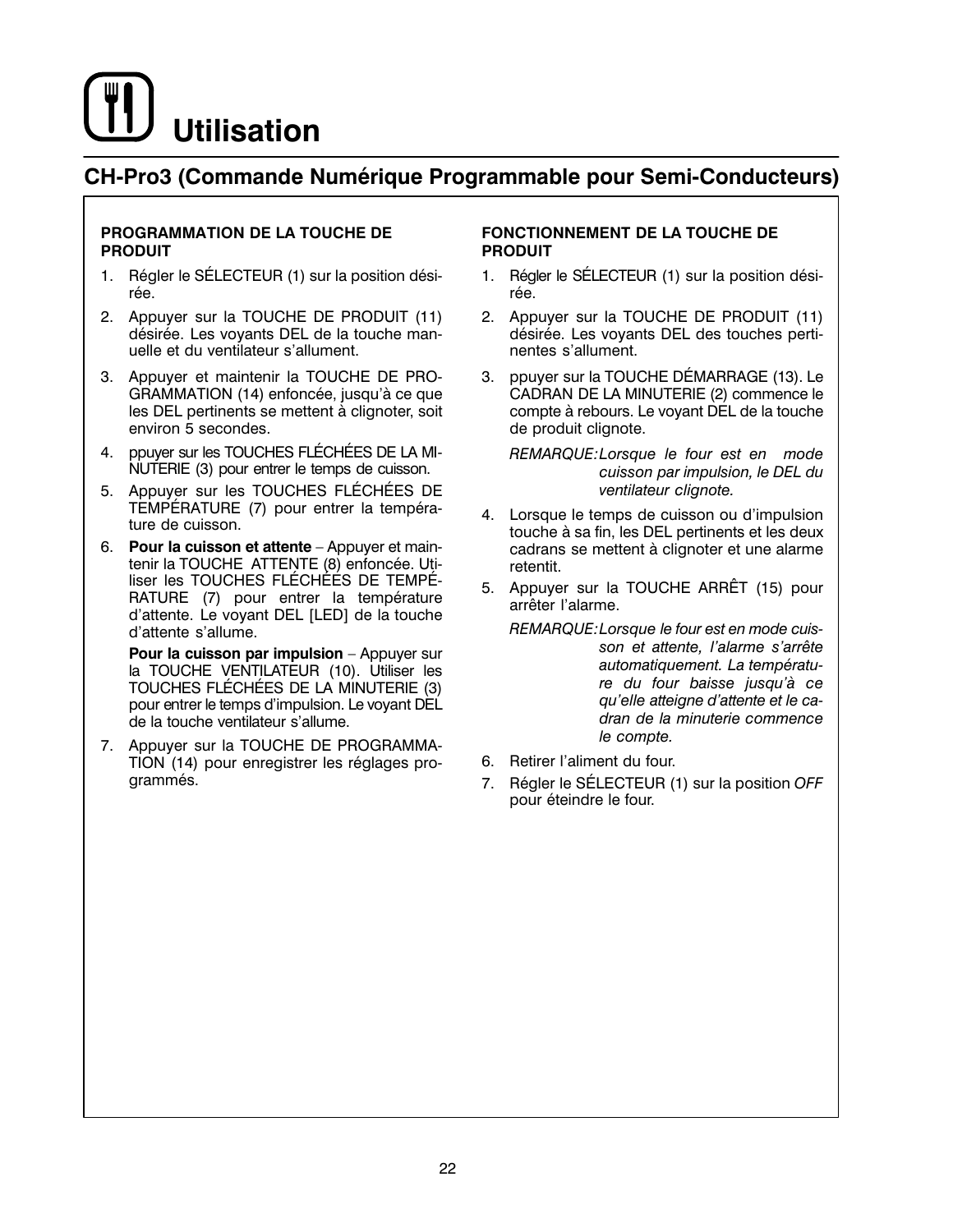# Utilisation

## CH-Pro3 (Commande Numérique Programmable pour Semi-Conducteurs)

**PROGRAMMATION DE LA TOUCHE DE PRODUIT**

1. Régler le SÉLECTEUR (1) sur la position désirée.
2. Appuyer sur la TOUCHE DE PRODUIT (11) désirée. Les voyants DEL de la touche manuelle et du ventilateur s'allument.
3. Appuyer et maintenir la TOUCHE DE PROGRAMMATION (14) enfoncée, jusqu'à ce que les DEL pertinents se mettent à clignoter, soit environ 5 secondes.
4. ppuyer sur les TOUCHES FLÉCHÉES DE LA MINUTERIE (3) pour entrer le temps de cuisson.
5. Appuyer sur les TOUCHES FLÉCHÉES DE TEMPÉRATURE (7) pour entrer la température de cuisson.
6. **Pour la cuisson et attente** – Appuyer et maintenir la TOUCHE ATTENTE (8) enfoncée. Utiliser les TOUCHES FLÉCHÉES DE TEMPÉRATURE (7) pour entrer la température d'attente. Le voyant DEL [LED] de la touche d'attente s'allume.

   **Pour la cuisson par impulsion** – Appuyer sur la TOUCHE VENTILATEUR (10). Utiliser les TOUCHES FLÉCHÉES DE LA MINUTERIE (3) pour entrer le temps d'impulsion. Le voyant DEL de la touche ventilateur s'allume.
7. Appuyer sur la TOUCHE DE PROGRAMMATION (14) pour enregistrer les réglages programmés.

**FONCTIONNEMENT DE LA TOUCHE DE PRODUIT**

1. Régler le SÉLECTEUR (1) sur la position désirée.
2. Appuyer sur la TOUCHE DE PRODUIT (11) désirée. Les voyants DEL des touches pertinentes s'allument.
3. ppuyer sur la TOUCHE DÉMARRAGE (13). Le CADRAN DE LA MINUTERIE (2) commence le compte à rebours. Le voyant DEL de la touche de produit clignote.

   *REMARQUE: Lorsque le four est en mode cuisson par impulsion, le DEL du ventilateur clignote.*
4. Lorsque le temps de cuisson ou d'impulsion touche à sa fin, les DEL pertinents et les deux cadrans se mettent à clignoter et une alarme retentit.
5. Appuyer sur la TOUCHE ARRÊT (15) pour arrêter l'alarme.

   *REMARQUE: Lorsque le four est en mode cuisson et attente, l'alarme s'arrête automatiquement. La température du four baisse jusqu'à ce qu'elle atteigne d'attente et le cadran de la minuterie commence le compte.*
6. Retirer l'aliment du four.
7. Régler le SÉLECTEUR (1) sur la position *OFF* pour éteindre le four.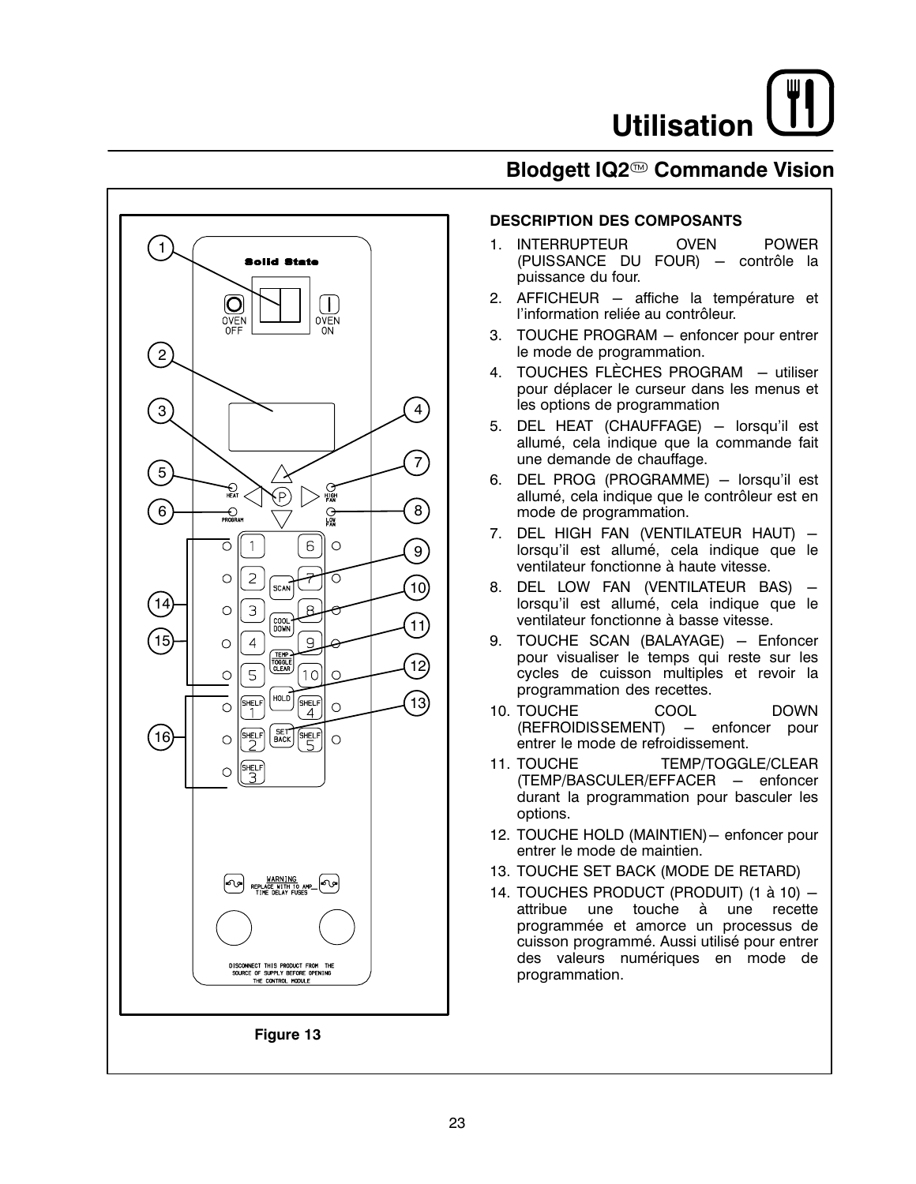# Utilisation

## Blodgett IQ2™ Commande Vision

Figure 13

### DESCRIPTION DES COMPOSANTS

1. INTERRUPTEUR OVEN POWER (PUISSANCE DU FOUR) – contrôle la puissance du four.
2. AFFICHEUR – affiche la température et l'information reliée au contrôleur.
3. TOUCHE PROGRAM – enfoncer pour entrer le mode de programmation.
4. TOUCHES FLÈCHES PROGRAM – utiliser pour déplacer le curseur dans les menus et les options de programmation
5. DEL HEAT (CHAUFFAGE) – lorsqu'il est allumé, cela indique que la commande fait une demande de chauffage.
6. DEL PROG (PROGRAMME) – lorsqu'il est allumé, cela indique que le contrôleur est en mode de programmation.
7. DEL HIGH FAN (VENTILATEUR HAUT) – lorsqu'il est allumé, cela indique que le ventilateur fonctionne à haute vitesse.
8. DEL LOW FAN (VENTILATEUR BAS) – lorsqu'il est allumé, cela indique que le ventilateur fonctionne à basse vitesse.
9. TOUCHE SCAN (BALAYAGE) – Enfoncer pour visualiser le temps qui reste sur les cycles de cuisson multiples et revoir la programmation des recettes.
10. TOUCHE COOL DOWN (REFROIDISSEMENT) – enfoncer pour entrer le mode de refroidissement.
11. TOUCHE TEMP/TOGGLE/CLEAR (TEMP/BASCULER/EFFACER – enfoncer durant la programmation pour basculer les options.
12. TOUCHE HOLD (MAINTIEN)– enfoncer pour entrer le mode de maintien.
13. TOUCHE SET BACK (MODE DE RETARD)
14. TOUCHES PRODUCT (PRODUIT) (1 à 10) – attribue une touche à une recette programmée et amorce un processus de cuisson programmé. Aussi utilisé pour entrer des valeurs numériques en mode de programmation.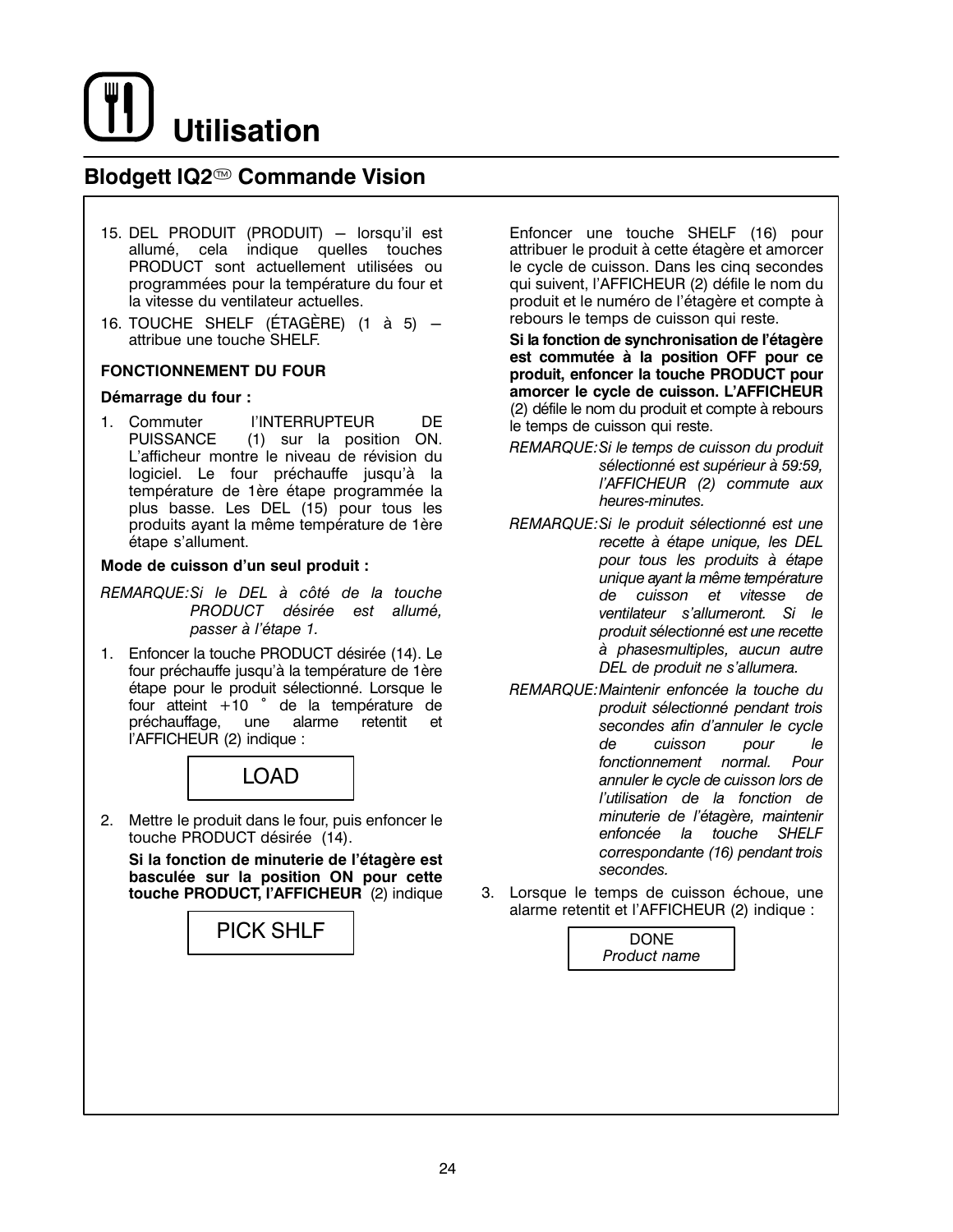# Utilisation

## Blodgett IQ2™ Commande Vision

15. DEL PRODUIT (PRODUIT) – lorsqu'il est allumé, cela indique quelles touches PRODUCT sont actuellement utilisées ou programmées pour la température du four et la vitesse du ventilateur actuelles.
16. TOUCHE SHELF (ÉTAGÈRE) (1 à 5) – attribue une touche SHELF.

**FONCTIONNEMENT DU FOUR**

**Démarrage du four :**

1. Commuter l'INTERRUPTEUR DE PUISSANCE (1) sur la position ON. L'afficheur montre le niveau de révision du logiciel. Le four préchauffe jusqu'à la température de 1ère étape programmée la plus basse. Les DEL (15) pour tous les produits ayant la même température de 1ère étape s'allument.

**Mode de cuisson d'un seul produit :**

*REMARQUE: Si le DEL à côté de la touche PRODUCT désirée est allumé, passer à l'étape 1.*

1. Enfoncer la touche PRODUCT désirée (14). Le four préchauffe jusqu'à la température de 1ère étape pour le produit sélectionné. Lorsque le four atteint +10 ° de la température de préchauffage, une alarme retentit et l'AFFICHEUR (2) indique :

   | LOAD |
   |---|

2. Mettre le produit dans le four, puis enfoncer le touche PRODUCT désirée (14).

   **Si la fonction de minuterie de l'étagère est basculée sur la position ON pour cette touche PRODUCT, l'AFFICHEUR** (2) indique

   | PICK SHLF |
   |---|

   Enfoncer une touche SHELF (16) pour attribuer le produit à cette étagère et amorcer le cycle de cuisson. Dans les cinq secondes qui suivent, l'AFFICHEUR (2) défile le nom du produit et le numéro de l'étagère et compte à rebours le temps de cuisson qui reste.

   **Si la fonction de synchronisation de l'étagère est commutée à la position OFF pour ce produit, enfoncer la touche PRODUCT pour amorcer le cycle de cuisson. L'AFFICHEUR** (2) défile le nom du produit et compte à rebours le temps de cuisson qui reste.

   *REMARQUE: Si le temps de cuisson du produit sélectionné est supérieur à 59:59, l'AFFICHEUR (2) commute aux heures-minutes.*

   *REMARQUE: Si le produit sélectionné est une recette à étape unique, les DEL pour tous les produits à étape unique ayant la même température de cuisson et vitesse de ventilateur s'allumeront. Si le produit sélectionné est une recette à phasesmultiples, aucun autre DEL de produit ne s'allumera.*

   *REMARQUE: Maintenir enfoncée la touche du produit sélectionné pendant trois secondes afin d'annuler le cycle de cuisson pour le fonctionnement normal. Pour annuler le cycle de cuisson lors de l'utilisation de la fonction de minuterie de l'étagère, maintenir enfoncée la touche SHELF correspondante (16) pendant trois secondes.*

3. Lorsque le temps de cuisson échoue, une alarme retentit et l'AFFICHEUR (2) indique :

   | DONE<br>*Product name* |
   |---|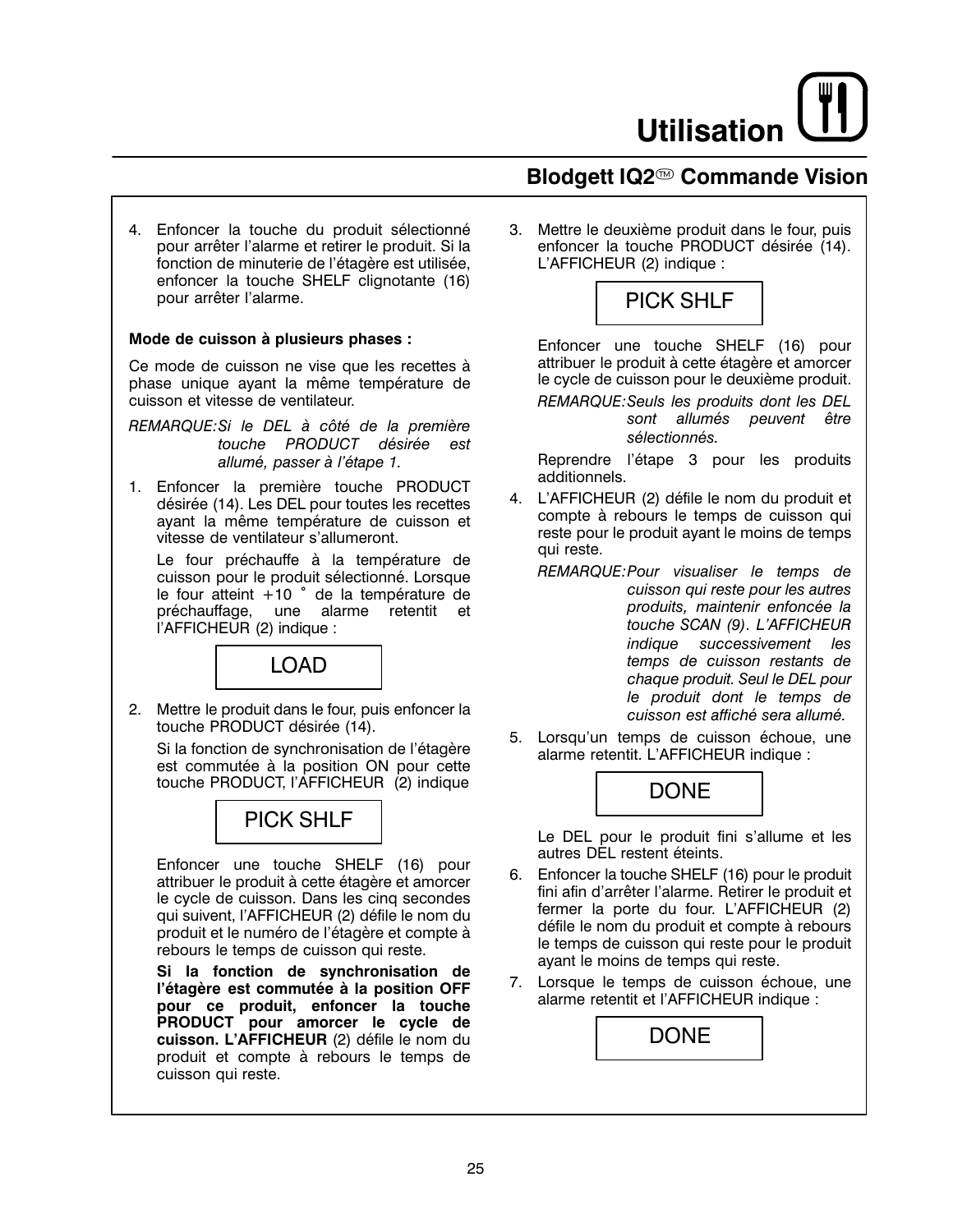# Utilisation

## Blodgett IQ2™ Commande Vision

4. Enfoncer la touche du produit sélectionné pour arrêter l'alarme et retirer le produit. Si la fonction de minuterie de l'étagère est utilisée, enfoncer la touche SHELF clignotante (16) pour arrêter l'alarme.

**Mode de cuisson à plusieurs phases :**

Ce mode de cuisson ne vise que les recettes à phase unique ayant la même température de cuisson et vitesse de ventilateur.

*REMARQUE: Si le DEL à côté de la première touche PRODUCT désirée est allumé, passer à l'étape 1.*

1. Enfoncer la première touche PRODUCT désirée (14). Les DEL pour toutes les recettes ayant la même température de cuisson et vitesse de ventilateur s'allumeront.

   Le four préchauffe à la température de cuisson pour le produit sélectionné. Lorsque le four atteint +10 ° de la température de préchauffage, une alarme retentit et l'AFFICHEUR (2) indique :

   ```
   LOAD
   ```

2. Mettre le produit dans le four, puis enfoncer la touche PRODUCT désirée (14).

   Si la fonction de synchronisation de l'étagère est commutée à la position ON pour cette touche PRODUCT, l'AFFICHEUR (2) indique

   ```
   PICK SHLF
   ```

   Enfoncer une touche SHELF (16) pour attribuer le produit à cette étagère et amorcer le cycle de cuisson. Dans les cinq secondes qui suivent, l'AFFICHEUR (2) défile le nom du produit et le numéro de l'étagère et compte à rebours le temps de cuisson qui reste.

   **Si la fonction de synchronisation de l'étagère est commutée à la position OFF pour ce produit, enfoncer la touche PRODUCT pour amorcer le cycle de cuisson. L'AFFICHEUR** (2) défile le nom du produit et compte à rebours le temps de cuisson qui reste.

3. Mettre le deuxième produit dans le four, puis enfoncer la touche PRODUCT désirée (14). L'AFFICHEUR (2) indique :

   ```
   PICK SHLF
   ```

   Enfoncer une touche SHELF (16) pour attribuer le produit à cette étagère et amorcer le cycle de cuisson pour le deuxième produit.

   *REMARQUE: Seuls les produits dont les DEL sont allumés peuvent être sélectionnés.*

   Reprendre l'étape 3 pour les produits additionnels.

4. L'AFFICHEUR (2) défile le nom du produit et compte à rebours le temps de cuisson qui reste pour le produit ayant le moins de temps qui reste.

   *REMARQUE: Pour visualiser le temps de cuisson qui reste pour les autres produits, maintenir enfoncée la touche SCAN (9). L'AFFICHEUR indique successivement les temps de cuisson restants de chaque produit. Seul le DEL pour le produit dont le temps de cuisson est affiché sera allumé.*

5. Lorsqu'un temps de cuisson échoue, une alarme retentit. L'AFFICHEUR indique :

   ```
   DONE
   ```

   Le DEL pour le produit fini s'allume et les autres DEL restent éteints.

6. Enfoncer la touche SHELF (16) pour le produit fini afin d'arrêter l'alarme. Retirer le produit et fermer la porte du four. L'AFFICHEUR (2) défile le nom du produit et compte à rebours le temps de cuisson qui reste pour le produit ayant le moins de temps qui reste.

7. Lorsque le temps de cuisson échoue, une alarme retentit et l'AFFICHEUR indique :

   ```
   DONE
   ```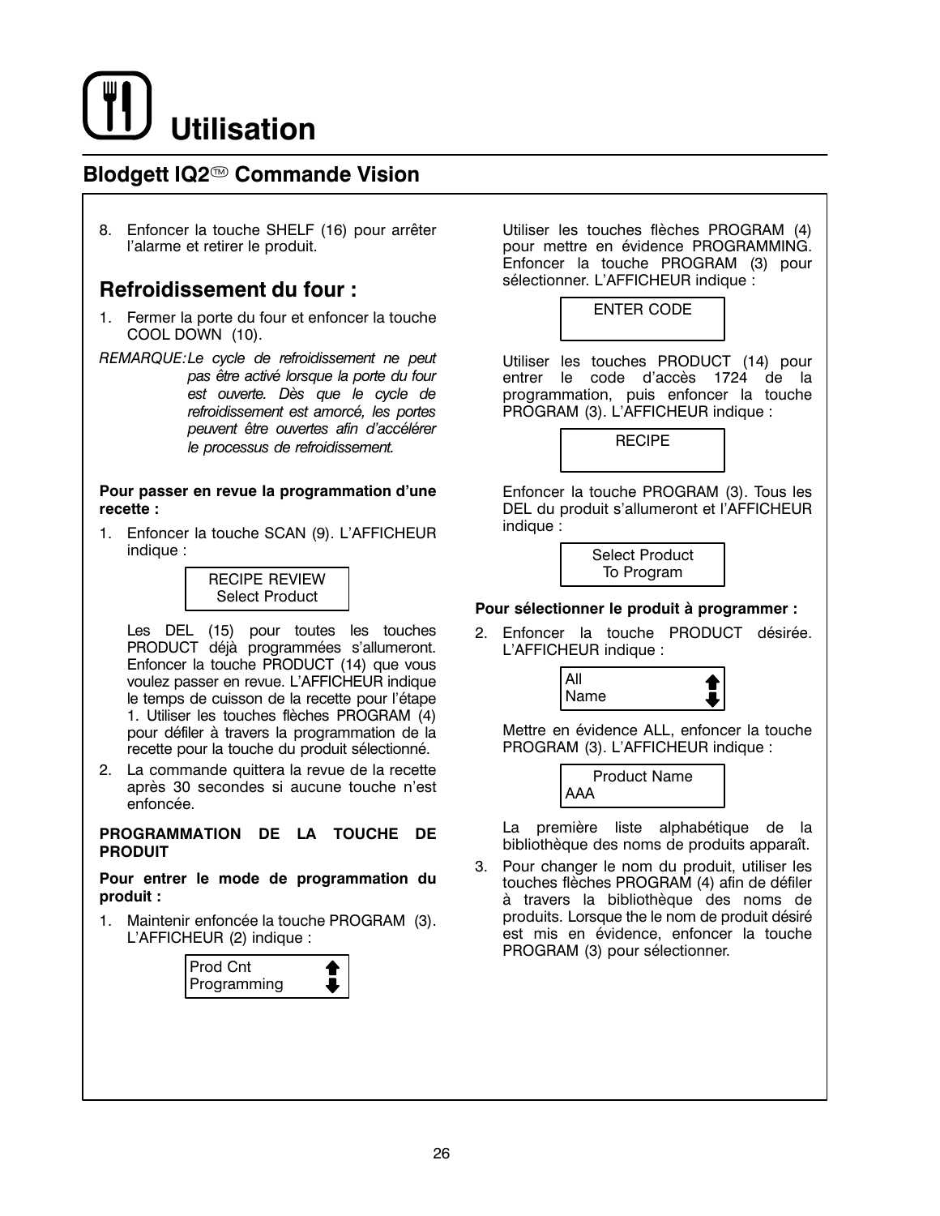# Utilisation

## Blodgett IQ2™ Commande Vision

8. Enfoncer la touche SHELF (16) pour arrêter l'alarme et retirer le produit.

### Refroidissement du four :

1. Fermer la porte du four et enfoncer la touche COOL DOWN (10).

REMARQUE: *Le cycle de refroidissement ne peut pas être activé lorsque la porte du four est ouverte. Dès que le cycle de refroidissement est amorcé, les portes peuvent être ouvertes afin d'accélérer le processus de refroidissement.*

**Pour passer en revue la programmation d'une recette :**

1. Enfoncer la touche SCAN (9). L'AFFICHEUR indique :

   ```
   RECIPE REVIEW
   Select Product
   ```

   Les DEL (15) pour toutes les touches PRODUCT déjà programmées s'allumeront. Enfoncer la touche PRODUCT (14) que vous voulez passer en revue. L'AFFICHEUR indique le temps de cuisson de la recette pour l'étape 1. Utiliser les touches flèches PROGRAM (4) pour défiler à travers la programmation de la recette pour la touche du produit sélectionné.

2. La commande quittera la revue de la recette après 30 secondes si aucune touche n'est enfoncée.

**PROGRAMMATION DE LA TOUCHE DE PRODUIT**

**Pour entrer le mode de programmation du produit :**

1. Maintenir enfoncée la touche PROGRAM (3). L'AFFICHEUR (2) indique :

   ```
   Prod Cnt       ⇧
   Programming    ⇩
   ```

   Utiliser les touches flèches PROGRAM (4) pour mettre en évidence PROGRAMMING. Enfoncer la touche PROGRAM (3) pour sélectionner. L'AFFICHEUR indique :

   ```
   ENTER CODE
   ```

   Utiliser les touches PRODUCT (14) pour entrer le code d'accès 1724 de la programmation, puis enfoncer la touche PROGRAM (3). L'AFFICHEUR indique :

   ```
   RECIPE
   ```

   Enfoncer la touche PROGRAM (3). Tous les DEL du produit s'allumeront et l'AFFICHEUR indique :

   ```
   Select Product
   To Program
   ```

**Pour sélectionner le produit à programmer :**

2. Enfoncer la touche PRODUCT désirée. L'AFFICHEUR indique :

   ```
   All            ⇧
   Name           ⇩
   ```

   Mettre en évidence ALL, enfoncer la touche PROGRAM (3). L'AFFICHEUR indique :

   ```
   Product Name
   AAA
   ```

   La première liste alphabétique de la bibliothèque des noms de produits apparaît.

3. Pour changer le nom du produit, utiliser les touches flèches PROGRAM (4) afin de défiler à travers la bibliothèque des noms de produits. Lorsque the le nom de produit désiré est mis en évidence, enfoncer la touche PROGRAM (3) pour sélectionner.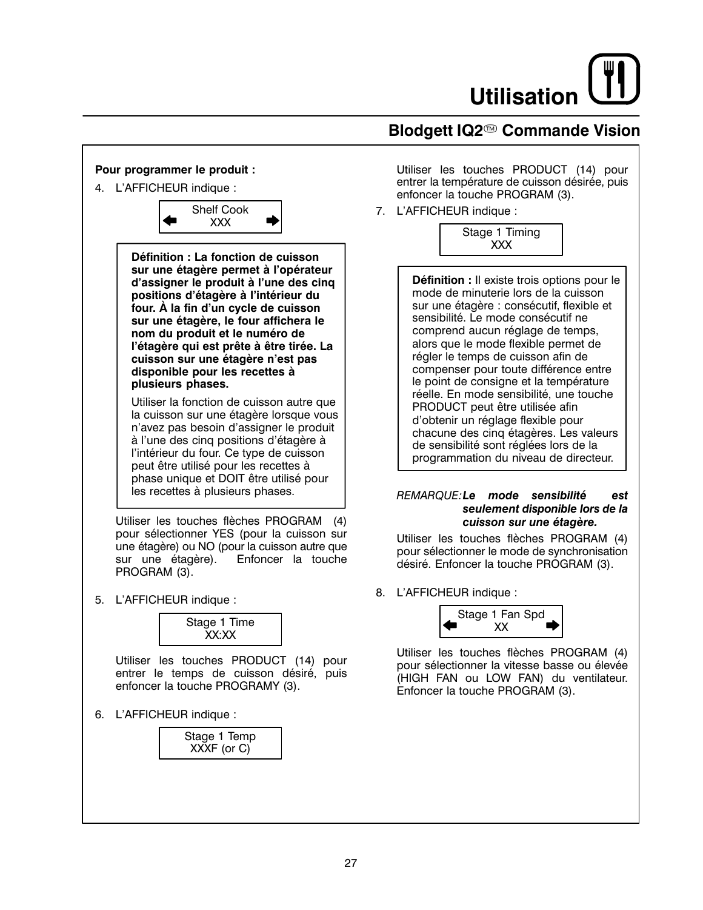# Utilisation

## Blodgett IQ2™ Commande Vision

**Pour programmer le produit :**

4. L'AFFICHEUR indique :

```
Shelf Cook
XXX
```

**Définition : La fonction de cuisson sur une étagère permet à l'opérateur d'assigner le produit à l'une des cinq positions d'étagère à l'intérieur du four. À la fin d'un cycle de cuisson sur une étagère, le four affichera le nom du produit et le numéro de l'étagère qui est prête à être tirée. La cuisson sur une étagère n'est pas disponible pour les recettes à plusieurs phases.**

Utiliser la fonction de cuisson autre que la cuisson sur une étagère lorsque vous n'avez pas besoin d'assigner le produit à l'une des cinq positions d'étagère à l'intérieur du four. Ce type de cuisson peut être utilisé pour les recettes à phase unique et DOIT être utilisé pour les recettes à plusieurs phases.

Utiliser les touches flèches PROGRAM (4) pour sélectionner YES (pour la cuisson sur une étagère) ou NO (pour la cuisson autre que sur une étagère). Enfoncer la touche PROGRAM (3).

5. L'AFFICHEUR indique :

```
Stage 1 Time
XX:XX
```

Utiliser les touches PRODUCT (14) pour entrer le temps de cuisson désiré, puis enfoncer la touche PROGRAMY (3).

6. L'AFFICHEUR indique :

```
Stage 1 Temp
XXXF (or C)
```

Utiliser les touches PRODUCT (14) pour entrer la température de cuisson désirée, puis enfoncer la touche PROGRAM (3).

7. L'AFFICHEUR indique :

```
Stage 1 Timing
XXX
```

**Définition :** Il existe trois options pour le mode de minuterie lors de la cuisson sur une étagère : consécutif, flexible et sensibilité. Le mode consécutif ne comprend aucun réglage de temps, alors que le mode flexible permet de régler le temps de cuisson afin de compenser pour toute différence entre le point de consigne et la température réelle. En mode sensibilité, une touche PRODUCT peut être utilisée afin d'obtenir un réglage flexible pour chacune des cinq étagères. Les valeurs de sensibilité sont réglées lors de la programmation du niveau de directeur.

*REMARQUE:* ***Le mode sensibilité est seulement disponible lors de la cuisson sur une étagère.***

Utiliser les touches flèches PROGRAM (4) pour sélectionner le mode de synchronisation désiré. Enfoncer la touche PROGRAM (3).

8. L'AFFICHEUR indique :

```
Stage 1 Fan Spd
XX
```

Utiliser les touches flèches PROGRAM (4) pour sélectionner la vitesse basse ou élevée (HIGH FAN ou LOW FAN) du ventilateur. Enfoncer la touche PROGRAM (3).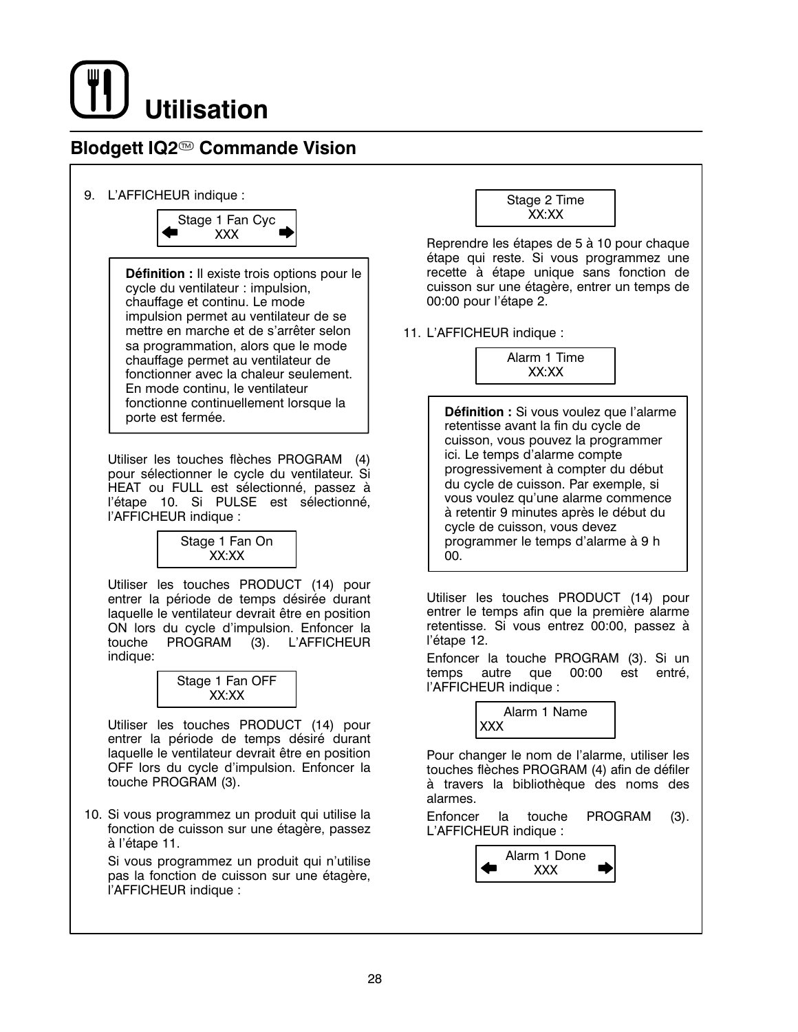# Utilisation

## Blodgett IQ2™ Commande Vision

9. L'AFFICHEUR indique :

```
Stage 1 Fan Cyc
←     XXX     →
```

> **Définition :** Il existe trois options pour le cycle du ventilateur : impulsion, chauffage et continu. Le mode impulsion permet au ventilateur de se mettre en marche et de s'arrêter selon sa programmation, alors que le mode chauffage permet au ventilateur de fonctionner avec la chaleur seulement. En mode continu, le ventilateur fonctionne continuellement lorsque la porte est fermée.

Utiliser les touches flèches PROGRAM (4) pour sélectionner le cycle du ventilateur. Si HEAT ou FULL est sélectionné, passez à l'étape 10. Si PULSE est sélectionné, l'AFFICHEUR indique :

```
Stage 1 Fan On
XX:XX
```

Utiliser les touches PRODUCT (14) pour entrer la période de temps désirée durant laquelle le ventilateur devrait être en position ON lors du cycle d'impulsion. Enfoncer la touche PROGRAM (3). L'AFFICHEUR indique:

```
Stage 1 Fan OFF
XX:XX
```

Utiliser les touches PRODUCT (14) pour entrer la période de temps désiré durant laquelle le ventilateur devrait être en position OFF lors du cycle d'impulsion. Enfoncer la touche PROGRAM (3).

10. Si vous programmez un produit qui utilise la fonction de cuisson sur une étagère, passez à l'étape 11.

    Si vous programmez un produit qui n'utilise pas la fonction de cuisson sur une étagère, l'AFFICHEUR indique :

```
Stage 2 Time
XX:XX
```

Reprendre les étapes de 5 à 10 pour chaque étape qui reste. Si vous programmez une recette à étape unique sans fonction de cuisson sur une étagère, entrer un temps de 00:00 pour l'étape 2.

11. L'AFFICHEUR indique :

```
Alarm 1 Time
XX:XX
```

> **Définition :** Si vous voulez que l'alarme retentisse avant la fin du cycle de cuisson, vous pouvez la programmer ici. Le temps d'alarme compte progressivement à compter du début du cycle de cuisson. Par exemple, si vous voulez qu'une alarme commence à retentir 9 minutes après le début du cycle de cuisson, vous devez programmer le temps d'alarme à 9 h 00.

Utiliser les touches PRODUCT (14) pour entrer le temps afin que la première alarme retentisse. Si vous entrez 00:00, passez à l'étape 12.

Enfoncer la touche PROGRAM (3). Si un temps autre que 00:00 est entré, l'AFFICHEUR indique :

```
Alarm 1 Name
XXX
```

Pour changer le nom de l'alarme, utiliser les touches flèches PROGRAM (4) afin de défiler à travers la bibliothèque des noms des alarmes.

Enfoncer la touche PROGRAM (3). L'AFFICHEUR indique :

```
Alarm 1 Done
←     XXX     →
```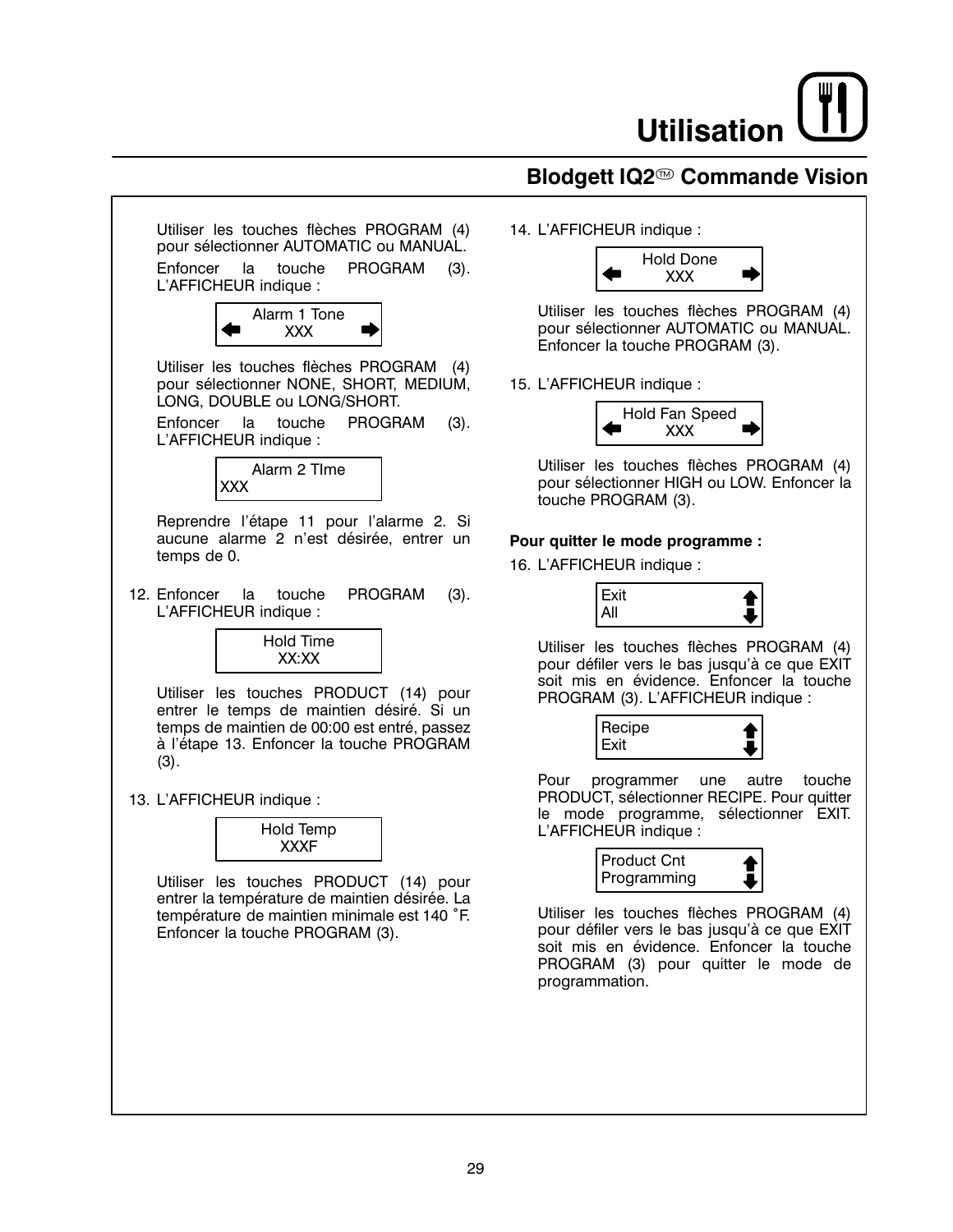## Blodgett IQ2™ Commande Vision

Utiliser les touches flèches PROGRAM (4) pour sélectionner AUTOMATIC ou MANUAL.

Enfoncer la touche PROGRAM (3). L'AFFICHEUR indique :

```
Alarm 1 Tone
XXX
```

Utiliser les touches flèches PROGRAM (4) pour sélectionner NONE, SHORT, MEDIUM, LONG, DOUBLE ou LONG/SHORT.

Enfoncer la touche PROGRAM (3). L'AFFICHEUR indique :

```
Alarm 2 TIme
XXX
```

Reprendre l'étape 11 pour l'alarme 2. Si aucune alarme 2 n'est désirée, entrer un temps de 0.

12. Enfoncer la touche PROGRAM (3). L'AFFICHEUR indique :

```
Hold Time
XX:XX
```

Utiliser les touches PRODUCT (14) pour entrer le temps de maintien désiré. Si un temps de maintien de 00:00 est entré, passez à l'étape 13. Enfoncer la touche PROGRAM (3).

13. L'AFFICHEUR indique :

```
Hold Temp
XXXF
```

Utiliser les touches PRODUCT (14) pour entrer la température de maintien désirée. La température de maintien minimale est 140 ˚F. Enfoncer la touche PROGRAM (3).

14. L'AFFICHEUR indique :

```
Hold Done
XXX
```

Utiliser les touches flèches PROGRAM (4) pour sélectionner AUTOMATIC ou MANUAL. Enfoncer la touche PROGRAM (3).

15. L'AFFICHEUR indique :

```
Hold Fan Speed
XXX
```

Utiliser les touches flèches PROGRAM (4) pour sélectionner HIGH ou LOW. Enfoncer la touche PROGRAM (3).

**Pour quitter le mode programme :**

16. L'AFFICHEUR indique :

```
Exit
All
```

Utiliser les touches flèches PROGRAM (4) pour défiler vers le bas jusqu'à ce que EXIT soit mis en évidence. Enfoncer la touche PROGRAM (3). L'AFFICHEUR indique :

```
Recipe
Exit
```

Pour programmer une autre touche PRODUCT, sélectionner RECIPE. Pour quitter le mode programme, sélectionner EXIT. L'AFFICHEUR indique :

```
Product Cnt
Programming
```

Utiliser les touches flèches PROGRAM (4) pour défiler vers le bas jusqu'à ce que EXIT soit mis en évidence. Enfoncer la touche PROGRAM (3) pour quitter le mode de programmation.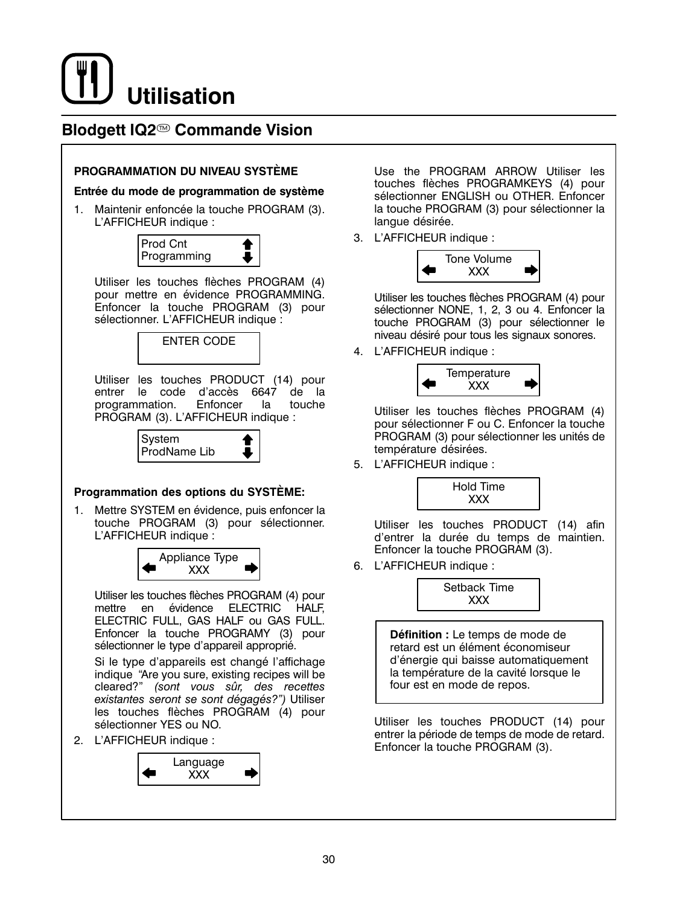# Utilisation

## Blodgett IQ2™ Commande Vision

**PROGRAMMATION DU NIVEAU SYSTÈME**

**Entrée du mode de programmation de système**

1. Maintenir enfoncée la touche PROGRAM (3). L'AFFICHEUR indique :

   ```
   Prod Cnt
   Programming
   ```

   Utiliser les touches flèches PROGRAM (4) pour mettre en évidence PROGRAMMING. Enfoncer la touche PROGRAM (3) pour sélectionner. L'AFFICHEUR indique :

   ```
   ENTER CODE
   ```

   Utiliser les touches PRODUCT (14) pour entrer le code d'accès 6647 de la programmation. Enfoncer la touche PROGRAM (3). L'AFFICHEUR indique :

   ```
   System
   ProdName Lib
   ```

**Programmation des options du SYSTÈME:**

1. Mettre SYSTEM en évidence, puis enfoncer la touche PROGRAM (3) pour sélectionner. L'AFFICHEUR indique :

   ```
   Appliance Type
   XXX
   ```

   Utiliser les touches flèches PROGRAM (4) pour mettre en évidence ELECTRIC HALF, ELECTRIC FULL, GAS HALF ou GAS FULL. Enfoncer la touche PROGRAMY (3) pour sélectionner le type d'appareil approprié.

   Si le type d'appareils est changé l'affichage indique "Are you sure, existing recipes will be cleared?" *(sont vous sûr, des recettes existantes seront se sont dégagés?")* Utiliser les touches flèches PROGRAM (4) pour sélectionner YES ou NO.

2. L'AFFICHEUR indique :

   ```
   Language
   XXX
   ```

   Use the PROGRAM ARROW Utiliser les touches flèches PROGRAMKEYS (4) pour sélectionner ENGLISH ou OTHER. Enfoncer la touche PROGRAM (3) pour sélectionner la langue désirée.

3. L'AFFICHEUR indique :

   ```
   Tone Volume
   XXX
   ```

   Utiliser les touches flèches PROGRAM (4) pour sélectionner NONE, 1, 2, 3 ou 4. Enfoncer la touche PROGRAM (3) pour sélectionner le niveau désiré pour tous les signaux sonores.

4. L'AFFICHEUR indique :

   ```
   Temperature
   XXX
   ```

   Utiliser les touches flèches PROGRAM (4) pour sélectionner F ou C. Enfoncer la touche PROGRAM (3) pour sélectionner les unités de température désirées.

5. L'AFFICHEUR indique :

   ```
   Hold Time
   XXX
   ```

   Utiliser les touches PRODUCT (14) afin d'entrer la durée du temps de maintien. Enfoncer la touche PROGRAM (3).

6. L'AFFICHEUR indique :

   ```
   Setback Time
   XXX
   ```

   > **Définition :** Le temps de mode de retard est un élément économiseur d'énergie qui baisse automatiquement la température de la cavité lorsque le four est en mode de repos.

   Utiliser les touches PRODUCT (14) pour entrer la période de temps de mode de retard. Enfoncer la touche PROGRAM (3).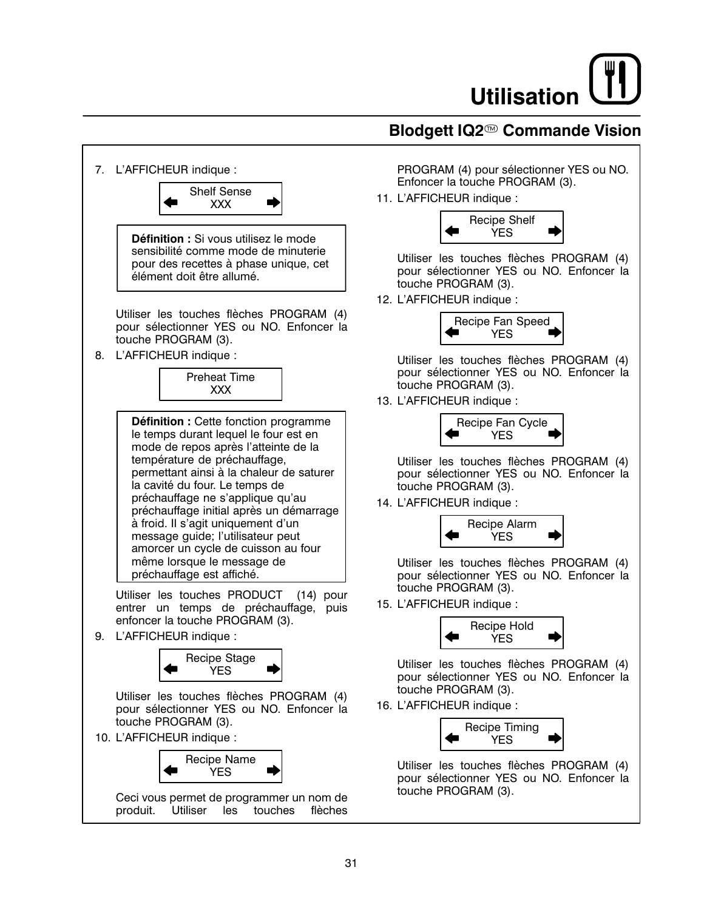# Utilisation

## Blodgett IQ2™ Commande Vision

7. L'AFFICHEUR indique :

   ```
   Shelf Sense
   ←    XXX    →
   ```

   > **Définition :** Si vous utilisez le mode sensibilité comme mode de minuterie pour des recettes à phase unique, cet élément doit être allumé.

   Utiliser les touches flèches PROGRAM (4) pour sélectionner YES ou NO. Enfoncer la touche PROGRAM (3).

8. L'AFFICHEUR indique :

   ```
   Preheat Time
       XXX
   ```

   > **Définition :** Cette fonction programme le temps durant lequel le four est en mode de repos après l'atteinte de la température de préchauffage, permettant ainsi à la chaleur de saturer la cavité du four. Le temps de préchauffage ne s'applique qu'au préchauffage initial après un démarrage à froid. Il s'agit uniquement d'un message guide; l'utilisateur peut amorcer un cycle de cuisson au four même lorsque le message de préchauffage est affiché.

   Utiliser les touches PRODUCT (14) pour entrer un temps de préchauffage, puis enfoncer la touche PROGRAM (3).

9. L'AFFICHEUR indique :

   ```
   Recipe Stage
   ←    YES    →
   ```

   Utiliser les touches flèches PROGRAM (4) pour sélectionner YES ou NO. Enfoncer la touche PROGRAM (3).

10. L'AFFICHEUR indique :

    ```
    Recipe Name
    ←    YES    →
    ```

    Ceci vous permet de programmer un nom de produit. Utiliser les touches flèches PROGRAM (4) pour sélectionner YES ou NO. Enfoncer la touche PROGRAM (3).

11. L'AFFICHEUR indique :

    ```
    Recipe Shelf
    ←    YES    →
    ```

    Utiliser les touches flèches PROGRAM (4) pour sélectionner YES ou NO. Enfoncer la touche PROGRAM (3).

12. L'AFFICHEUR indique :

    ```
    Recipe Fan Speed
    ←    YES    →
    ```

    Utiliser les touches flèches PROGRAM (4) pour sélectionner YES ou NO. Enfoncer la touche PROGRAM (3).

13. L'AFFICHEUR indique :

    ```
    Recipe Fan Cycle
    ←    YES    →
    ```

    Utiliser les touches flèches PROGRAM (4) pour sélectionner YES ou NO. Enfoncer la touche PROGRAM (3).

14. L'AFFICHEUR indique :

    ```
    Recipe Alarm
    ←    YES    →
    ```

    Utiliser les touches flèches PROGRAM (4) pour sélectionner YES ou NO. Enfoncer la touche PROGRAM (3).

15. L'AFFICHEUR indique :

    ```
    Recipe Hold
    ←    YES    →
    ```

    Utiliser les touches flèches PROGRAM (4) pour sélectionner YES ou NO. Enfoncer la touche PROGRAM (3).

16. L'AFFICHEUR indique :

    ```
    Recipe Timing
    ←    YES    →
    ```

    Utiliser les touches flèches PROGRAM (4) pour sélectionner YES ou NO. Enfoncer la touche PROGRAM (3).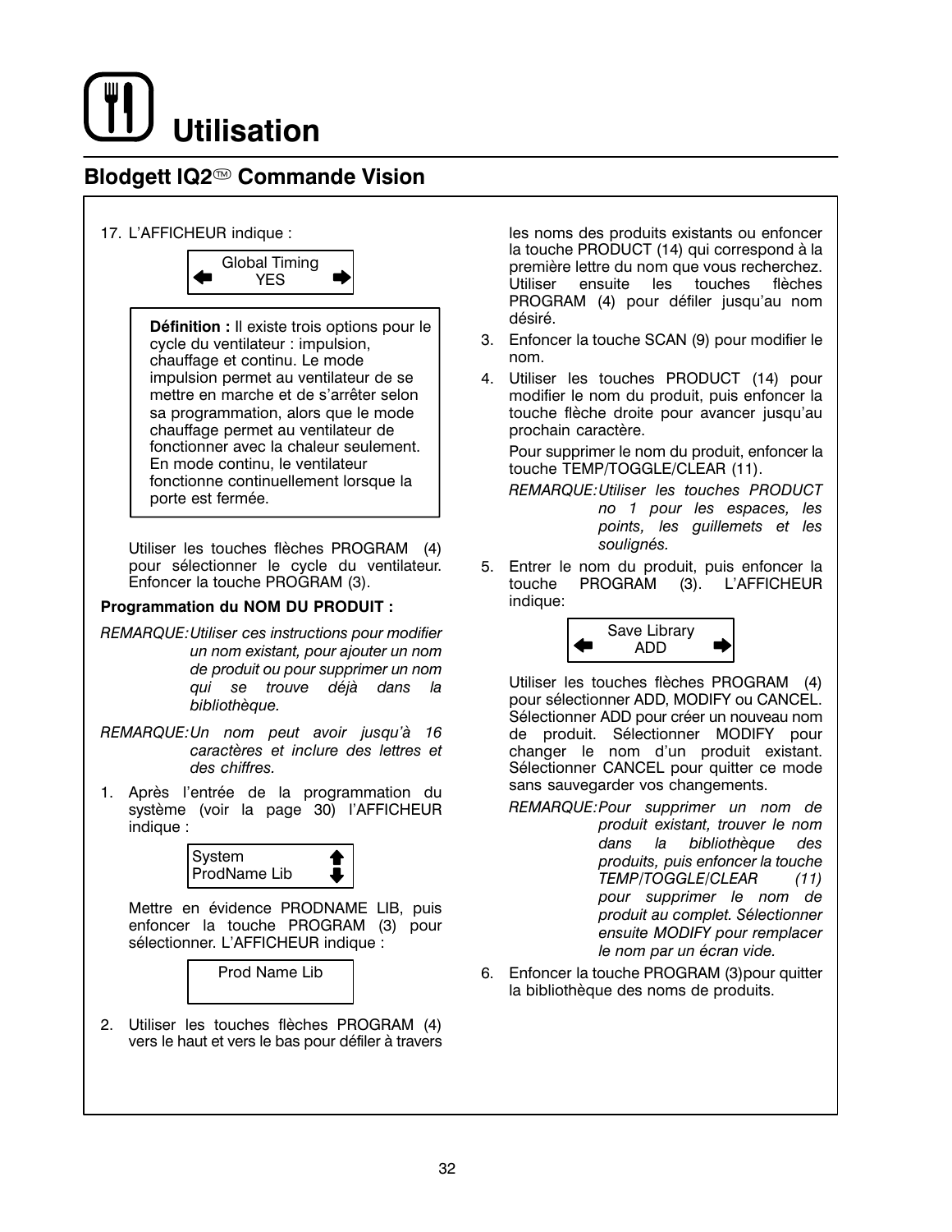# Utilisation

## Blodgett IQ2™ Commande Vision

17. L'AFFICHEUR indique :

    ```
    Global Timing
    ⬅  YES  ➡
    ```

    **Définition :** Il existe trois options pour le cycle du ventilateur : impulsion, chauffage et continu. Le mode impulsion permet au ventilateur de se mettre en marche et de s'arrêter selon sa programmation, alors que le mode chauffage permet au ventilateur de fonctionner avec la chaleur seulement. En mode continu, le ventilateur fonctionne continuellement lorsque la porte est fermée.

    Utiliser les touches flèches PROGRAM (4) pour sélectionner le cycle du ventilateur. Enfoncer la touche PROGRAM (3).

**Programmation du NOM DU PRODUIT :**

*REMARQUE: Utiliser ces instructions pour modifier un nom existant, pour ajouter un nom de produit ou pour supprimer un nom qui se trouve déjà dans la bibliothèque.*

*REMARQUE: Un nom peut avoir jusqu'à 16 caractères et inclure des lettres et des chiffres.*

1. Après l'entrée de la programmation du système (voir la page 30) l'AFFICHEUR indique :

    ```
    System          ⬆
    ProdName Lib    ⬇
    ```

    Mettre en évidence PRODNAME LIB, puis enfoncer la touche PROGRAM (3) pour sélectionner. L'AFFICHEUR indique :

    ```
    Prod Name Lib
    ```

2. Utiliser les touches flèches PROGRAM (4) vers le haut et vers le bas pour défiler à travers les noms des produits existants ou enfoncer la touche PRODUCT (14) qui correspond à la première lettre du nom que vous recherchez. Utiliser ensuite les touches flèches PROGRAM (4) pour défiler jusqu'au nom désiré.
3. Enfoncer la touche SCAN (9) pour modifier le nom.
4. Utiliser les touches PRODUCT (14) pour modifier le nom du produit, puis enfoncer la touche flèche droite pour avancer jusqu'au prochain caractère.

    Pour supprimer le nom du produit, enfoncer la touche TEMP/TOGGLE/CLEAR (11).

    *REMARQUE: Utiliser les touches PRODUCT no 1 pour les espaces, les points, les guillemets et les soulignés.*

5. Entrer le nom du produit, puis enfoncer la touche PROGRAM (3). L'AFFICHEUR indique:

    ```
    Save Library
    ⬅  ADD  ➡
    ```

    Utiliser les touches flèches PROGRAM (4) pour sélectionner ADD, MODIFY ou CANCEL. Sélectionner ADD pour créer un nouveau nom de produit. Sélectionner MODIFY pour changer le nom d'un produit existant. Sélectionner CANCEL pour quitter ce mode sans sauvegarder vos changements.

    *REMARQUE: Pour supprimer un nom de produit existant, trouver le nom dans la bibliothèque des produits, puis enfoncer la touche TEMP/TOGGLE/CLEAR (11) pour supprimer le nom de produit au complet. Sélectionner ensuite MODIFY pour remplacer le nom par un écran vide.*

6. Enfoncer la touche PROGRAM (3)pour quitter la bibliothèque des noms de produits.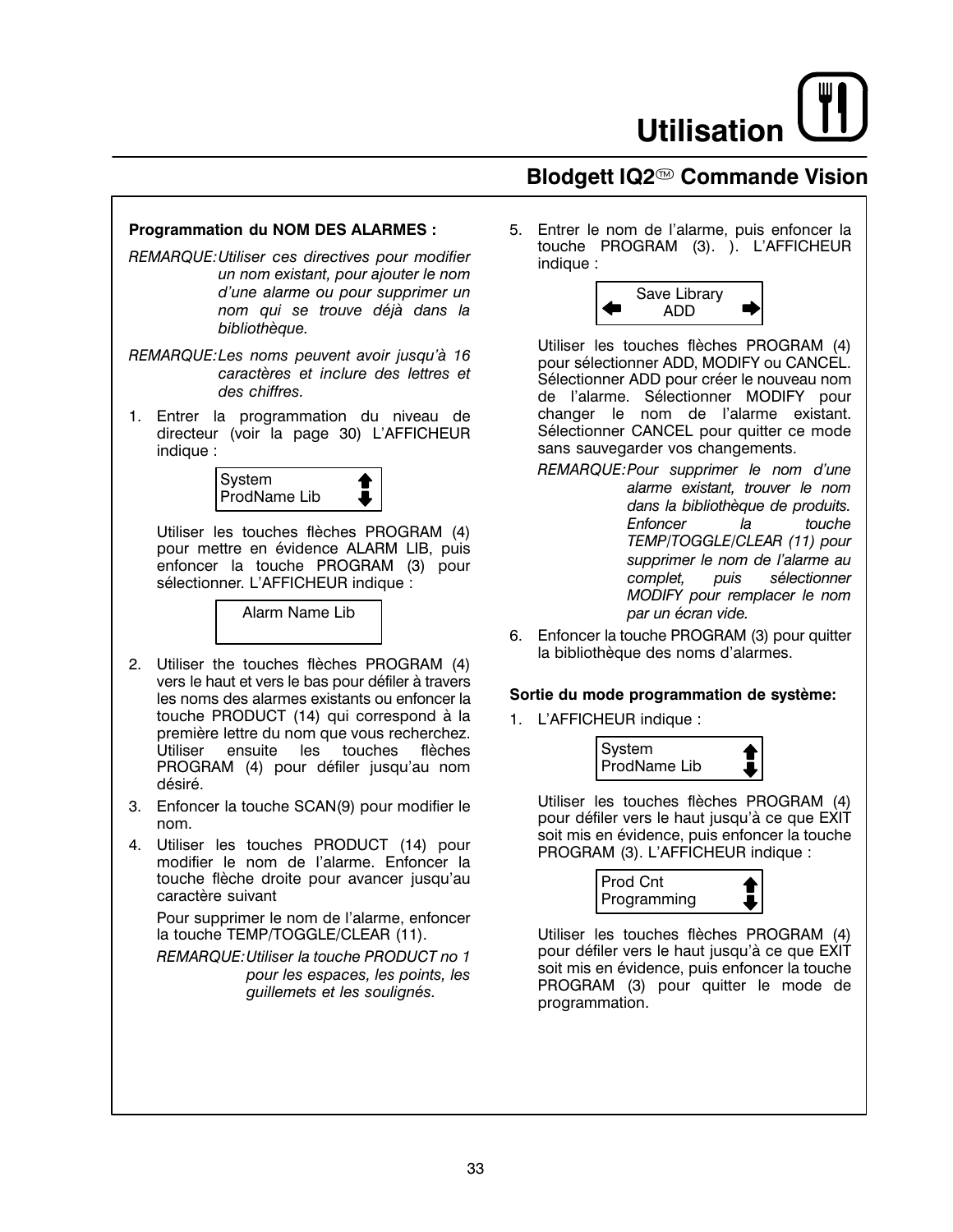**Programmation du NOM DES ALARMES :**

*REMARQUE: Utiliser ces directives pour modifier un nom existant, pour ajouter le nom d'une alarme ou pour supprimer un nom qui se trouve déjà dans la bibliothèque.*

*REMARQUE: Les noms peuvent avoir jusqu'à 16 caractères et inclure des lettres et des chiffres.*

1. Entrer la programmation du niveau de directeur (voir la page 30) L'AFFICHEUR indique :

   ```
   System
   ProdName Lib
   ```

   Utiliser les touches flèches PROGRAM (4) pour mettre en évidence ALARM LIB, puis enfoncer la touche PROGRAM (3) pour sélectionner. L'AFFICHEUR indique :

   ```
   Alarm Name Lib
   ```

2. Utiliser the touches flèches PROGRAM (4) vers le haut et vers le bas pour défiler à travers les noms des alarmes existants ou enfoncer la touche PRODUCT (14) qui correspond à la première lettre du nom que vous recherchez. Utiliser ensuite les touches flèches PROGRAM (4) pour défiler jusqu'au nom désiré.
3. Enfoncer la touche SCAN(9) pour modifier le nom.
4. Utiliser les touches PRODUCT (14) pour modifier le nom de l'alarme. Enfoncer la touche flèche droite pour avancer jusqu'au caractère suivant

   Pour supprimer le nom de l'alarme, enfoncer la touche TEMP/TOGGLE/CLEAR (11).

   *REMARQUE: Utiliser la touche PRODUCT no 1 pour les espaces, les points, les guillemets et les soulignés.*

5. Entrer le nom de l'alarme, puis enfoncer la touche PROGRAM (3). ). L'AFFICHEUR indique :

   ```
   Save Library
   ADD
   ```

   Utiliser les touches flèches PROGRAM (4) pour sélectionner ADD, MODIFY ou CANCEL. Sélectionner ADD pour créer le nouveau nom de l'alarme. Sélectionner MODIFY pour changer le nom de l'alarme existant. Sélectionner CANCEL pour quitter ce mode sans sauvegarder vos changements.

   *REMARQUE: Pour supprimer le nom d'une alarme existant, trouver le nom dans la bibliothèque de produits. Enfoncer la touche TEMP/TOGGLE/CLEAR (11) pour supprimer le nom de l'alarme au complet, puis sélectionner MODIFY pour remplacer le nom par un écran vide.*

6. Enfoncer la touche PROGRAM (3) pour quitter la bibliothèque des noms d'alarmes.

**Sortie du mode programmation de système:**

1. L'AFFICHEUR indique :

   ```
   System
   ProdName Lib
   ```

   Utiliser les touches flèches PROGRAM (4) pour défiler vers le haut jusqu'à ce que EXIT soit mis en évidence, puis enfoncer la touche PROGRAM (3). L'AFFICHEUR indique :

   ```
   Prod Cnt
   Programming
   ```

   Utiliser les touches flèches PROGRAM (4) pour défiler vers le haut jusqu'à ce que EXIT soit mis en évidence, puis enfoncer la touche PROGRAM (3) pour quitter le mode de programmation.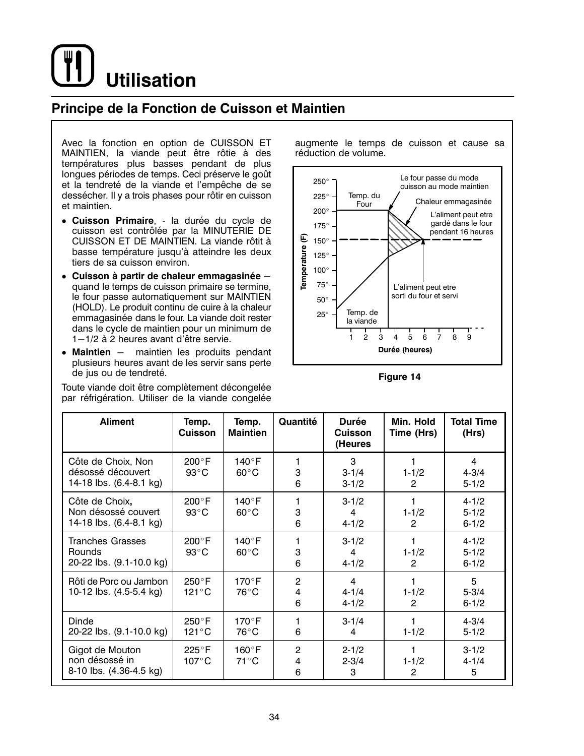# Utilisation

## Principe de la Fonction de Cuisson et Maintien

Avec la fonction en option de CUISSON ET MAINTIEN, la viande peut être rôtie à des températures plus basses pendant de plus longues périodes de temps. Ceci préserve le goût et la tendreté de la viande et l'empêche de se dessécher. Il y a trois phases pour rôtir en cuisson et maintien.

- **Cuisson Primaire**, - la durée du cycle de cuisson est contrôlée par la MINUTERIE DE CUISSON ET DE MAINTIEN. La viande rôtit à basse température jusqu'à atteindre les deux tiers de sa cuisson environ.
- **Cuisson à partir de chaleur emmagasinée** – quand le temps de cuisson primaire se termine, le four passe automatiquement sur MAINTIEN (HOLD). Le produit continu de cuire à la chaleur emmagasinée dans le four. La viande doit rester dans le cycle de maintien pour un minimum de 1—1/2 à 2 heures avant d'être servie.
- **Maintien** – maintien les produits pendant plusieurs heures avant de les servir sans perte de jus ou de tendreté.

Toute viande doit être complètement décongelée par réfrigération. Utiliser de la viande congelée augmente le temps de cuisson et cause sa réduction de volume.

Figure 14

| Aliment | Temp. Cuisson | Temp. Maintien | Quantité | Durée Cuisson (Heures | Min. Hold Time (Hrs) | Total Time (Hrs) |
|---|---|---|---|---|---|---|
| Côte de Choix, Non désossé découvert 14-18 lbs. (6.4-8.1 kg) | 200°F 93°C | 140°F 60°C | 1<br>3<br>6 | 3<br>3-1/4<br>3-1/2 | 1<br>1-1/2<br>2 | 4<br>4-3/4<br>5-1/2 |
| Côte de Choix, Non désossé couvert 14-18 lbs. (6.4-8.1 kg) | 200°F 93°C | 140°F 60°C | 1<br>3<br>6 | 3-1/2<br>4<br>4-1/2 | 1<br>1-1/2<br>2 | 4-1/2<br>5-1/2<br>6-1/2 |
| Tranches Grasses Rounds 20-22 lbs. (9.1-10.0 kg) | 200°F 93°C | 140°F 60°C | 1<br>3<br>6 | 3-1/2<br>4<br>4-1/2 | 1<br>1-1/2<br>2 | 4-1/2<br>5-1/2<br>6-1/2 |
| Rôti de Porc ou Jambon 10-12 lbs. (4.5-5.4 kg) | 250°F 121°C | 170°F 76°C | 2<br>4<br>6 | 4<br>4-1/4<br>4-1/2 | 1<br>1-1/2<br>2 | 5<br>5-3/4<br>6-1/2 |
| Dinde 20-22 lbs. (9.1-10.0 kg) | 250°F 121°C | 170°F 76°C | 1<br>6 | 3-1/4<br>4 | 1<br>1-1/2 | 4-3/4<br>5-1/2 |
| Gigot de Mouton non désossé in 8-10 lbs. (4.36-4.5 kg) | 225°F 107°C | 160°F 71°C | 2<br>4<br>6 | 2-1/2<br>2-3/4<br>3 | 1<br>1-1/2<br>2 | 3-1/2<br>4-1/4<br>5 |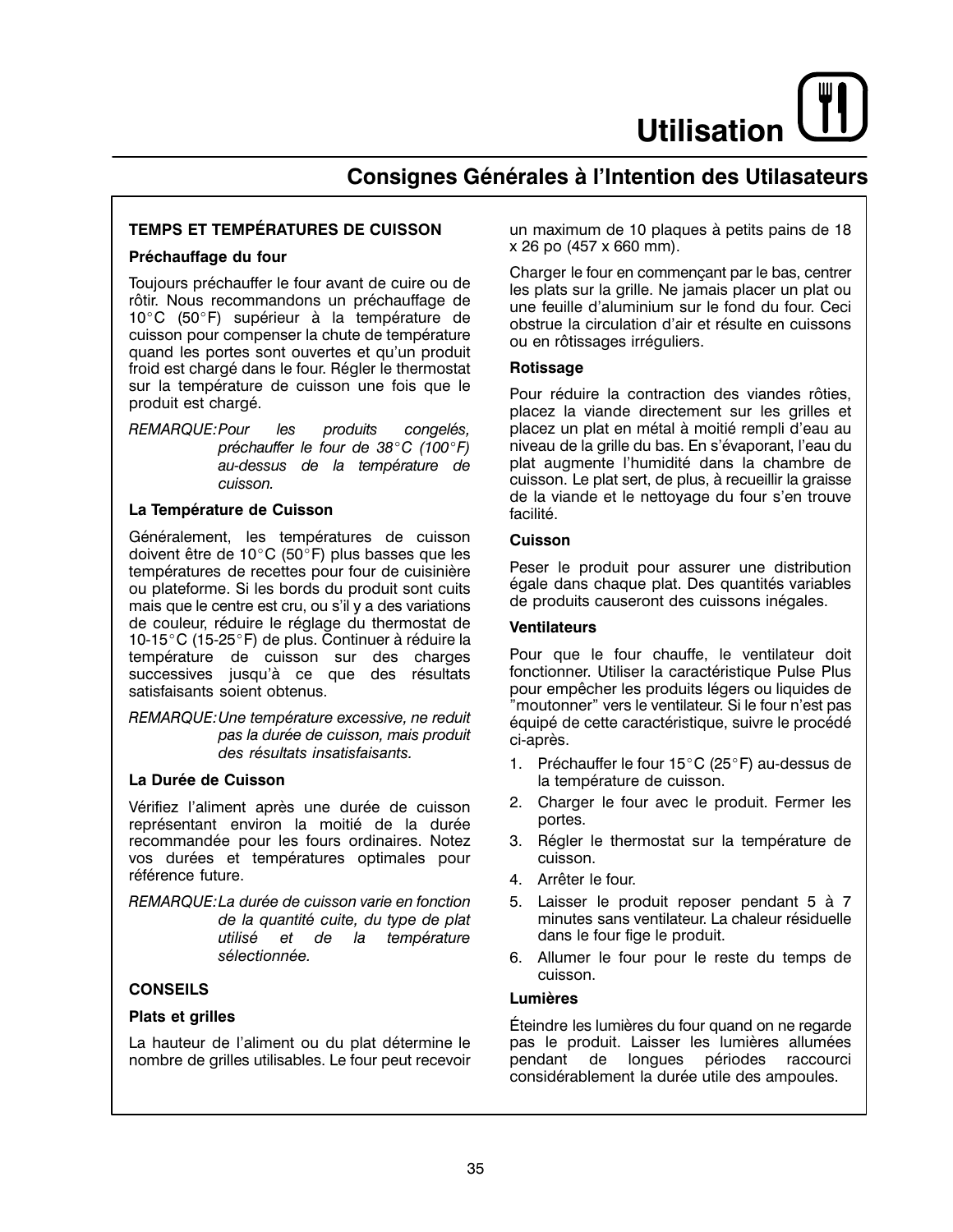# Utilisation

## Consignes Générales à l'Intention des Utilasateurs

**TEMPS ET TEMPÉRATURES DE CUISSON**

**Préchauffage du four**

Toujours préchauffer le four avant de cuire ou de rôtir. Nous recommandons un préchauffage de 10°C (50°F) supérieur à la température de cuisson pour compenser la chute de température quand les portes sont ouvertes et qu'un produit froid est chargé dans le four. Régler le thermostat sur la température de cuisson une fois que le produit est chargé.

*REMARQUE: Pour les produits congelés, préchauffer le four de 38°C (100°F) au-dessus de la température de cuisson.*

**La Température de Cuisson**

Généralement, les températures de cuisson doivent être de 10°C (50°F) plus basses que les températures de recettes pour four de cuisinière ou plateforme. Si les bords du produit sont cuits mais que le centre est cru, ou s'il y a des variations de couleur, réduire le réglage du thermostat de 10-15°C (15-25°F) de plus. Continuer à réduire la température de cuisson sur des charges successives jusqu'à ce que des résultats satisfaisants soient obtenus.

*REMARQUE: Une température excessive, ne reduit pas la durée de cuisson, mais produit des résultats insatisfaisants.*

**La Durée de Cuisson**

Vérifiez l'aliment après une durée de cuisson représentant environ la moitié de la durée recommandée pour les fours ordinaires. Notez vos durées et températures optimales pour référence future.

*REMARQUE: La durée de cuisson varie en fonction de la quantité cuite, du type de plat utilisé et de la température sélectionnée.*

**CONSEILS**

**Plats et grilles**

La hauteur de l'aliment ou du plat détermine le nombre de grilles utilisables. Le four peut recevoir un maximum de 10 plaques à petits pains de 18 x 26 po (457 x 660 mm).

Charger le four en commençant par le bas, centrer les plats sur la grille. Ne jamais placer un plat ou une feuille d'aluminium sur le fond du four. Ceci obstrue la circulation d'air et résulte en cuissons ou en rôtissages irréguliers.

**Rotissage**

Pour réduire la contraction des viandes rôties, placez la viande directement sur les grilles et placez un plat en métal à moitié rempli d'eau au niveau de la grille du bas. En s'évaporant, l'eau du plat augmente l'humidité dans la chambre de cuisson. Le plat sert, de plus, à recueillir la graisse de la viande et le nettoyage du four s'en trouve facilité.

**Cuisson**

Peser le produit pour assurer une distribution égale dans chaque plat. Des quantités variables de produits causeront des cuissons inégales.

**Ventilateurs**

Pour que le four chauffe, le ventilateur doit fonctionner. Utiliser la caractéristique Pulse Plus pour empêcher les produits légers ou liquides de "moutonner" vers le ventilateur. Si le four n'est pas équipé de cette caractéristique, suivre le procédé ci-après.

1. Préchauffer le four 15°C (25°F) au-dessus de la température de cuisson.
2. Charger le four avec le produit. Fermer les portes.
3. Régler le thermostat sur la température de cuisson.
4. Arrêter le four.
5. Laisser le produit reposer pendant 5 à 7 minutes sans ventilateur. La chaleur résiduelle dans le four fige le produit.
6. Allumer le four pour le reste du temps de cuisson.

**Lumières**

Éteindre les lumières du four quand on ne regarde pas le produit. Laisser les lumières allumées pendant de longues périodes raccourci considérablement la durée utile des ampoules.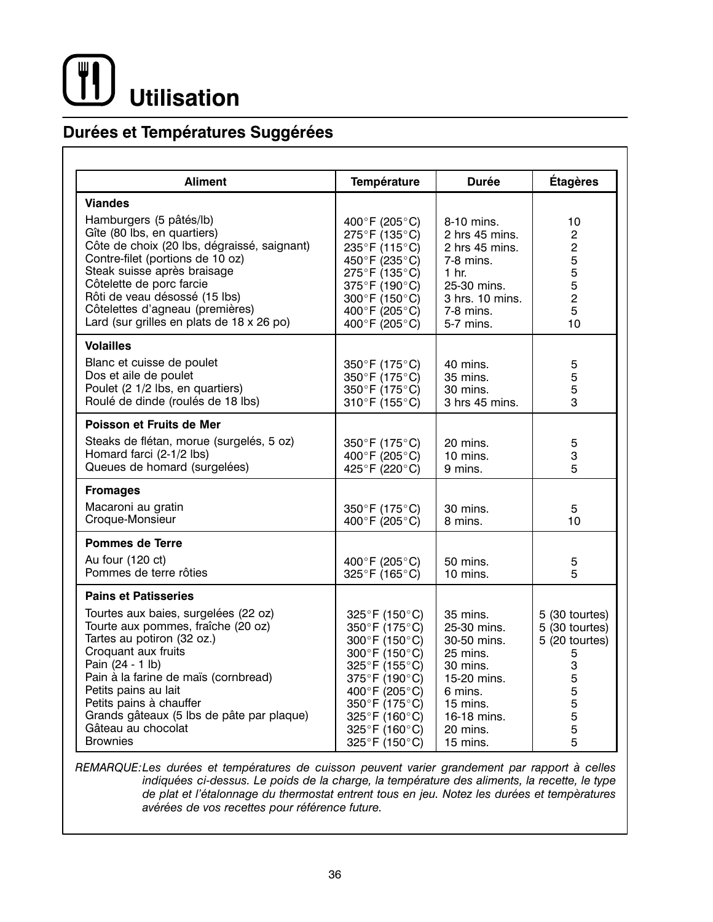# Utilisation

## Durées et Températures Suggérées

| Aliment | Température | Durée | Étagères |
|---|---|---|---|
| **Viandes** | | | |
| Hamburgers (5 pâtés/lb) | 400°F (205°C) | 8-10 mins. | 10 |
| Gîte (80 lbs, en quartiers) | 275°F (135°C) | 2 hrs 45 mins. | 2 |
| Côte de choix (20 lbs, dégraissé, saignant) | 235°F (115°C) | 2 hrs 45 mins. | 2 |
| Contre-filet (portions de 10 oz) | 450°F (235°C) | 7-8 mins. | 5 |
| Steak suisse après braisage | 275°F (135°C) | 1 hr. | 5 |
| Côtelette de porc farcie | 375°F (190°C) | 25-30 mins. | 5 |
| Rôti de veau désossé (15 lbs) | 300°F (150°C) | 3 hrs. 10 mins. | 2 |
| Côtelettes d'agneau (premières) | 400°F (205°C) | 7-8 mins. | 5 |
| Lard (sur grilles en plats de 18 x 26 po) | 400°F (205°C) | 5-7 mins. | 10 |
| **Volailles** | | | |
| Blanc et cuisse de poulet | 350°F (175°C) | 40 mins. | 5 |
| Dos et aile de poulet | 350°F (175°C) | 35 mins. | 5 |
| Poulet (2 1/2 lbs, en quartiers) | 350°F (175°C) | 30 mins. | 5 |
| Roulé de dinde (roulés de 18 lbs) | 310°F (155°C) | 3 hrs 45 mins. | 3 |
| **Poisson et Fruits de Mer** | | | |
| Steaks de flétan, morue (surgelés, 5 oz) | 350°F (175°C) | 20 mins. | 5 |
| Homard farci (2-1/2 lbs) | 400°F (205°C) | 10 mins. | 3 |
| Queues de homard (surgelées) | 425°F (220°C) | 9 mins. | 5 |
| **Fromages** | | | |
| Macaroni au gratin | 350°F (175°C) | 30 mins. | 5 |
| Croque-Monsieur | 400°F (205°C) | 8 mins. | 10 |
| **Pommes de Terre** | | | |
| Au four (120 ct) | 400°F (205°C) | 50 mins. | 5 |
| Pommes de terre rôties | 325°F (165°C) | 10 mins. | 5 |
| **Pains et Patisseries** | | | |
| Tourtes aux baies, surgelées (22 oz) | 325°F (150°C) | 35 mins. | 5 (30 tourtes) |
| Tourte aux pommes, fraîche (20 oz) | 350°F (175°C) | 25-30 mins. | 5 (30 tourtes) |
| Tartes au potiron (32 oz.) | 300°F (150°C) | 30-50 mins. | 5 (20 tourtes) |
| Croquant aux fruits | 300°F (150°C) | 25 mins. | 5 |
| Pain (24 - 1 lb) | 325°F (155°C) | 30 mins. | 3 |
| Pain à la farine de maïs (cornbread) | 375°F (190°C) | 15-20 mins. | 5 |
| Petits pains au lait | 400°F (205°C) | 6 mins. | 5 |
| Petits pains à chauffer | 350°F (175°C) | 15 mins. | 5 |
| Grands gâteaux (5 lbs de pâte par plaque) | 325°F (160°C) | 16-18 mins. | 5 |
| Gâteau au chocolat | 325°F (160°C) | 20 mins. | 5 |
| Brownies | 325°F (150°C) | 15 mins. | 5 |

*REMARQUE: Les durées et températures de cuisson peuvent varier grandement par rapport à celles indiquées ci-dessus. Le poids de la charge, la température des aliments, la recette, le type de plat et l'étalonnage du thermostat entrent tous en jeu. Notez les durées et tempèratures avérées de vos recettes pour référence future.*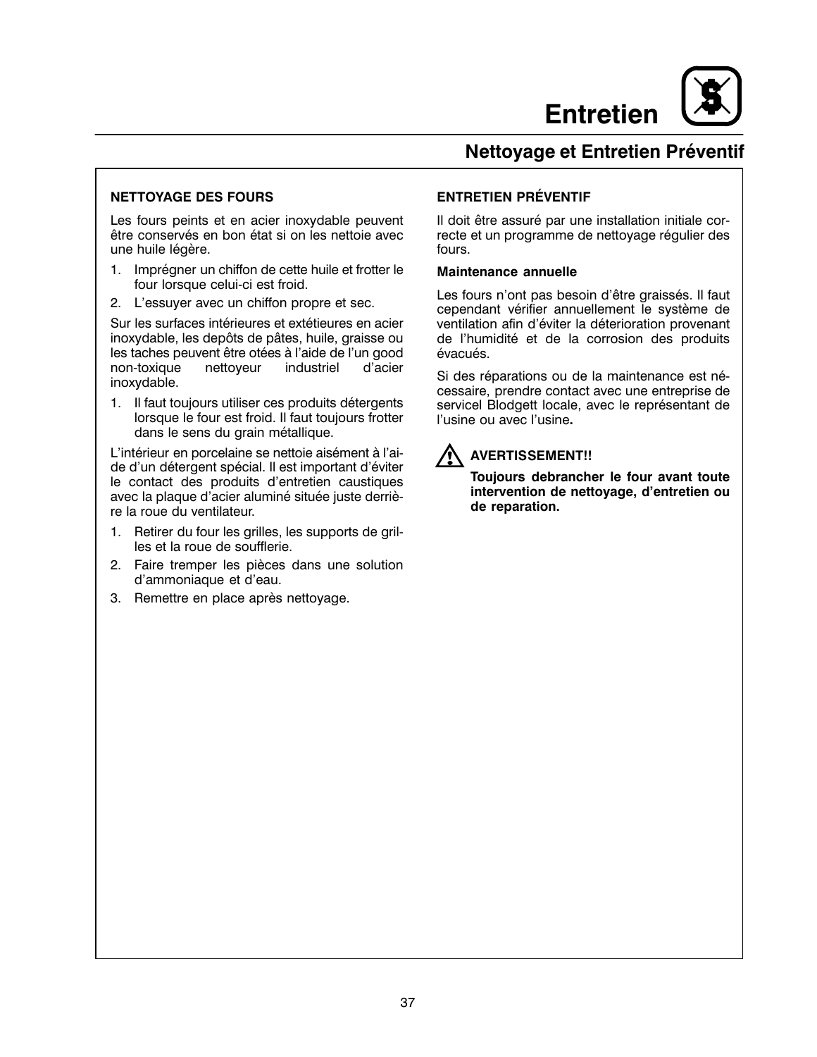# Entretien

## Nettoyage et Entretien Préventif

**NETTOYAGE DES FOURS**

Les fours peints et en acier inoxydable peuvent être conservés en bon état si on les nettoie avec une huile légère.

1. Imprégner un chiffon de cette huile et frotter le four lorsque celui-ci est froid.
2. L'essuyer avec un chiffon propre et sec.

Sur les surfaces intérieures et extétieures en acier inoxydable, les depôts de pâtes, huile, graisse ou les taches peuvent être otées à l'aide de l'un good non-toxique nettoyeur industriel d'acier inoxydable.

1. Il faut toujours utiliser ces produits détergents lorsque le four est froid. Il faut toujours frotter dans le sens du grain métallique.

L'intérieur en porcelaine se nettoie aisément à l'aide d'un détergent spécial. Il est important d'éviter le contact des produits d'entretien caustiques avec la plaque d'acier aluminé située juste derrière la roue du ventilateur.

1. Retirer du four les grilles, les supports de grilles et la roue de soufflerie.
2. Faire tremper les pièces dans une solution d'ammoniaque et d'eau.
3. Remettre en place après nettoyage.

**ENTRETIEN PRÉVENTIF**

Il doit être assuré par une installation initiale correcte et un programme de nettoyage régulier des fours.

**Maintenance annuelle**

Les fours n'ont pas besoin d'être graissés. Il faut cependant vérifier annuellement le système de ventilation afin d'éviter la déterioration provenant de l'humidité et de la corrosion des produits évacués.

Si des réparations ou de la maintenance est nécessaire, prendre contact avec une entreprise de servicel Blodgett locale, avec le représentant de l'usine ou avec l'usine**.**

**AVERTISSEMENT!!**

**Toujours debrancher le four avant toute intervention de nettoyage, d'entretien ou de reparation.**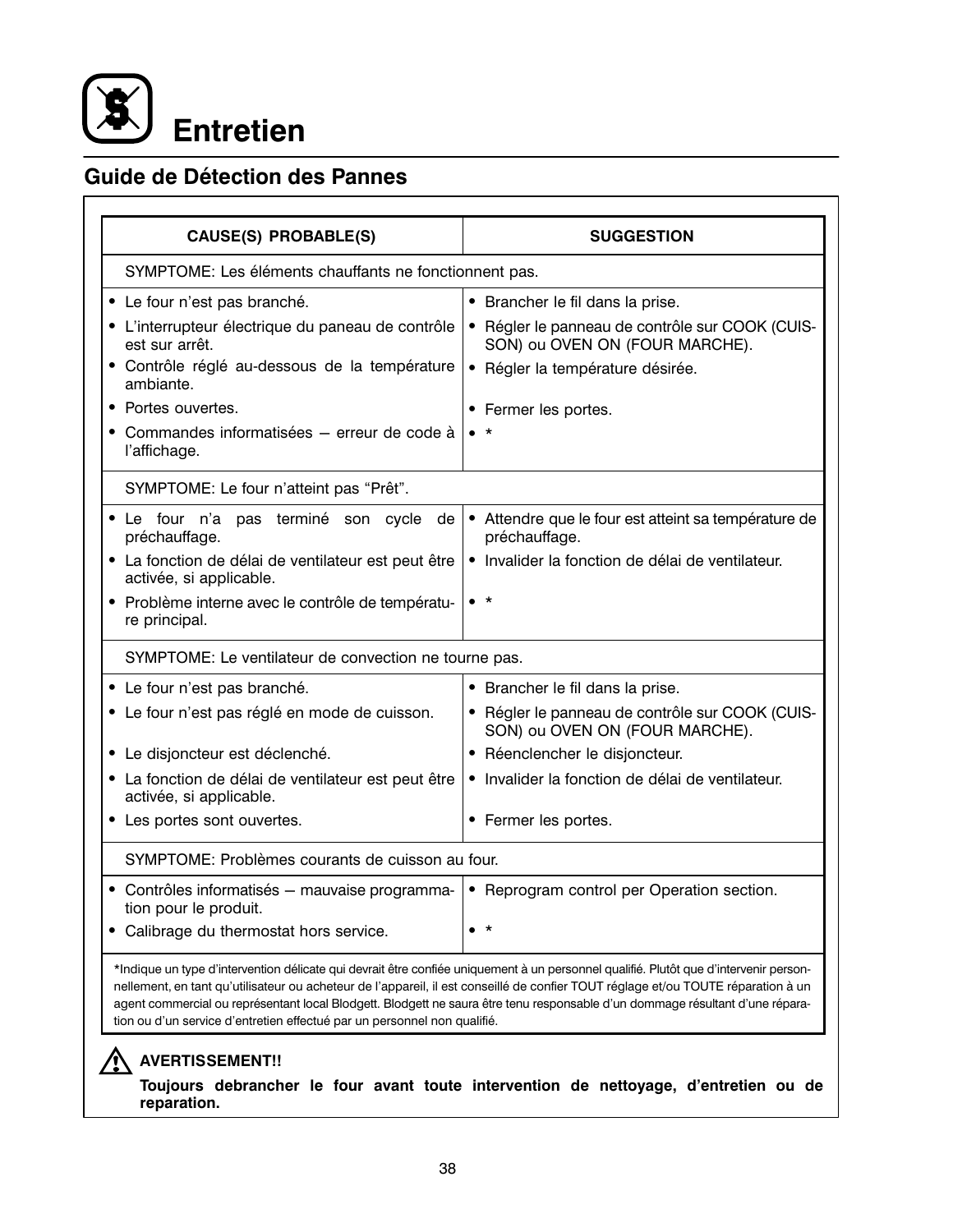# Entretien

## Guide de Détection des Pannes

| CAUSE(S) PROBABLE(S) | SUGGESTION |
|---|---|
| SYMPTOME: Les éléments chauffants ne fonctionnent pas. | |
| • Le four n'est pas branché. | • Brancher le fil dans la prise. |
| • L'interrupteur électrique du panneau de contrôle est sur arrêt. | • Régler le panneau de contrôle sur COOK (CUISSON) ou OVEN ON (FOUR MARCHE). |
| • Contrôle réglé au-dessous de la température ambiante. | • Régler la température désirée. |
| • Portes ouvertes. | • Fermer les portes. |
| • Commandes informatisées – erreur de code à l'affichage. | • * |
| SYMPTOME: Le four n'atteint pas "Prêt". | |
| • Le four n'a pas terminé son cycle de préchauffage. | • Attendre que le four est atteint sa température de préchauffage. |
| • La fonction de délai de ventilateur est peut être activée, si applicable. | • Invalider la fonction de délai de ventilateur. |
| • Problème interne avec le contrôle de température principal. | • * |
| SYMPTOME: Le ventilateur de convection ne tourne pas. | |
| • Le four n'est pas branché. | • Brancher le fil dans la prise. |
| • Le four n'est pas réglé en mode de cuisson. | • Régler le panneau de contrôle sur COOK (CUISSON) ou OVEN ON (FOUR MARCHE). |
| • Le disjoncteur est déclenché. | • Réenclencher le disjoncteur. |
| • La fonction de délai de ventilateur est peut être activée, si applicable. | • Invalider la fonction de délai de ventilateur. |
| • Les portes sont ouvertes. | • Fermer les portes. |
| SYMPTOME: Problèmes courants de cuisson au four. | |
| • Contrôles informatisés – mauvaise programmation pour le produit. | • Reprogram control per Operation section. |
| • Calibrage du thermostat hors service. | • * |

*Indique un type d'intervention délicate qui devrait être confiée uniquement à un personnel qualifié. Plutôt que d'intervenir personnellement, en tant qu'utilisateur ou acheteur de l'appareil, il est conseillé de confier TOUT réglage et/ou TOUTE réparation à un agent commercial ou représentant local Blodgett. Blodgett ne saura être tenu responsable d'un dommage résultant d'une réparation ou d'un service d'entretien effectué par un personnel non qualifié.

**AVERTISSEMENT!!**

**Toujours debrancher le four avant toute intervention de nettoyage, d'entretien ou de reparation.**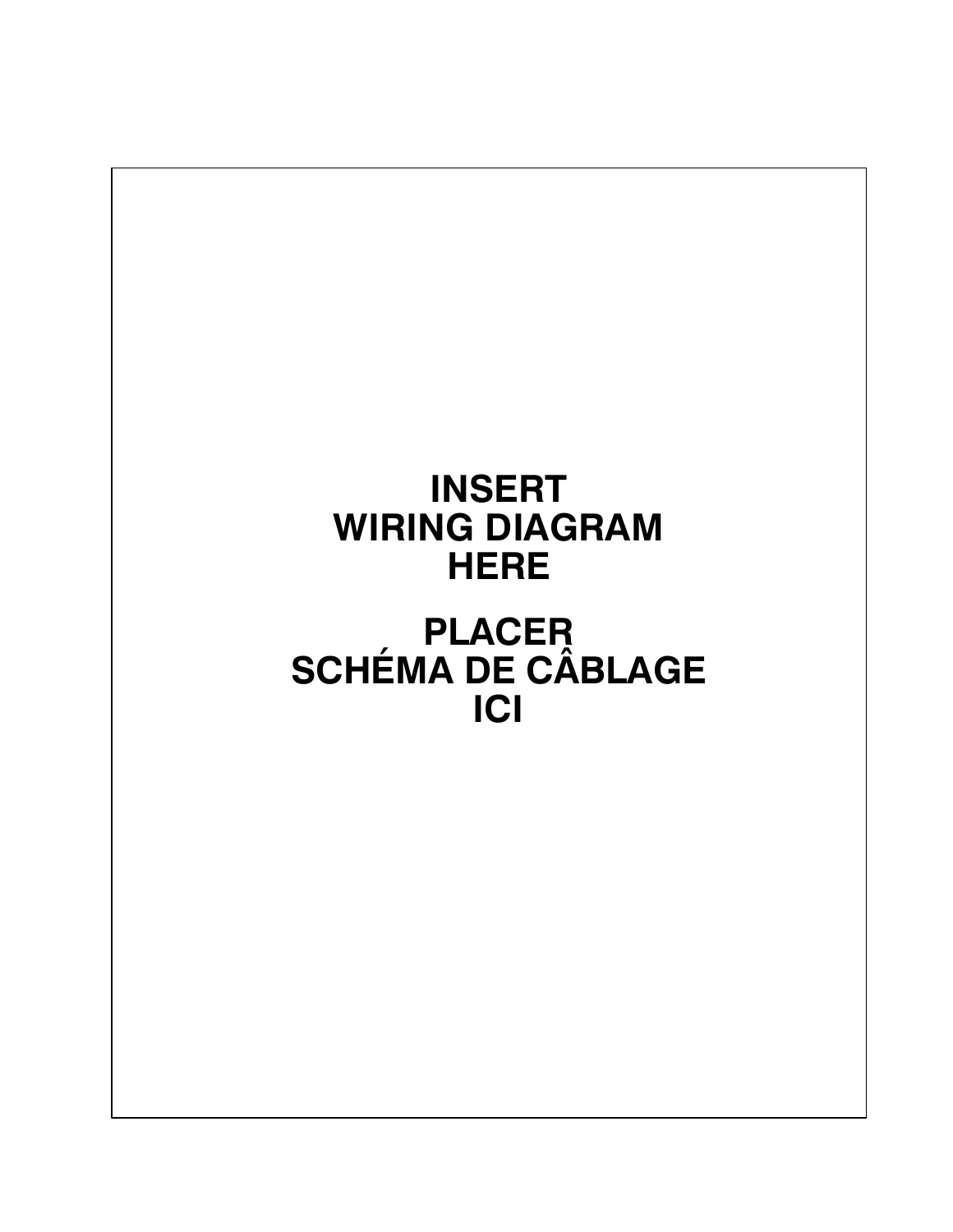**INSERT
WIRING DIAGRAM
HERE**

**PLACER
SCHÉMA DE CÂBLAGE
ICI**